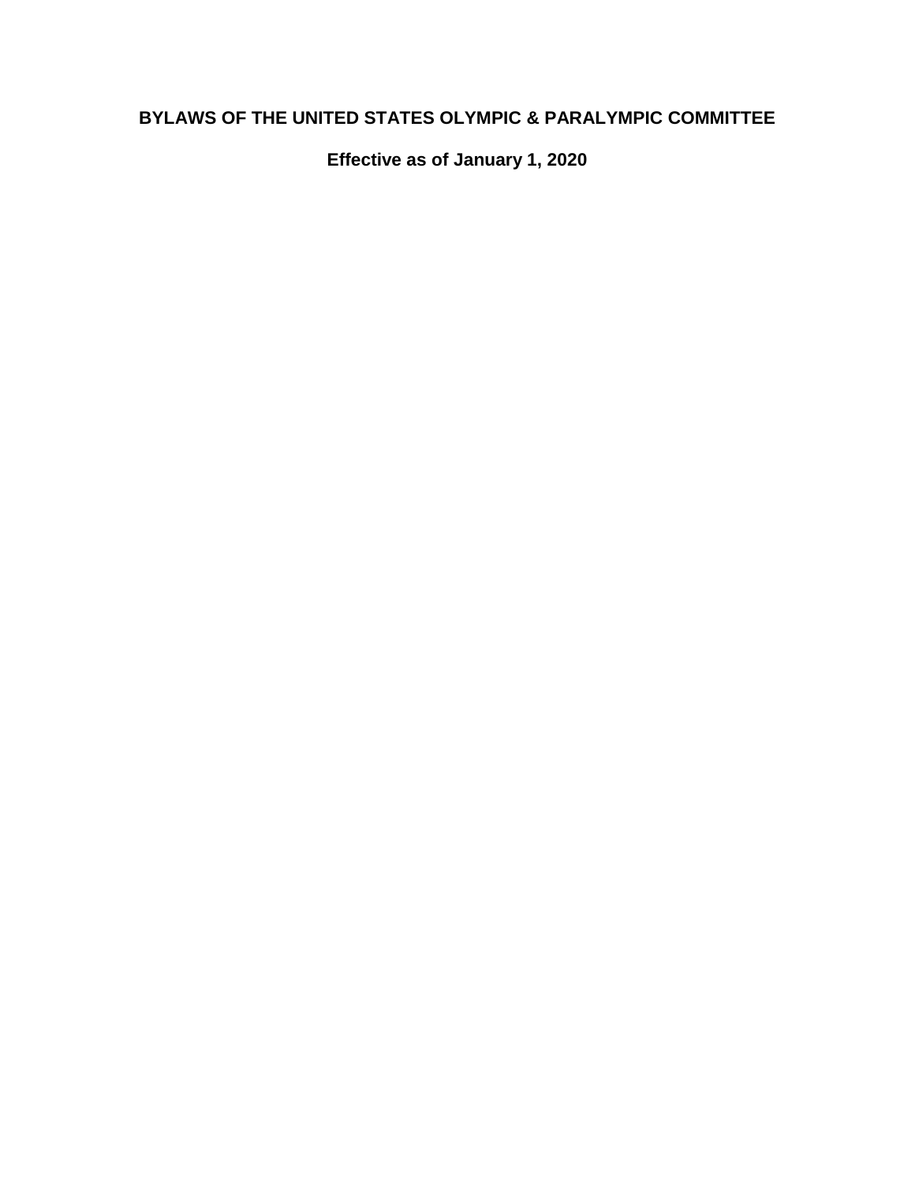# BYLAWS OF THE UNITED STATES OLYMPIC & PARALYMPIC COMMITTEE

**Effective as of January 1, 2020**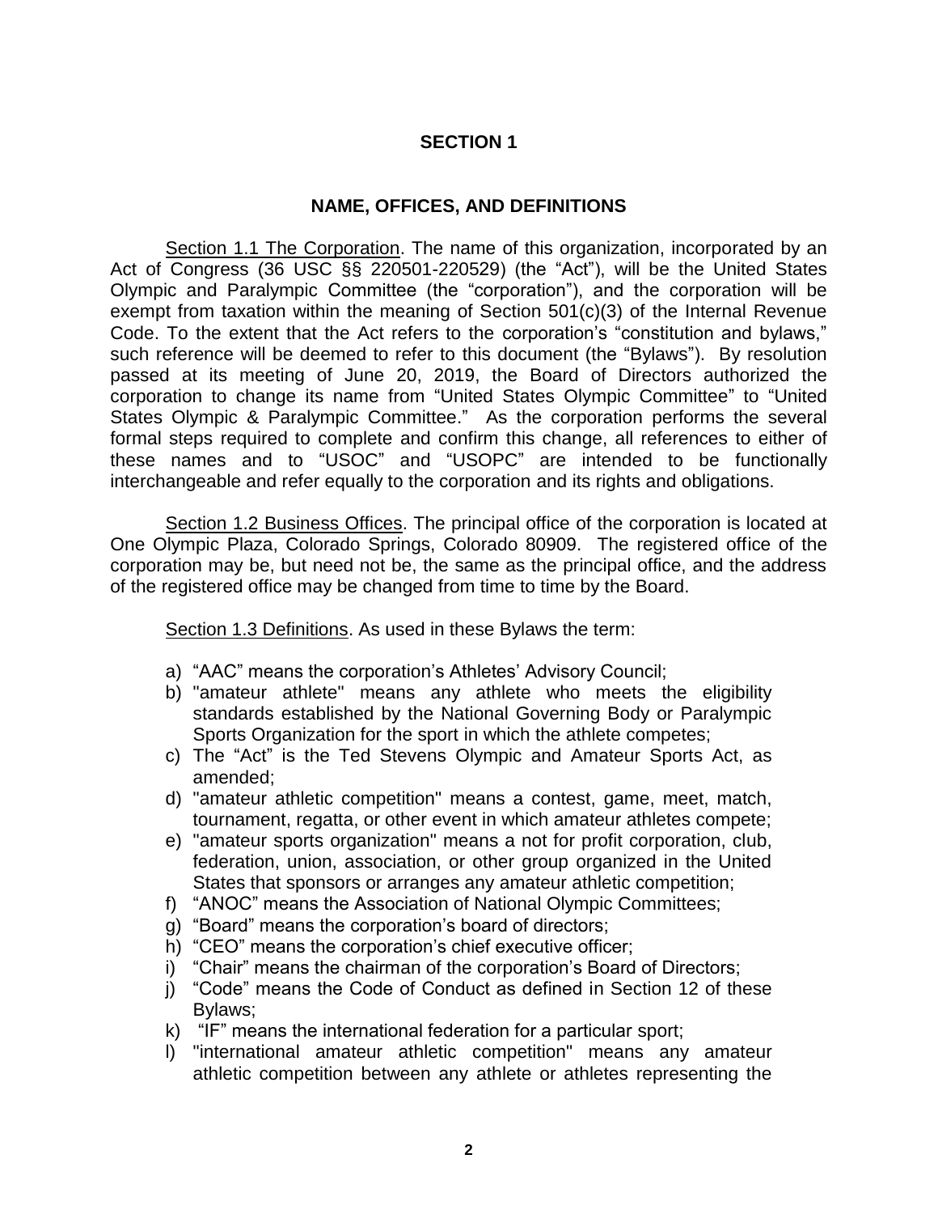# SECTION 1

## NAME, OFFICES, AND DEFINITIONS

Section 1.1 The Corporation. The name of this organization, incorporated by an Act of Congress (36 USC §§ 220501-220529) (the "Act"), will be the United States Olympic and Paralympic Committee (the "corporation"), and the corporation will be exempt from taxation within the meaning of Section 501(c)(3) of the Internal Revenue Code. To the extent that the Act refers to the corporation's "constitution and bylaws," such reference will be deemed to refer to this document (the "Bylaws"). By resolution passed at its meeting of June 20, 2019, the Board of Directors authorized the corporation to change its name from "United States Olympic Committee" to "United States Olympic & Paralympic Committee." As the corporation performs the several formal steps required to complete and confirm this change, all references to either of these names and to "USOC" and "USOPC" are intended to be functionally interchangeable and refer equally to the corporation and its rights and obligations.

Section 1.2 Business Offices. The principal office of the corporation is located at One Olympic Plaza, Colorado Springs, Colorado 80909. The registered office of the corporation may be, but need not be, the same as the principal office, and the address of the registered office may be changed from time to time by the Board.

Section 1.3 Definitions. As used in these Bylaws the term:

a) "AAC" means the corporation's Athletes' Advisory Council;
b) "amateur athlete" means any athlete who meets the eligibility standards established by the National Governing Body or Paralympic Sports Organization for the sport in which the athlete competes;
c) The "Act" is the Ted Stevens Olympic and Amateur Sports Act, as amended;
d) "amateur athletic competition" means a contest, game, meet, match, tournament, regatta, or other event in which amateur athletes compete;
e) "amateur sports organization" means a not for profit corporation, club, federation, union, association, or other group organized in the United States that sponsors or arranges any amateur athletic competition;
f) "ANOC" means the Association of National Olympic Committees;
g) "Board" means the corporation's board of directors;
h) "CEO" means the corporation's chief executive officer;
i) "Chair" means the chairman of the corporation's Board of Directors;
j) "Code" means the Code of Conduct as defined in Section 12 of these Bylaws;
k) "IF" means the international federation for a particular sport;
l) "international amateur athletic competition" means any amateur athletic competition between any athlete or athletes representing the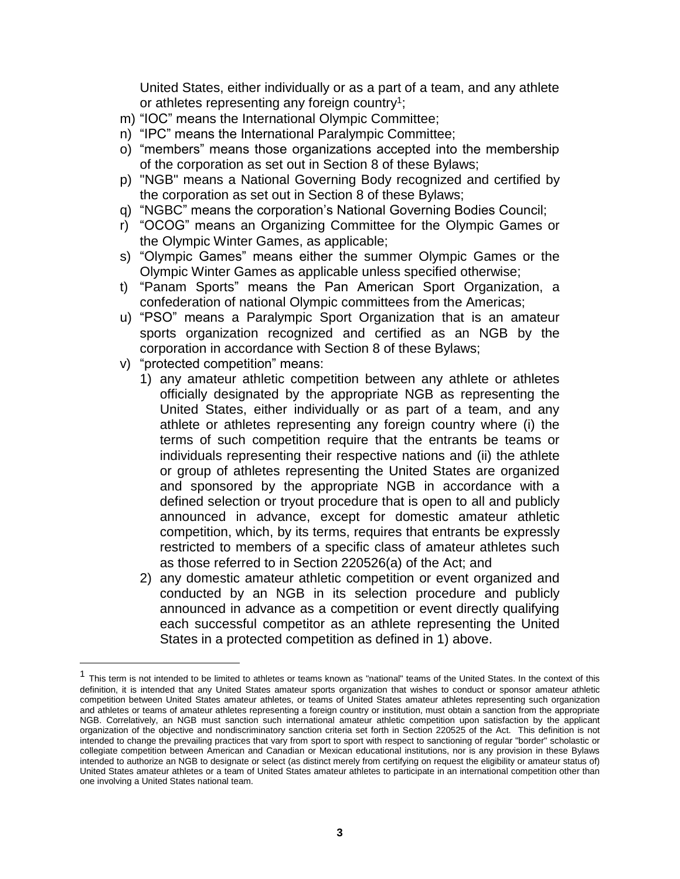United States, either individually or as a part of a team, and any athlete or athletes representing any foreign country[1];

m) "IOC" means the International Olympic Committee;

n) "IPC" means the International Paralympic Committee;

o) "members" means those organizations accepted into the membership of the corporation as set out in Section 8 of these Bylaws;

p) "NGB" means a National Governing Body recognized and certified by the corporation as set out in Section 8 of these Bylaws;

q) "NGBC" means the corporation's National Governing Bodies Council;

r) "OCOG" means an Organizing Committee for the Olympic Games or the Olympic Winter Games, as applicable;

s) "Olympic Games" means either the summer Olympic Games or the Olympic Winter Games as applicable unless specified otherwise;

t) "Panam Sports" means the Pan American Sport Organization, a confederation of national Olympic committees from the Americas;

u) "PSO" means a Paralympic Sport Organization that is an amateur sports organization recognized and certified as an NGB by the corporation in accordance with Section 8 of these Bylaws;

v) "protected competition" means:

   1) any amateur athletic competition between any athlete or athletes officially designated by the appropriate NGB as representing the United States, either individually or as part of a team, and any athlete or athletes representing any foreign country where (i) the terms of such competition require that the entrants be teams or individuals representing their respective nations and (ii) the athlete or group of athletes representing the United States are organized and sponsored by the appropriate NGB in accordance with a defined selection or tryout procedure that is open to all and publicly announced in advance, except for domestic amateur athletic competition, which, by its terms, requires that entrants be expressly restricted to members of a specific class of amateur athletes such as those referred to in Section 220526(a) of the Act; and

   2) any domestic amateur athletic competition or event organized and conducted by an NGB in its selection procedure and publicly announced in advance as a competition or event directly qualifying each successful competitor as an athlete representing the United States in a protected competition as defined in 1) above.

---

[1] This term is not intended to be limited to athletes or teams known as "national" teams of the United States. In the context of this definition, it is intended that any United States amateur sports organization that wishes to conduct or sponsor amateur athletic competition between United States amateur athletes, or teams of United States amateur athletes representing such organization and athletes or teams of amateur athletes representing a foreign country or institution, must obtain a sanction from the appropriate NGB. Correlatively, an NGB must sanction such international amateur athletic competition upon satisfaction by the applicant organization of the objective and nondiscriminatory sanction criteria set forth in Section 220525 of the Act. This definition is not intended to change the prevailing practices that vary from sport to sport with respect to sanctioning of regular "border" scholastic or collegiate competition between American and Canadian or Mexican educational institutions, nor is any provision in these Bylaws intended to authorize an NGB to designate or select (as distinct merely from certifying on request the eligibility or amateur status of) United States amateur athletes or a team of United States amateur athletes to participate in an international competition other than one involving a United States national team.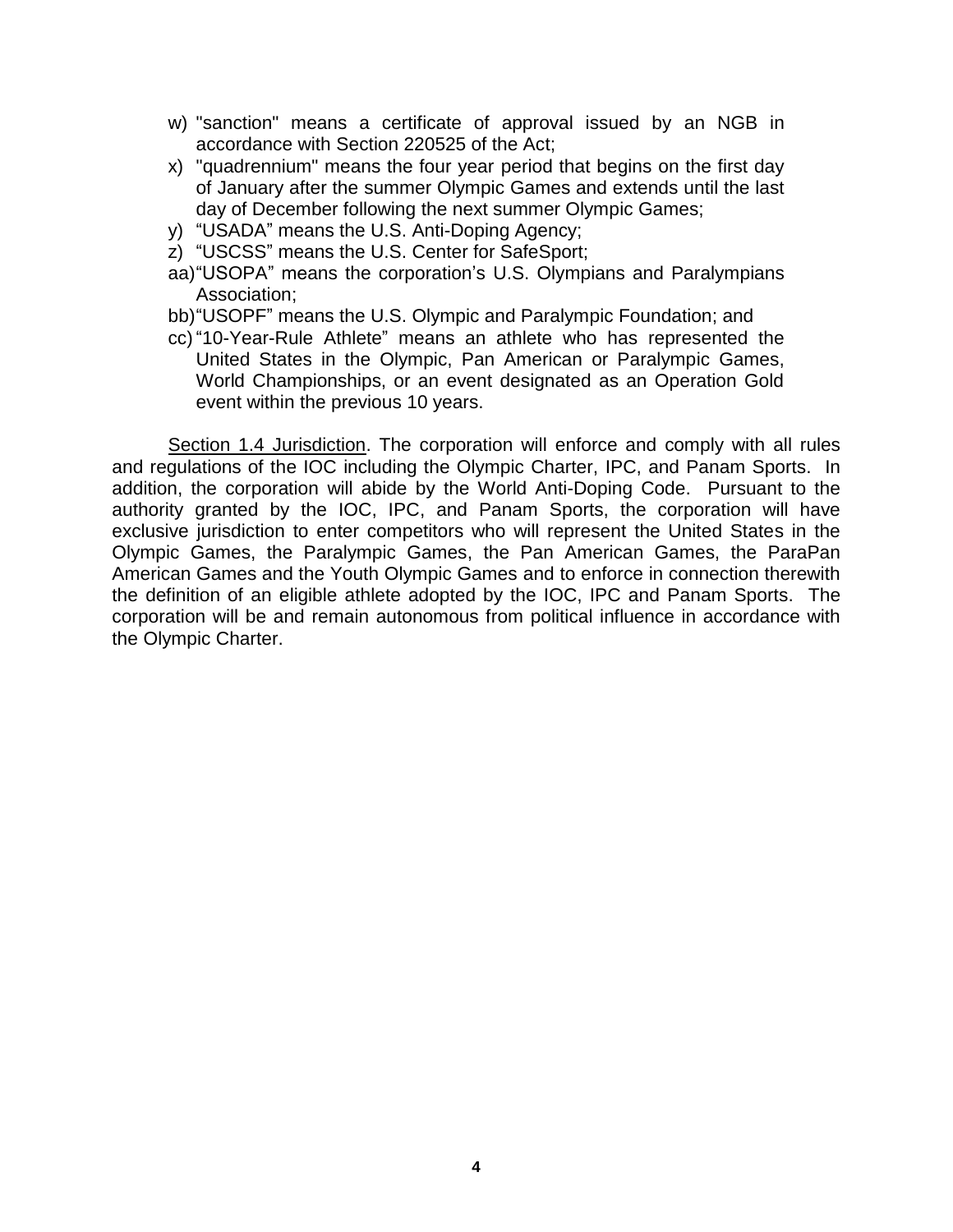w) "sanction" means a certificate of approval issued by an NGB in accordance with Section 220525 of the Act;

x) "quadrennium" means the four year period that begins on the first day of January after the summer Olympic Games and extends until the last day of December following the next summer Olympic Games;

y) "USADA" means the U.S. Anti-Doping Agency;

z) "USCSS" means the U.S. Center for SafeSport;

aa) "USOPA" means the corporation's U.S. Olympians and Paralympians Association;

bb) "USOPF" means the U.S. Olympic and Paralympic Foundation; and

cc) "10-Year-Rule Athlete" means an athlete who has represented the United States in the Olympic, Pan American or Paralympic Games, World Championships, or an event designated as an Operation Gold event within the previous 10 years.

Section 1.4 Jurisdiction. The corporation will enforce and comply with all rules and regulations of the IOC including the Olympic Charter, IPC, and Panam Sports. In addition, the corporation will abide by the World Anti-Doping Code. Pursuant to the authority granted by the IOC, IPC, and Panam Sports, the corporation will have exclusive jurisdiction to enter competitors who will represent the United States in the Olympic Games, the Paralympic Games, the Pan American Games, the ParaPan American Games and the Youth Olympic Games and to enforce in connection therewith the definition of an eligible athlete adopted by the IOC, IPC and Panam Sports. The corporation will be and remain autonomous from political influence in accordance with the Olympic Charter.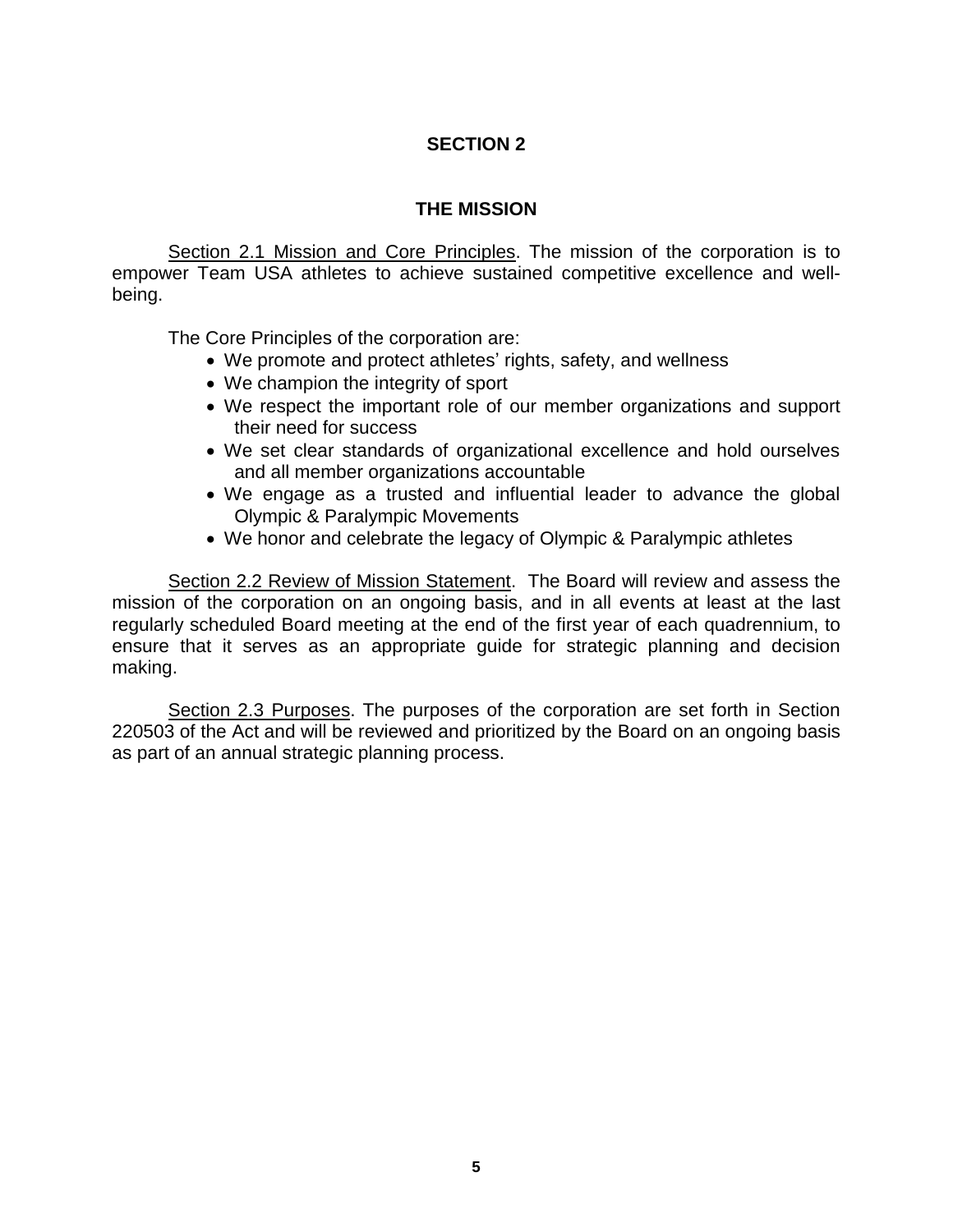## SECTION 2

## THE MISSION

Section 2.1 Mission and Core Principles. The mission of the corporation is to empower Team USA athletes to achieve sustained competitive excellence and well-being.

The Core Principles of the corporation are:

- We promote and protect athletes' rights, safety, and wellness
- We champion the integrity of sport
- We respect the important role of our member organizations and support their need for success
- We set clear standards of organizational excellence and hold ourselves and all member organizations accountable
- We engage as a trusted and influential leader to advance the global Olympic & Paralympic Movements
- We honor and celebrate the legacy of Olympic & Paralympic athletes

Section 2.2 Review of Mission Statement. The Board will review and assess the mission of the corporation on an ongoing basis, and in all events at least at the last regularly scheduled Board meeting at the end of the first year of each quadrennium, to ensure that it serves as an appropriate guide for strategic planning and decision making.

Section 2.3 Purposes. The purposes of the corporation are set forth in Section 220503 of the Act and will be reviewed and prioritized by the Board on an ongoing basis as part of an annual strategic planning process.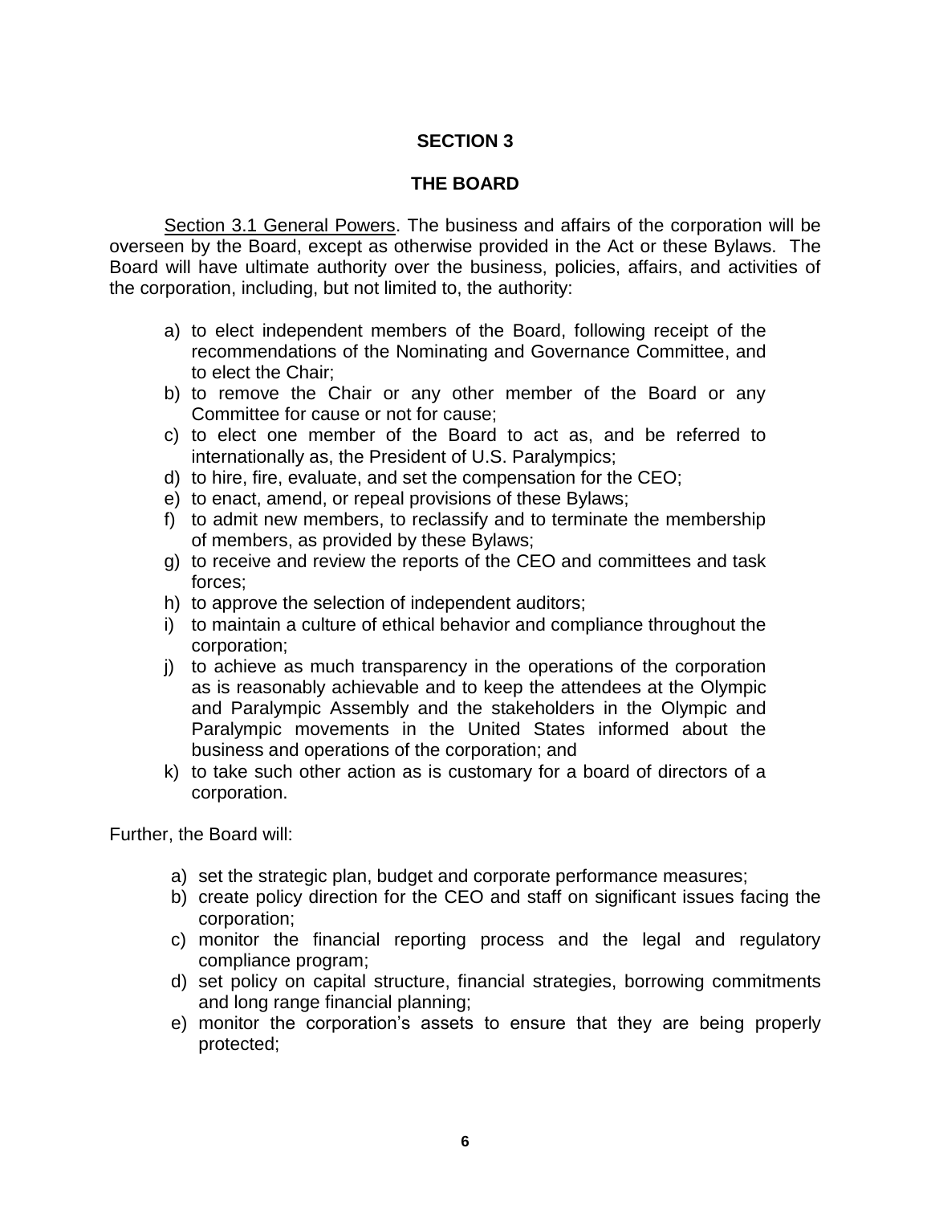## SECTION 3

## THE BOARD

Section 3.1 General Powers. The business and affairs of the corporation will be overseen by the Board, except as otherwise provided in the Act or these Bylaws. The Board will have ultimate authority over the business, policies, affairs, and activities of the corporation, including, but not limited to, the authority:

a) to elect independent members of the Board, following receipt of the recommendations of the Nominating and Governance Committee, and to elect the Chair;
b) to remove the Chair or any other member of the Board or any Committee for cause or not for cause;
c) to elect one member of the Board to act as, and be referred to internationally as, the President of U.S. Paralympics;
d) to hire, fire, evaluate, and set the compensation for the CEO;
e) to enact, amend, or repeal provisions of these Bylaws;
f) to admit new members, to reclassify and to terminate the membership of members, as provided by these Bylaws;
g) to receive and review the reports of the CEO and committees and task forces;
h) to approve the selection of independent auditors;
i) to maintain a culture of ethical behavior and compliance throughout the corporation;
j) to achieve as much transparency in the operations of the corporation as is reasonably achievable and to keep the attendees at the Olympic and Paralympic Assembly and the stakeholders in the Olympic and Paralympic movements in the United States informed about the business and operations of the corporation; and
k) to take such other action as is customary for a board of directors of a corporation.

Further, the Board will:

a) set the strategic plan, budget and corporate performance measures;
b) create policy direction for the CEO and staff on significant issues facing the corporation;
c) monitor the financial reporting process and the legal and regulatory compliance program;
d) set policy on capital structure, financial strategies, borrowing commitments and long range financial planning;
e) monitor the corporation's assets to ensure that they are being properly protected;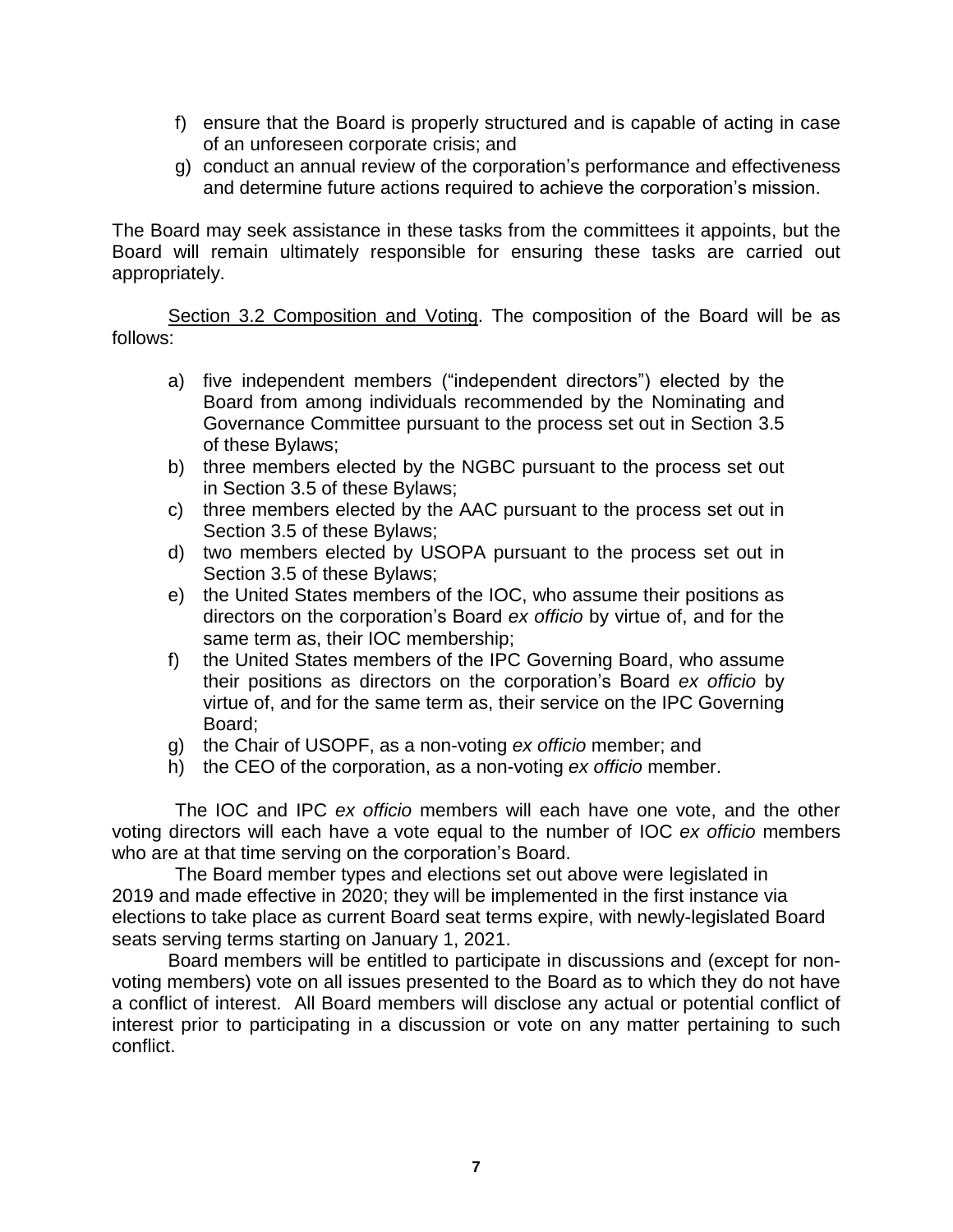f) ensure that the Board is properly structured and is capable of acting in case of an unforeseen corporate crisis; and
g) conduct an annual review of the corporation's performance and effectiveness and determine future actions required to achieve the corporation's mission.

The Board may seek assistance in these tasks from the committees it appoints, but the Board will remain ultimately responsible for ensuring these tasks are carried out appropriately.

Section 3.2 Composition and Voting. The composition of the Board will be as follows:

a) five independent members ("independent directors") elected by the Board from among individuals recommended by the Nominating and Governance Committee pursuant to the process set out in Section 3.5 of these Bylaws;
b) three members elected by the NGBC pursuant to the process set out in Section 3.5 of these Bylaws;
c) three members elected by the AAC pursuant to the process set out in Section 3.5 of these Bylaws;
d) two members elected by USOPA pursuant to the process set out in Section 3.5 of these Bylaws;
e) the United States members of the IOC, who assume their positions as directors on the corporation's Board *ex officio* by virtue of, and for the same term as, their IOC membership;
f) the United States members of the IPC Governing Board, who assume their positions as directors on the corporation's Board *ex officio* by virtue of, and for the same term as, their service on the IPC Governing Board;
g) the Chair of USOPF, as a non-voting *ex officio* member; and
h) the CEO of the corporation, as a non-voting *ex officio* member.

The IOC and IPC *ex officio* members will each have one vote, and the other voting directors will each have a vote equal to the number of IOC *ex officio* members who are at that time serving on the corporation's Board.

The Board member types and elections set out above were legislated in 2019 and made effective in 2020; they will be implemented in the first instance via elections to take place as current Board seat terms expire, with newly-legislated Board seats serving terms starting on January 1, 2021.

Board members will be entitled to participate in discussions and (except for non-voting members) vote on all issues presented to the Board as to which they do not have a conflict of interest. All Board members will disclose any actual or potential conflict of interest prior to participating in a discussion or vote on any matter pertaining to such conflict.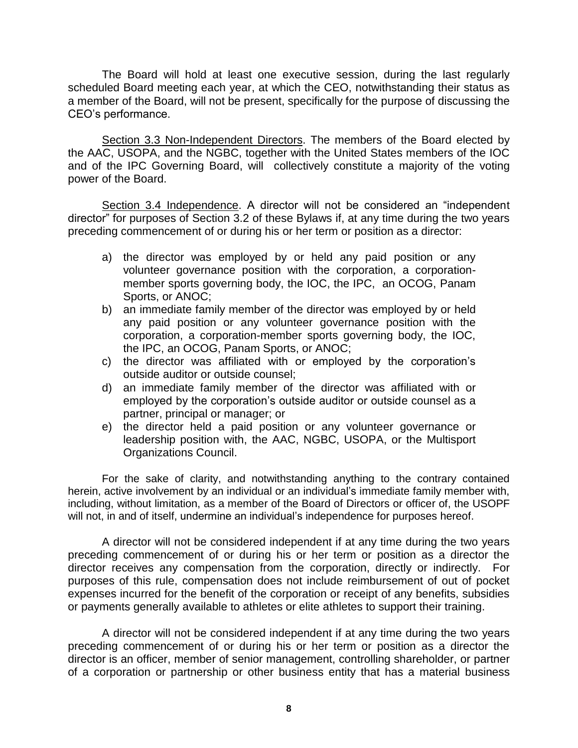The Board will hold at least one executive session, during the last regularly scheduled Board meeting each year, at which the CEO, notwithstanding their status as a member of the Board, will not be present, specifically for the purpose of discussing the CEO's performance.

Section 3.3 Non-Independent Directors. The members of the Board elected by the AAC, USOPA, and the NGBC, together with the United States members of the IOC and of the IPC Governing Board, will collectively constitute a majority of the voting power of the Board.

Section 3.4 Independence. A director will not be considered an "independent director" for purposes of Section 3.2 of these Bylaws if, at any time during the two years preceding commencement of or during his or her term or position as a director:

a) the director was employed by or held any paid position or any volunteer governance position with the corporation, a corporation-member sports governing body, the IOC, the IPC, an OCOG, Panam Sports, or ANOC;
b) an immediate family member of the director was employed by or held any paid position or any volunteer governance position with the corporation, a corporation-member sports governing body, the IOC, the IPC, an OCOG, Panam Sports, or ANOC;
c) the director was affiliated with or employed by the corporation's outside auditor or outside counsel;
d) an immediate family member of the director was affiliated with or employed by the corporation's outside auditor or outside counsel as a partner, principal or manager; or
e) the director held a paid position or any volunteer governance or leadership position with, the AAC, NGBC, USOPA, or the Multisport Organizations Council.

For the sake of clarity, and notwithstanding anything to the contrary contained herein, active involvement by an individual or an individual's immediate family member with, including, without limitation, as a member of the Board of Directors or officer of, the USOPF will not, in and of itself, undermine an individual's independence for purposes hereof.

A director will not be considered independent if at any time during the two years preceding commencement of or during his or her term or position as a director the director receives any compensation from the corporation, directly or indirectly. For purposes of this rule, compensation does not include reimbursement of out of pocket expenses incurred for the benefit of the corporation or receipt of any benefits, subsidies or payments generally available to athletes or elite athletes to support their training.

A director will not be considered independent if at any time during the two years preceding commencement of or during his or her term or position as a director the director is an officer, member of senior management, controlling shareholder, or partner of a corporation or partnership or other business entity that has a material business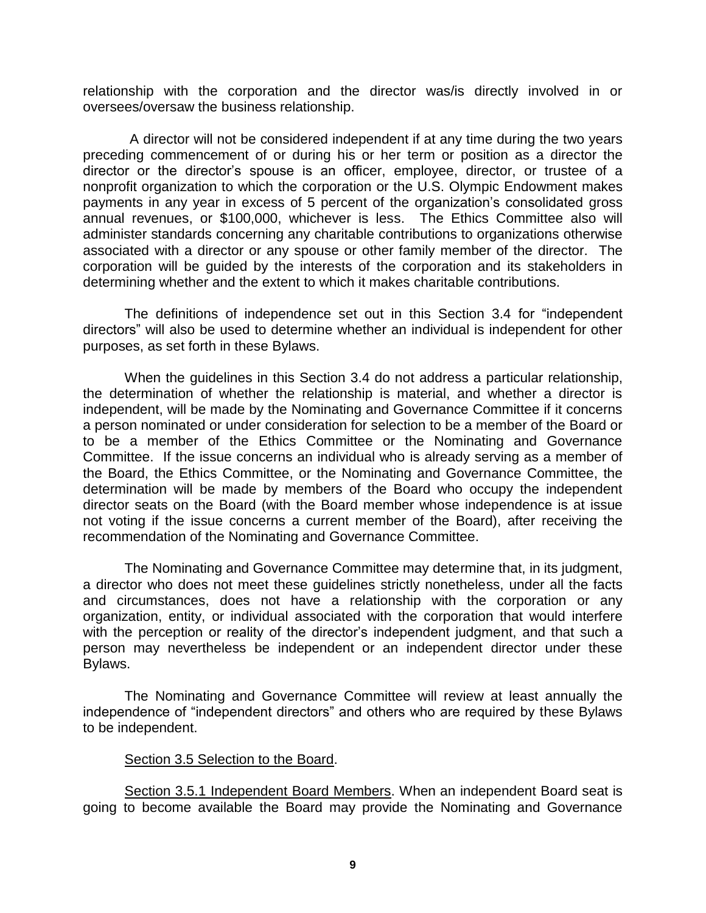relationship with the corporation and the director was/is directly involved in or oversees/oversaw the business relationship.

A director will not be considered independent if at any time during the two years preceding commencement of or during his or her term or position as a director the director or the director's spouse is an officer, employee, director, or trustee of a nonprofit organization to which the corporation or the U.S. Olympic Endowment makes payments in any year in excess of 5 percent of the organization's consolidated gross annual revenues, or $100,000, whichever is less. The Ethics Committee also will administer standards concerning any charitable contributions to organizations otherwise associated with a director or any spouse or other family member of the director. The corporation will be guided by the interests of the corporation and its stakeholders in determining whether and the extent to which it makes charitable contributions.

The definitions of independence set out in this Section 3.4 for "independent directors" will also be used to determine whether an individual is independent for other purposes, as set forth in these Bylaws.

When the guidelines in this Section 3.4 do not address a particular relationship, the determination of whether the relationship is material, and whether a director is independent, will be made by the Nominating and Governance Committee if it concerns a person nominated or under consideration for selection to be a member of the Board or to be a member of the Ethics Committee or the Nominating and Governance Committee. If the issue concerns an individual who is already serving as a member of the Board, the Ethics Committee, or the Nominating and Governance Committee, the determination will be made by members of the Board who occupy the independent director seats on the Board (with the Board member whose independence is at issue not voting if the issue concerns a current member of the Board), after receiving the recommendation of the Nominating and Governance Committee.

The Nominating and Governance Committee may determine that, in its judgment, a director who does not meet these guidelines strictly nonetheless, under all the facts and circumstances, does not have a relationship with the corporation or any organization, entity, or individual associated with the corporation that would interfere with the perception or reality of the director's independent judgment, and that such a person may nevertheless be independent or an independent director under these Bylaws.

The Nominating and Governance Committee will review at least annually the independence of "independent directors" and others who are required by these Bylaws to be independent.

Section 3.5 Selection to the Board.

Section 3.5.1 Independent Board Members. When an independent Board seat is going to become available the Board may provide the Nominating and Governance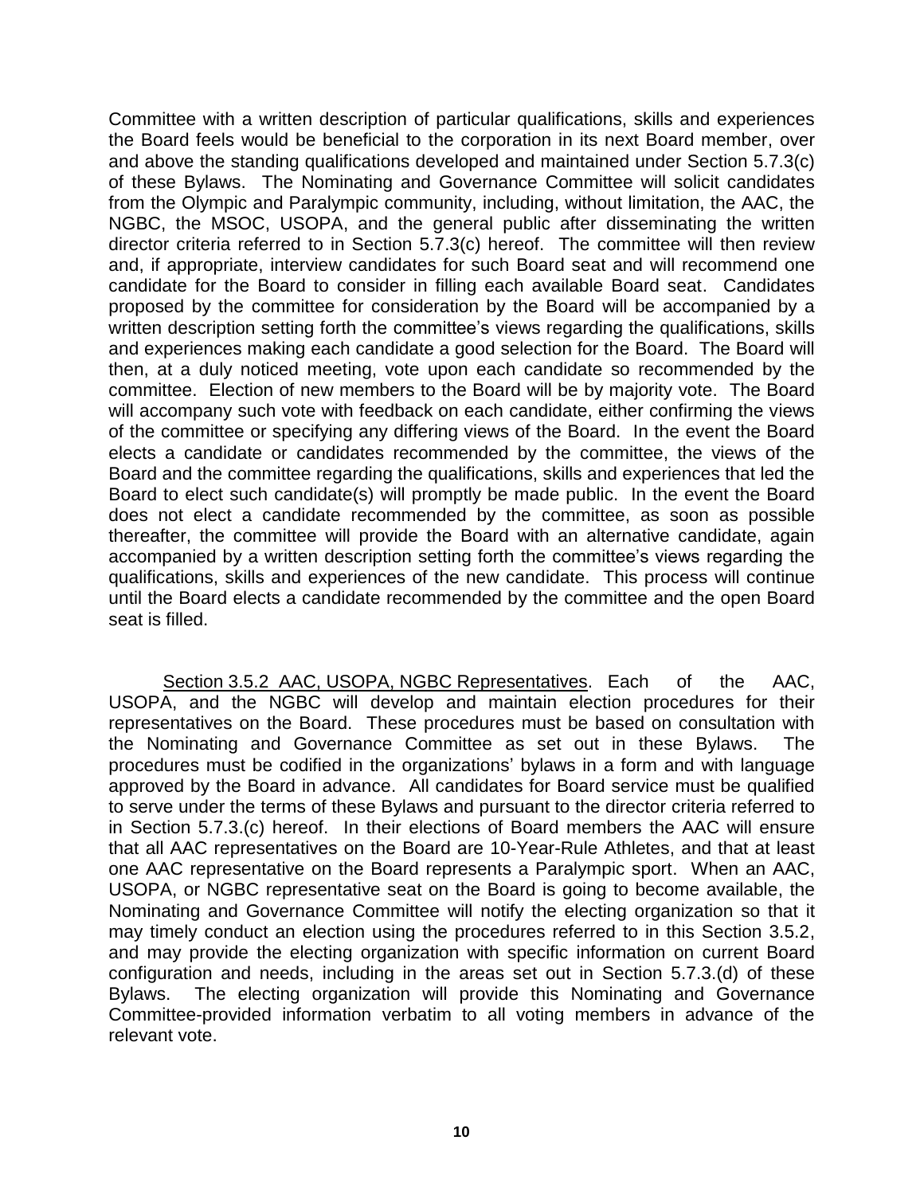Committee with a written description of particular qualifications, skills and experiences the Board feels would be beneficial to the corporation in its next Board member, over and above the standing qualifications developed and maintained under Section 5.7.3(c) of these Bylaws. The Nominating and Governance Committee will solicit candidates from the Olympic and Paralympic community, including, without limitation, the AAC, the NGBC, the MSOC, USOPA, and the general public after disseminating the written director criteria referred to in Section 5.7.3(c) hereof. The committee will then review and, if appropriate, interview candidates for such Board seat and will recommend one candidate for the Board to consider in filling each available Board seat. Candidates proposed by the committee for consideration by the Board will be accompanied by a written description setting forth the committee's views regarding the qualifications, skills and experiences making each candidate a good selection for the Board. The Board will then, at a duly noticed meeting, vote upon each candidate so recommended by the committee. Election of new members to the Board will be by majority vote. The Board will accompany such vote with feedback on each candidate, either confirming the views of the committee or specifying any differing views of the Board. In the event the Board elects a candidate or candidates recommended by the committee, the views of the Board and the committee regarding the qualifications, skills and experiences that led the Board to elect such candidate(s) will promptly be made public. In the event the Board does not elect a candidate recommended by the committee, as soon as possible thereafter, the committee will provide the Board with an alternative candidate, again accompanied by a written description setting forth the committee's views regarding the qualifications, skills and experiences of the new candidate. This process will continue until the Board elects a candidate recommended by the committee and the open Board seat is filled.

Section 3.5.2 AAC, USOPA, NGBC Representatives. Each of the AAC, USOPA, and the NGBC will develop and maintain election procedures for their representatives on the Board. These procedures must be based on consultation with the Nominating and Governance Committee as set out in these Bylaws. The procedures must be codified in the organizations' bylaws in a form and with language approved by the Board in advance. All candidates for Board service must be qualified to serve under the terms of these Bylaws and pursuant to the director criteria referred to in Section 5.7.3.(c) hereof. In their elections of Board members the AAC will ensure that all AAC representatives on the Board are 10-Year-Rule Athletes, and that at least one AAC representative on the Board represents a Paralympic sport. When an AAC, USOPA, or NGBC representative seat on the Board is going to become available, the Nominating and Governance Committee will notify the electing organization so that it may timely conduct an election using the procedures referred to in this Section 3.5.2, and may provide the electing organization with specific information on current Board configuration and needs, including in the areas set out in Section 5.7.3.(d) of these Bylaws. The electing organization will provide this Nominating and Governance Committee-provided information verbatim to all voting members in advance of the relevant vote.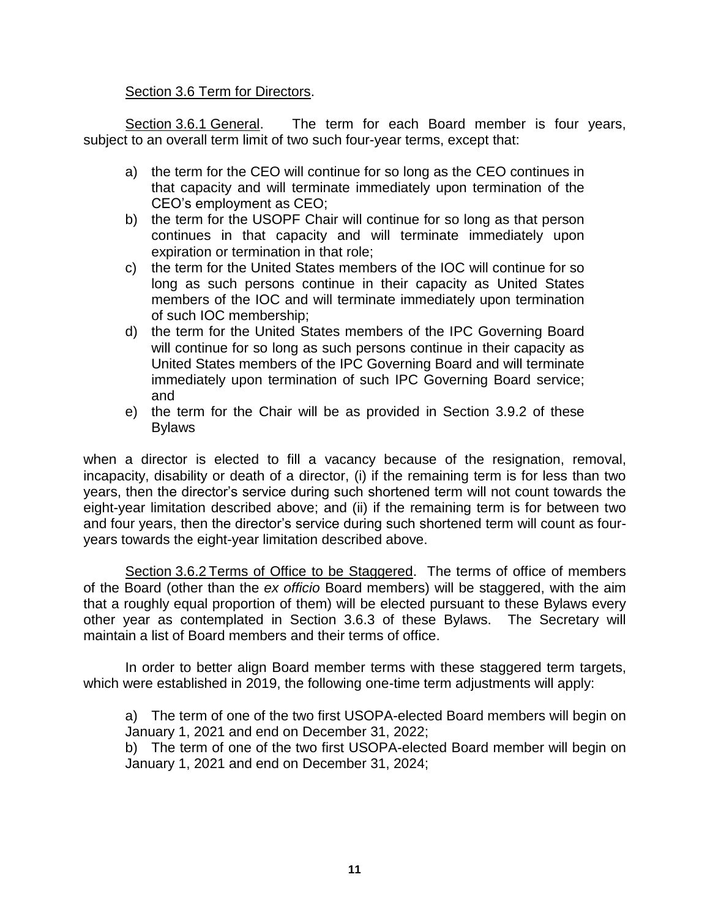Section 3.6 Term for Directors.

Section 3.6.1 General. The term for each Board member is four years, subject to an overall term limit of two such four-year terms, except that:

a) the term for the CEO will continue for so long as the CEO continues in that capacity and will terminate immediately upon termination of the CEO's employment as CEO;
b) the term for the USOPF Chair will continue for so long as that person continues in that capacity and will terminate immediately upon expiration or termination in that role;
c) the term for the United States members of the IOC will continue for so long as such persons continue in their capacity as United States members of the IOC and will terminate immediately upon termination of such IOC membership;
d) the term for the United States members of the IPC Governing Board will continue for so long as such persons continue in their capacity as United States members of the IPC Governing Board and will terminate immediately upon termination of such IPC Governing Board service; and
e) the term for the Chair will be as provided in Section 3.9.2 of these Bylaws

when a director is elected to fill a vacancy because of the resignation, removal, incapacity, disability or death of a director, (i) if the remaining term is for less than two years, then the director's service during such shortened term will not count towards the eight-year limitation described above; and (ii) if the remaining term is for between two and four years, then the director's service during such shortened term will count as four-years towards the eight-year limitation described above.

Section 3.6.2 Terms of Office to be Staggered. The terms of office of members of the Board (other than the *ex officio* Board members) will be staggered, with the aim that a roughly equal proportion of them) will be elected pursuant to these Bylaws every other year as contemplated in Section 3.6.3 of these Bylaws. The Secretary will maintain a list of Board members and their terms of office.

In order to better align Board member terms with these staggered term targets, which were established in 2019, the following one-time term adjustments will apply:

a) The term of one of the two first USOPA-elected Board members will begin on January 1, 2021 and end on December 31, 2022;
b) The term of one of the two first USOPA-elected Board member will begin on January 1, 2021 and end on December 31, 2024;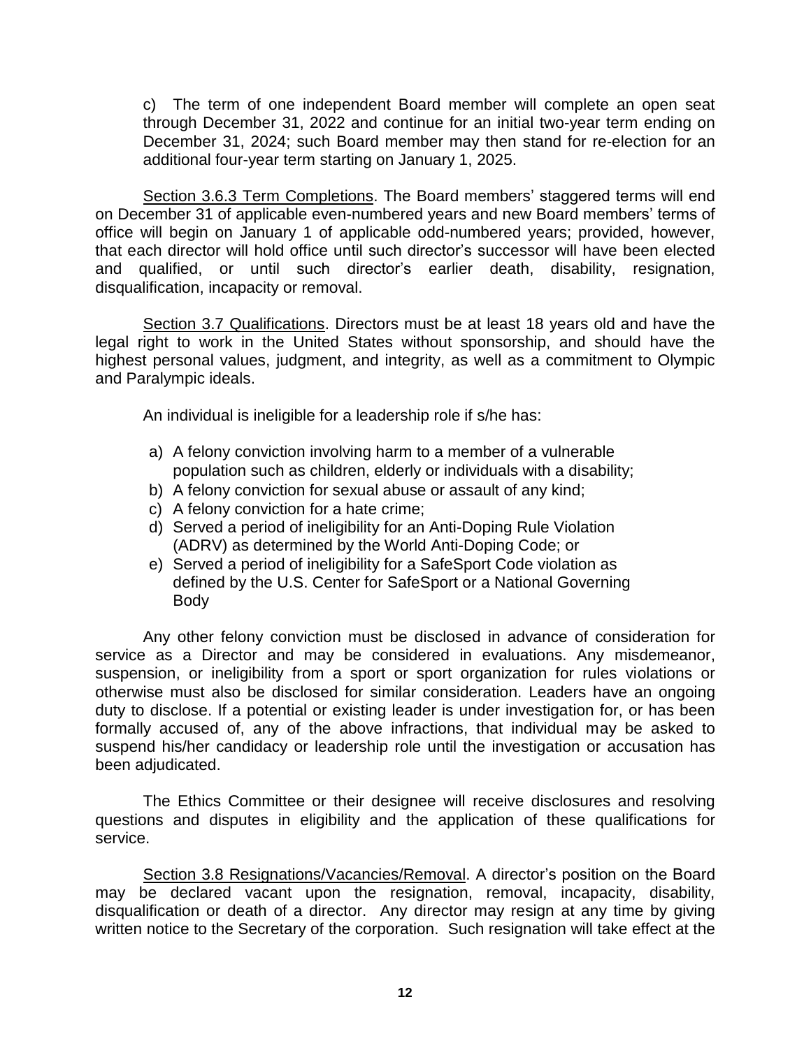c) The term of one independent Board member will complete an open seat through December 31, 2022 and continue for an initial two-year term ending on December 31, 2024; such Board member may then stand for re-election for an additional four-year term starting on January 1, 2025.

Section 3.6.3 Term Completions. The Board members' staggered terms will end on December 31 of applicable even-numbered years and new Board members' terms of office will begin on January 1 of applicable odd-numbered years; provided, however, that each director will hold office until such director's successor will have been elected and qualified, or until such director's earlier death, disability, resignation, disqualification, incapacity or removal.

Section 3.7 Qualifications. Directors must be at least 18 years old and have the legal right to work in the United States without sponsorship, and should have the highest personal values, judgment, and integrity, as well as a commitment to Olympic and Paralympic ideals.

An individual is ineligible for a leadership role if s/he has:

a) A felony conviction involving harm to a member of a vulnerable population such as children, elderly or individuals with a disability;
b) A felony conviction for sexual abuse or assault of any kind;
c) A felony conviction for a hate crime;
d) Served a period of ineligibility for an Anti-Doping Rule Violation (ADRV) as determined by the World Anti-Doping Code; or
e) Served a period of ineligibility for a SafeSport Code violation as defined by the U.S. Center for SafeSport or a National Governing Body

Any other felony conviction must be disclosed in advance of consideration for service as a Director and may be considered in evaluations. Any misdemeanor, suspension, or ineligibility from a sport or sport organization for rules violations or otherwise must also be disclosed for similar consideration. Leaders have an ongoing duty to disclose. If a potential or existing leader is under investigation for, or has been formally accused of, any of the above infractions, that individual may be asked to suspend his/her candidacy or leadership role until the investigation or accusation has been adjudicated.

The Ethics Committee or their designee will receive disclosures and resolving questions and disputes in eligibility and the application of these qualifications for service.

Section 3.8 Resignations/Vacancies/Removal. A director's position on the Board may be declared vacant upon the resignation, removal, incapacity, disability, disqualification or death of a director. Any director may resign at any time by giving written notice to the Secretary of the corporation. Such resignation will take effect at the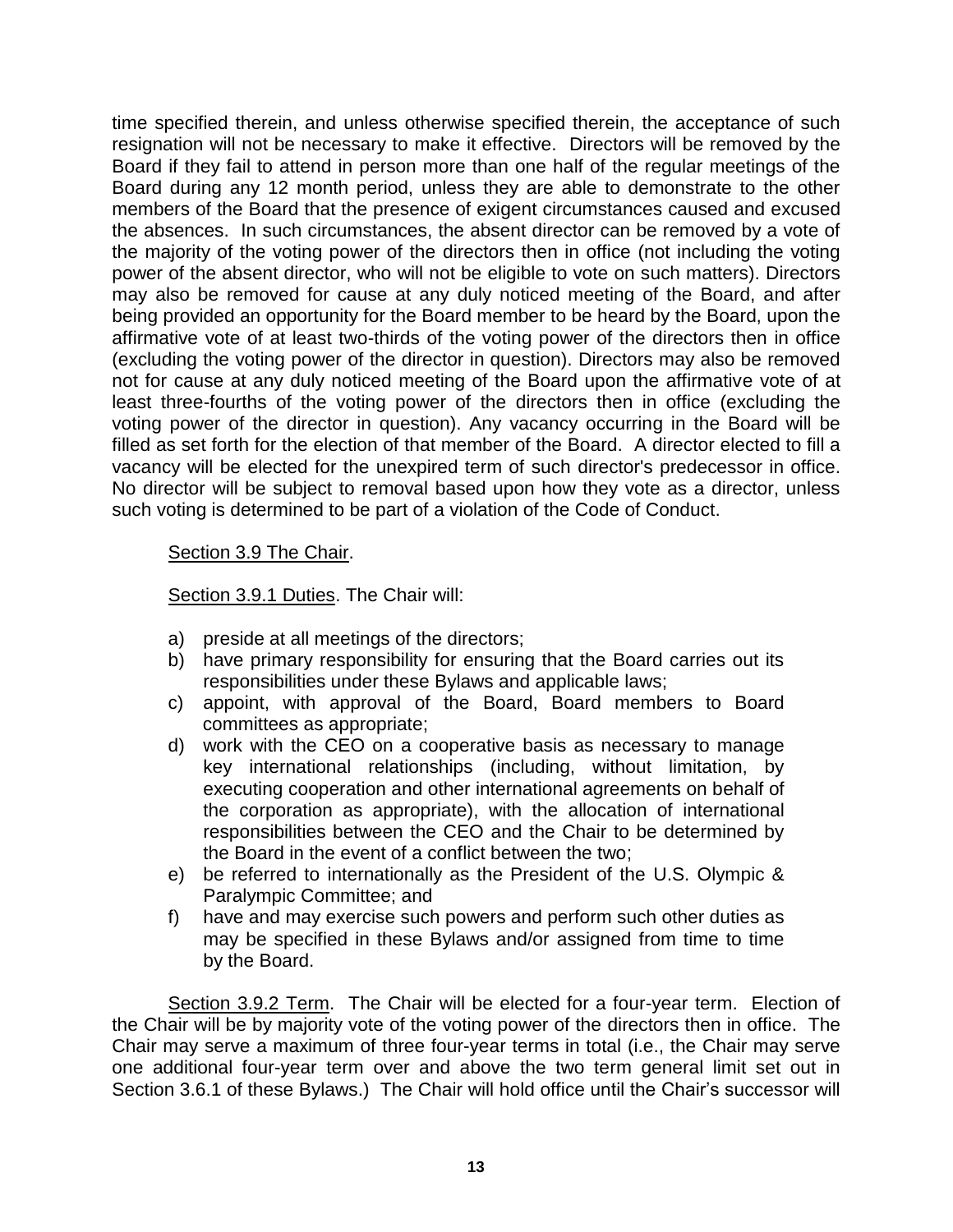time specified therein, and unless otherwise specified therein, the acceptance of such resignation will not be necessary to make it effective. Directors will be removed by the Board if they fail to attend in person more than one half of the regular meetings of the Board during any 12 month period, unless they are able to demonstrate to the other members of the Board that the presence of exigent circumstances caused and excused the absences. In such circumstances, the absent director can be removed by a vote of the majority of the voting power of the directors then in office (not including the voting power of the absent director, who will not be eligible to vote on such matters). Directors may also be removed for cause at any duly noticed meeting of the Board, and after being provided an opportunity for the Board member to be heard by the Board, upon the affirmative vote of at least two-thirds of the voting power of the directors then in office (excluding the voting power of the director in question). Directors may also be removed not for cause at any duly noticed meeting of the Board upon the affirmative vote of at least three-fourths of the voting power of the directors then in office (excluding the voting power of the director in question). Any vacancy occurring in the Board will be filled as set forth for the election of that member of the Board. A director elected to fill a vacancy will be elected for the unexpired term of such director's predecessor in office. No director will be subject to removal based upon how they vote as a director, unless such voting is determined to be part of a violation of the Code of Conduct.

Section 3.9 The Chair.

Section 3.9.1 Duties. The Chair will:

a) preside at all meetings of the directors;
b) have primary responsibility for ensuring that the Board carries out its responsibilities under these Bylaws and applicable laws;
c) appoint, with approval of the Board, Board members to Board committees as appropriate;
d) work with the CEO on a cooperative basis as necessary to manage key international relationships (including, without limitation, by executing cooperation and other international agreements on behalf of the corporation as appropriate), with the allocation of international responsibilities between the CEO and the Chair to be determined by the Board in the event of a conflict between the two;
e) be referred to internationally as the President of the U.S. Olympic & Paralympic Committee; and
f) have and may exercise such powers and perform such other duties as may be specified in these Bylaws and/or assigned from time to time by the Board.

Section 3.9.2 Term. The Chair will be elected for a four-year term. Election of the Chair will be by majority vote of the voting power of the directors then in office. The Chair may serve a maximum of three four-year terms in total (i.e., the Chair may serve one additional four-year term over and above the two term general limit set out in Section 3.6.1 of these Bylaws.) The Chair will hold office until the Chair's successor will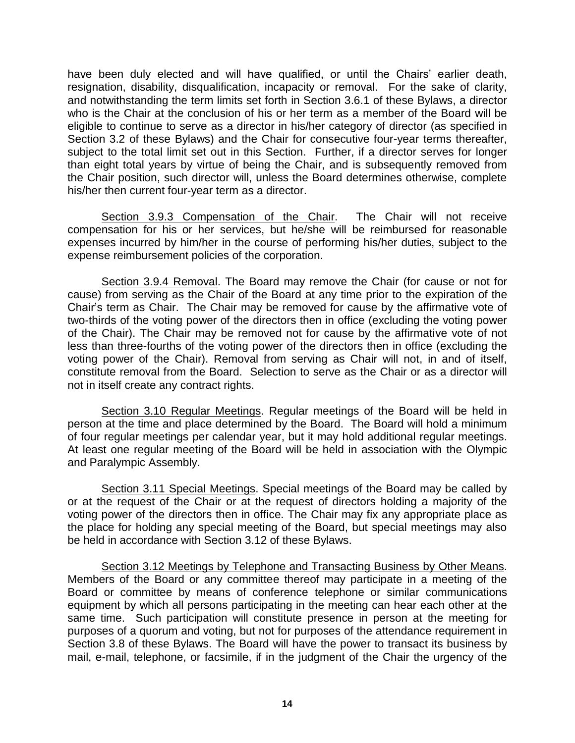have been duly elected and will have qualified, or until the Chairs' earlier death, resignation, disability, disqualification, incapacity or removal. For the sake of clarity, and notwithstanding the term limits set forth in Section 3.6.1 of these Bylaws, a director who is the Chair at the conclusion of his or her term as a member of the Board will be eligible to continue to serve as a director in his/her category of director (as specified in Section 3.2 of these Bylaws) and the Chair for consecutive four-year terms thereafter, subject to the total limit set out in this Section. Further, if a director serves for longer than eight total years by virtue of being the Chair, and is subsequently removed from the Chair position, such director will, unless the Board determines otherwise, complete his/her then current four-year term as a director.

<u>Section 3.9.3 Compensation of the Chair</u>. The Chair will not receive compensation for his or her services, but he/she will be reimbursed for reasonable expenses incurred by him/her in the course of performing his/her duties, subject to the expense reimbursement policies of the corporation.

<u>Section 3.9.4 Removal</u>. The Board may remove the Chair (for cause or not for cause) from serving as the Chair of the Board at any time prior to the expiration of the Chair's term as Chair. The Chair may be removed for cause by the affirmative vote of two-thirds of the voting power of the directors then in office (excluding the voting power of the Chair). The Chair may be removed not for cause by the affirmative vote of not less than three-fourths of the voting power of the directors then in office (excluding the voting power of the Chair). Removal from serving as Chair will not, in and of itself, constitute removal from the Board. Selection to serve as the Chair or as a director will not in itself create any contract rights.

<u>Section 3.10 Regular Meetings</u>. Regular meetings of the Board will be held in person at the time and place determined by the Board. The Board will hold a minimum of four regular meetings per calendar year, but it may hold additional regular meetings. At least one regular meeting of the Board will be held in association with the Olympic and Paralympic Assembly.

<u>Section 3.11 Special Meetings</u>. Special meetings of the Board may be called by or at the request of the Chair or at the request of directors holding a majority of the voting power of the directors then in office. The Chair may fix any appropriate place as the place for holding any special meeting of the Board, but special meetings may also be held in accordance with Section 3.12 of these Bylaws.

<u>Section 3.12 Meetings by Telephone and Transacting Business by Other Means</u>. Members of the Board or any committee thereof may participate in a meeting of the Board or committee by means of conference telephone or similar communications equipment by which all persons participating in the meeting can hear each other at the same time. Such participation will constitute presence in person at the meeting for purposes of a quorum and voting, but not for purposes of the attendance requirement in Section 3.8 of these Bylaws. The Board will have the power to transact its business by mail, e-mail, telephone, or facsimile, if in the judgment of the Chair the urgency of the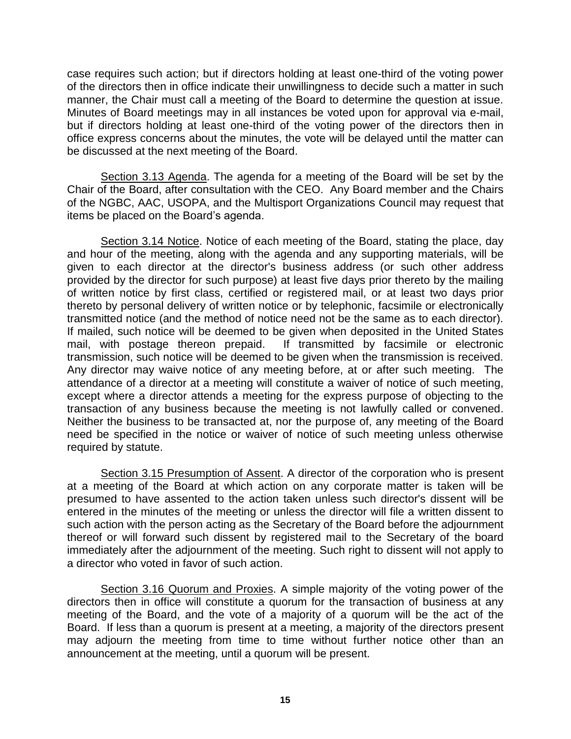case requires such action; but if directors holding at least one-third of the voting power of the directors then in office indicate their unwillingness to decide such a matter in such manner, the Chair must call a meeting of the Board to determine the question at issue. Minutes of Board meetings may in all instances be voted upon for approval via e-mail, but if directors holding at least one-third of the voting power of the directors then in office express concerns about the minutes, the vote will be delayed until the matter can be discussed at the next meeting of the Board.

Section 3.13 Agenda. The agenda for a meeting of the Board will be set by the Chair of the Board, after consultation with the CEO. Any Board member and the Chairs of the NGBC, AAC, USOPA, and the Multisport Organizations Council may request that items be placed on the Board's agenda.

Section 3.14 Notice. Notice of each meeting of the Board, stating the place, day and hour of the meeting, along with the agenda and any supporting materials, will be given to each director at the director's business address (or such other address provided by the director for such purpose) at least five days prior thereto by the mailing of written notice by first class, certified or registered mail, or at least two days prior thereto by personal delivery of written notice or by telephonic, facsimile or electronically transmitted notice (and the method of notice need not be the same as to each director). If mailed, such notice will be deemed to be given when deposited in the United States mail, with postage thereon prepaid. If transmitted by facsimile or electronic transmission, such notice will be deemed to be given when the transmission is received. Any director may waive notice of any meeting before, at or after such meeting. The attendance of a director at a meeting will constitute a waiver of notice of such meeting, except where a director attends a meeting for the express purpose of objecting to the transaction of any business because the meeting is not lawfully called or convened. Neither the business to be transacted at, nor the purpose of, any meeting of the Board need be specified in the notice or waiver of notice of such meeting unless otherwise required by statute.

Section 3.15 Presumption of Assent. A director of the corporation who is present at a meeting of the Board at which action on any corporate matter is taken will be presumed to have assented to the action taken unless such director's dissent will be entered in the minutes of the meeting or unless the director will file a written dissent to such action with the person acting as the Secretary of the Board before the adjournment thereof or will forward such dissent by registered mail to the Secretary of the board immediately after the adjournment of the meeting. Such right to dissent will not apply to a director who voted in favor of such action.

Section 3.16 Quorum and Proxies. A simple majority of the voting power of the directors then in office will constitute a quorum for the transaction of business at any meeting of the Board, and the vote of a majority of a quorum will be the act of the Board. If less than a quorum is present at a meeting, a majority of the directors present may adjourn the meeting from time to time without further notice other than an announcement at the meeting, until a quorum will be present.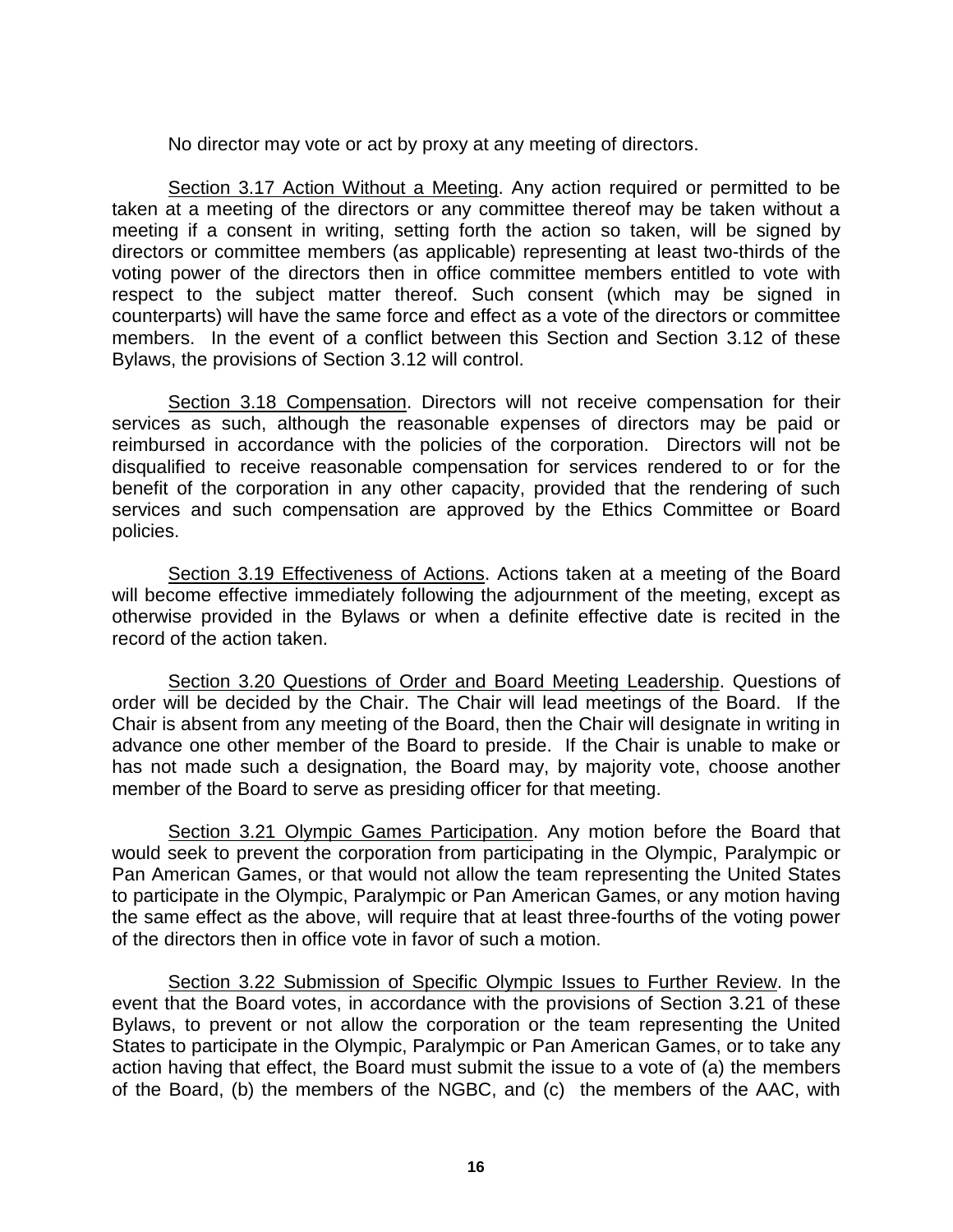No director may vote or act by proxy at any meeting of directors.

Section 3.17 Action Without a Meeting. Any action required or permitted to be taken at a meeting of the directors or any committee thereof may be taken without a meeting if a consent in writing, setting forth the action so taken, will be signed by directors or committee members (as applicable) representing at least two-thirds of the voting power of the directors then in office committee members entitled to vote with respect to the subject matter thereof. Such consent (which may be signed in counterparts) will have the same force and effect as a vote of the directors or committee members. In the event of a conflict between this Section and Section 3.12 of these Bylaws, the provisions of Section 3.12 will control.

Section 3.18 Compensation. Directors will not receive compensation for their services as such, although the reasonable expenses of directors may be paid or reimbursed in accordance with the policies of the corporation. Directors will not be disqualified to receive reasonable compensation for services rendered to or for the benefit of the corporation in any other capacity, provided that the rendering of such services and such compensation are approved by the Ethics Committee or Board policies.

Section 3.19 Effectiveness of Actions. Actions taken at a meeting of the Board will become effective immediately following the adjournment of the meeting, except as otherwise provided in the Bylaws or when a definite effective date is recited in the record of the action taken.

Section 3.20 Questions of Order and Board Meeting Leadership. Questions of order will be decided by the Chair. The Chair will lead meetings of the Board. If the Chair is absent from any meeting of the Board, then the Chair will designate in writing in advance one other member of the Board to preside. If the Chair is unable to make or has not made such a designation, the Board may, by majority vote, choose another member of the Board to serve as presiding officer for that meeting.

Section 3.21 Olympic Games Participation. Any motion before the Board that would seek to prevent the corporation from participating in the Olympic, Paralympic or Pan American Games, or that would not allow the team representing the United States to participate in the Olympic, Paralympic or Pan American Games, or any motion having the same effect as the above, will require that at least three-fourths of the voting power of the directors then in office vote in favor of such a motion.

Section 3.22 Submission of Specific Olympic Issues to Further Review. In the event that the Board votes, in accordance with the provisions of Section 3.21 of these Bylaws, to prevent or not allow the corporation or the team representing the United States to participate in the Olympic, Paralympic or Pan American Games, or to take any action having that effect, the Board must submit the issue to a vote of (a) the members of the Board, (b) the members of the NGBC, and (c) the members of the AAC, with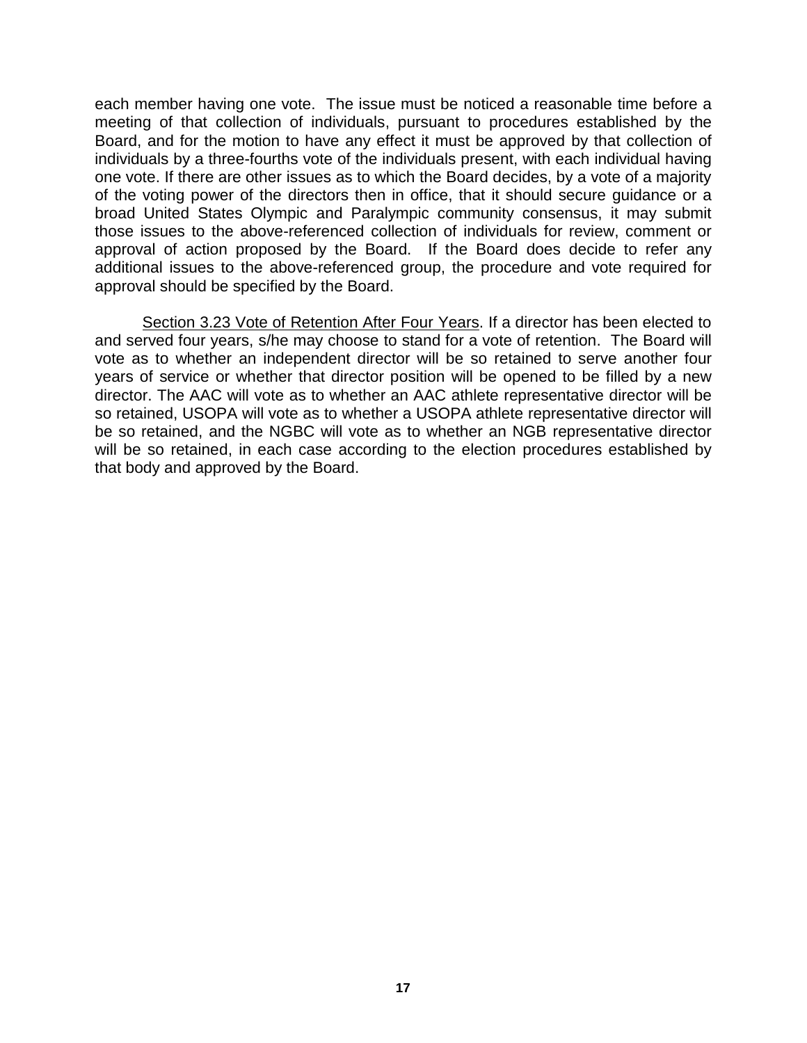each member having one vote. The issue must be noticed a reasonable time before a meeting of that collection of individuals, pursuant to procedures established by the Board, and for the motion to have any effect it must be approved by that collection of individuals by a three-fourths vote of the individuals present, with each individual having one vote. If there are other issues as to which the Board decides, by a vote of a majority of the voting power of the directors then in office, that it should secure guidance or a broad United States Olympic and Paralympic community consensus, it may submit those issues to the above-referenced collection of individuals for review, comment or approval of action proposed by the Board. If the Board does decide to refer any additional issues to the above-referenced group, the procedure and vote required for approval should be specified by the Board.

Section 3.23 Vote of Retention After Four Years. If a director has been elected to and served four years, s/he may choose to stand for a vote of retention. The Board will vote as to whether an independent director will be so retained to serve another four years of service or whether that director position will be opened to be filled by a new director. The AAC will vote as to whether an AAC athlete representative director will be so retained, USOPA will vote as to whether a USOPA athlete representative director will be so retained, and the NGBC will vote as to whether an NGB representative director will be so retained, in each case according to the election procedures established by that body and approved by the Board.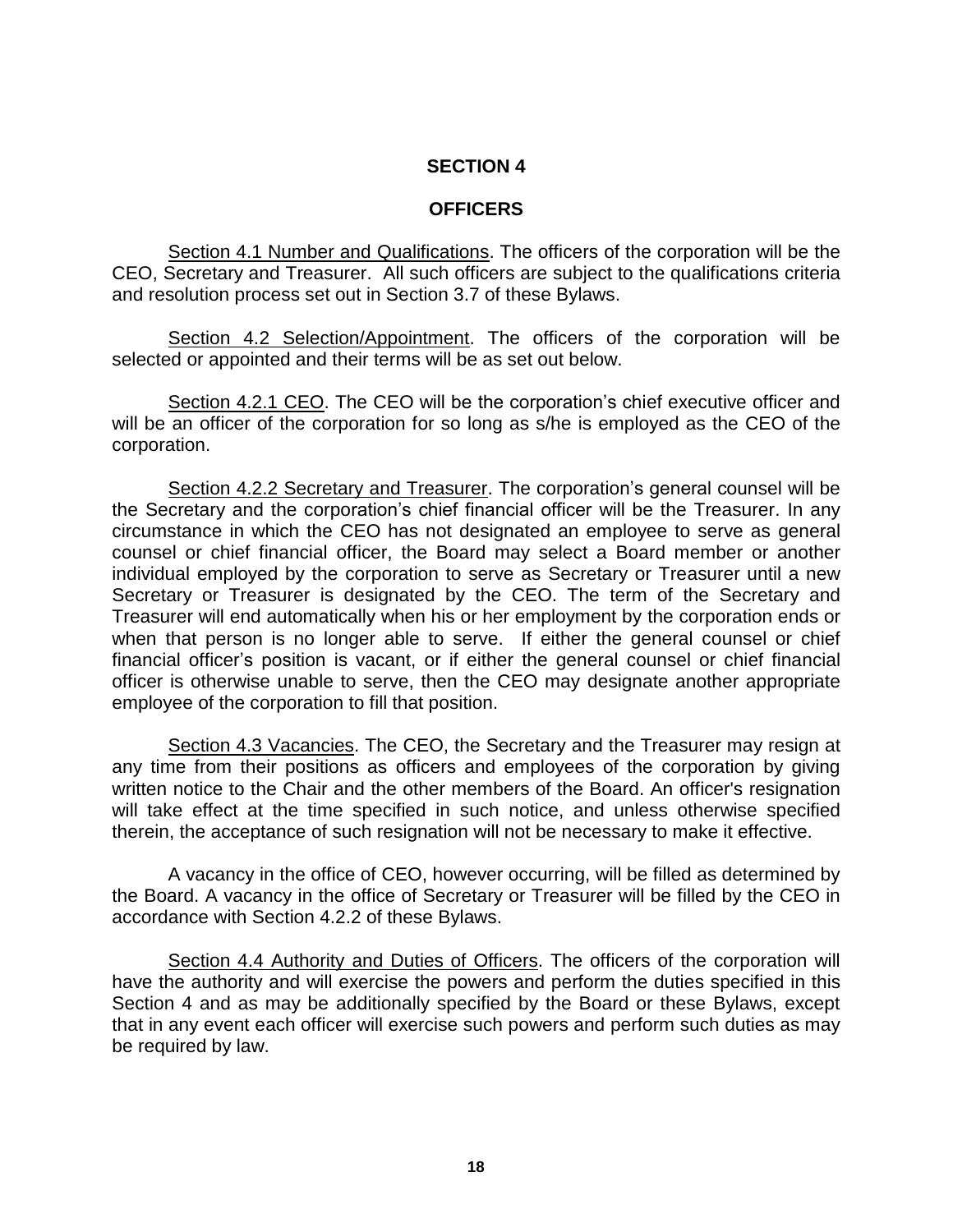# SECTION 4

## OFFICERS

Section 4.1 Number and Qualifications. The officers of the corporation will be the CEO, Secretary and Treasurer. All such officers are subject to the qualifications criteria and resolution process set out in Section 3.7 of these Bylaws.

Section 4.2 Selection/Appointment. The officers of the corporation will be selected or appointed and their terms will be as set out below.

Section 4.2.1 CEO. The CEO will be the corporation's chief executive officer and will be an officer of the corporation for so long as s/he is employed as the CEO of the corporation.

Section 4.2.2 Secretary and Treasurer. The corporation's general counsel will be the Secretary and the corporation's chief financial officer will be the Treasurer. In any circumstance in which the CEO has not designated an employee to serve as general counsel or chief financial officer, the Board may select a Board member or another individual employed by the corporation to serve as Secretary or Treasurer until a new Secretary or Treasurer is designated by the CEO. The term of the Secretary and Treasurer will end automatically when his or her employment by the corporation ends or when that person is no longer able to serve. If either the general counsel or chief financial officer's position is vacant, or if either the general counsel or chief financial officer is otherwise unable to serve, then the CEO may designate another appropriate employee of the corporation to fill that position.

Section 4.3 Vacancies. The CEO, the Secretary and the Treasurer may resign at any time from their positions as officers and employees of the corporation by giving written notice to the Chair and the other members of the Board. An officer's resignation will take effect at the time specified in such notice, and unless otherwise specified therein, the acceptance of such resignation will not be necessary to make it effective.

A vacancy in the office of CEO, however occurring, will be filled as determined by the Board. A vacancy in the office of Secretary or Treasurer will be filled by the CEO in accordance with Section 4.2.2 of these Bylaws.

Section 4.4 Authority and Duties of Officers. The officers of the corporation will have the authority and will exercise the powers and perform the duties specified in this Section 4 and as may be additionally specified by the Board or these Bylaws, except that in any event each officer will exercise such powers and perform such duties as may be required by law.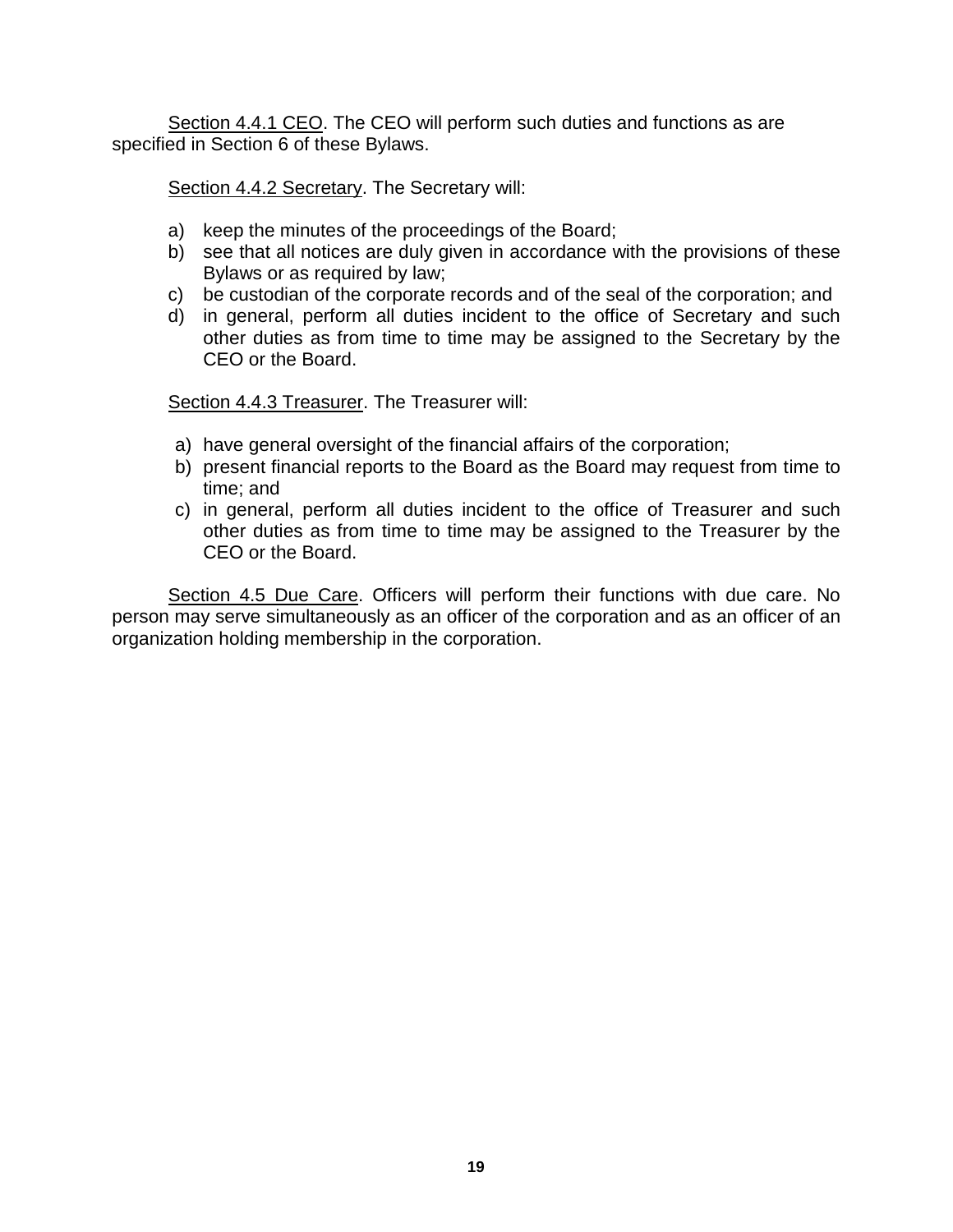Section 4.4.1 CEO. The CEO will perform such duties and functions as are specified in Section 6 of these Bylaws.

Section 4.4.2 Secretary. The Secretary will:

a) keep the minutes of the proceedings of the Board;
b) see that all notices are duly given in accordance with the provisions of these Bylaws or as required by law;
c) be custodian of the corporate records and of the seal of the corporation; and
d) in general, perform all duties incident to the office of Secretary and such other duties as from time to time may be assigned to the Secretary by the CEO or the Board.

Section 4.4.3 Treasurer. The Treasurer will:

a) have general oversight of the financial affairs of the corporation;
b) present financial reports to the Board as the Board may request from time to time; and
c) in general, perform all duties incident to the office of Treasurer and such other duties as from time to time may be assigned to the Treasurer by the CEO or the Board.

Section 4.5 Due Care. Officers will perform their functions with due care. No person may serve simultaneously as an officer of the corporation and as an officer of an organization holding membership in the corporation.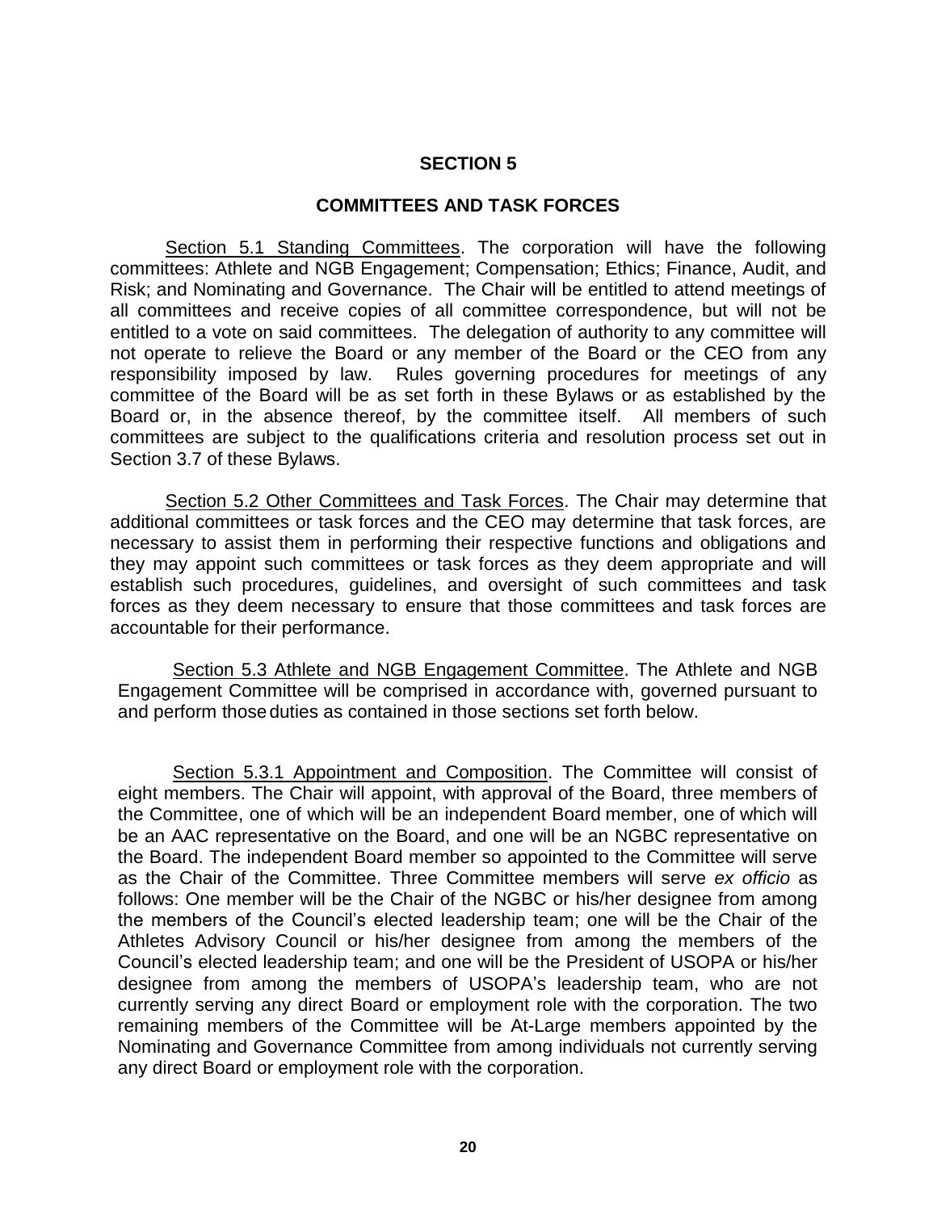## SECTION 5

## COMMITTEES AND TASK FORCES

Section 5.1 Standing Committees. The corporation will have the following committees: Athlete and NGB Engagement; Compensation; Ethics; Finance, Audit, and Risk; and Nominating and Governance. The Chair will be entitled to attend meetings of all committees and receive copies of all committee correspondence, but will not be entitled to a vote on said committees. The delegation of authority to any committee will not operate to relieve the Board or any member of the Board or the CEO from any responsibility imposed by law. Rules governing procedures for meetings of any committee of the Board will be as set forth in these Bylaws or as established by the Board or, in the absence thereof, by the committee itself. All members of such committees are subject to the qualifications criteria and resolution process set out in Section 3.7 of these Bylaws.

Section 5.2 Other Committees and Task Forces. The Chair may determine that additional committees or task forces and the CEO may determine that task forces, are necessary to assist them in performing their respective functions and obligations and they may appoint such committees or task forces as they deem appropriate and will establish such procedures, guidelines, and oversight of such committees and task forces as they deem necessary to ensure that those committees and task forces are accountable for their performance.

Section 5.3 Athlete and NGB Engagement Committee. The Athlete and NGB Engagement Committee will be comprised in accordance with, governed pursuant to and perform those duties as contained in those sections set forth below.

Section 5.3.1 Appointment and Composition. The Committee will consist of eight members. The Chair will appoint, with approval of the Board, three members of the Committee, one of which will be an independent Board member, one of which will be an AAC representative on the Board, and one will be an NGBC representative on the Board. The independent Board member so appointed to the Committee will serve as the Chair of the Committee. Three Committee members will serve *ex officio* as follows: One member will be the Chair of the NGBC or his/her designee from among the members of the Council's elected leadership team; one will be the Chair of the Athletes Advisory Council or his/her designee from among the members of the Council's elected leadership team; and one will be the President of USOPA or his/her designee from among the members of USOPA's leadership team, who are not currently serving any direct Board or employment role with the corporation. The two remaining members of the Committee will be At-Large members appointed by the Nominating and Governance Committee from among individuals not currently serving any direct Board or employment role with the corporation.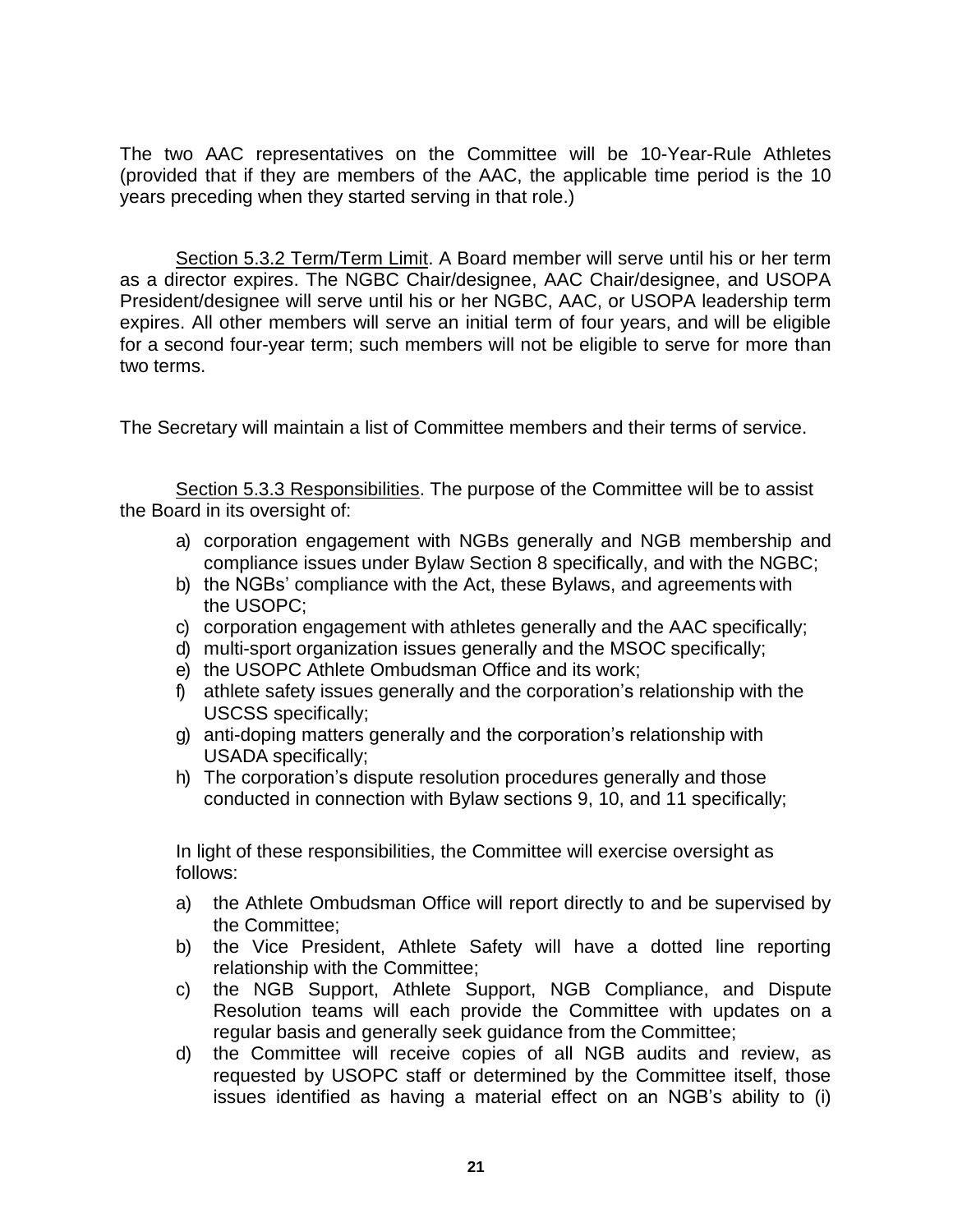The two AAC representatives on the Committee will be 10-Year-Rule Athletes (provided that if they are members of the AAC, the applicable time period is the 10 years preceding when they started serving in that role.)

Section 5.3.2 Term/Term Limit. A Board member will serve until his or her term as a director expires. The NGBC Chair/designee, AAC Chair/designee, and USOPA President/designee will serve until his or her NGBC, AAC, or USOPA leadership term expires. All other members will serve an initial term of four years, and will be eligible for a second four-year term; such members will not be eligible to serve for more than two terms.

The Secretary will maintain a list of Committee members and their terms of service.

Section 5.3.3 Responsibilities. The purpose of the Committee will be to assist the Board in its oversight of:

a) corporation engagement with NGBs generally and NGB membership and compliance issues under Bylaw Section 8 specifically, and with the NGBC;
b) the NGBs' compliance with the Act, these Bylaws, and agreements with the USOPC;
c) corporation engagement with athletes generally and the AAC specifically;
d) multi-sport organization issues generally and the MSOC specifically;
e) the USOPC Athlete Ombudsman Office and its work;
f) athlete safety issues generally and the corporation's relationship with the USCSS specifically;
g) anti-doping matters generally and the corporation's relationship with USADA specifically;
h) The corporation's dispute resolution procedures generally and those conducted in connection with Bylaw sections 9, 10, and 11 specifically;

In light of these responsibilities, the Committee will exercise oversight as follows:

a) the Athlete Ombudsman Office will report directly to and be supervised by the Committee;
b) the Vice President, Athlete Safety will have a dotted line reporting relationship with the Committee;
c) the NGB Support, Athlete Support, NGB Compliance, and Dispute Resolution teams will each provide the Committee with updates on a regular basis and generally seek guidance from the Committee;
d) the Committee will receive copies of all NGB audits and review, as requested by USOPC staff or determined by the Committee itself, those issues identified as having a material effect on an NGB's ability to (i)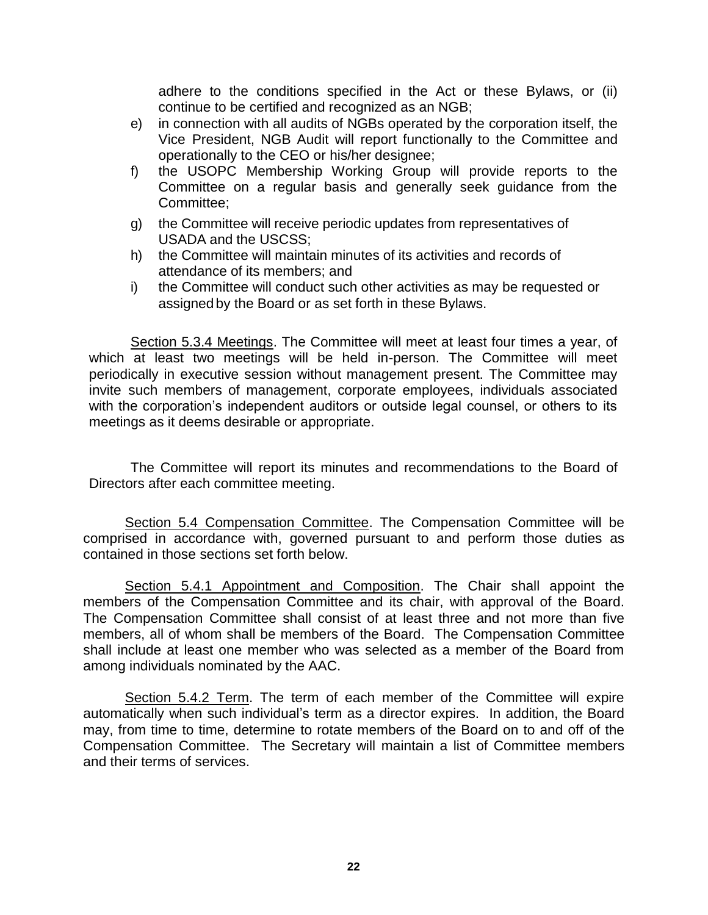adhere to the conditions specified in the Act or these Bylaws, or (ii) continue to be certified and recognized as an NGB;

e) in connection with all audits of NGBs operated by the corporation itself, the Vice President, NGB Audit will report functionally to the Committee and operationally to the CEO or his/her designee;

f) the USOPC Membership Working Group will provide reports to the Committee on a regular basis and generally seek guidance from the Committee;

g) the Committee will receive periodic updates from representatives of USADA and the USCSS;

h) the Committee will maintain minutes of its activities and records of attendance of its members; and

i) the Committee will conduct such other activities as may be requested or assigned by the Board or as set forth in these Bylaws.

Section 5.3.4 Meetings. The Committee will meet at least four times a year, of which at least two meetings will be held in-person. The Committee will meet periodically in executive session without management present. The Committee may invite such members of management, corporate employees, individuals associated with the corporation's independent auditors or outside legal counsel, or others to its meetings as it deems desirable or appropriate.

The Committee will report its minutes and recommendations to the Board of Directors after each committee meeting.

Section 5.4 Compensation Committee. The Compensation Committee will be comprised in accordance with, governed pursuant to and perform those duties as contained in those sections set forth below.

Section 5.4.1 Appointment and Composition. The Chair shall appoint the members of the Compensation Committee and its chair, with approval of the Board. The Compensation Committee shall consist of at least three and not more than five members, all of whom shall be members of the Board. The Compensation Committee shall include at least one member who was selected as a member of the Board from among individuals nominated by the AAC.

Section 5.4.2 Term. The term of each member of the Committee will expire automatically when such individual's term as a director expires. In addition, the Board may, from time to time, determine to rotate members of the Board on to and off of the Compensation Committee. The Secretary will maintain a list of Committee members and their terms of services.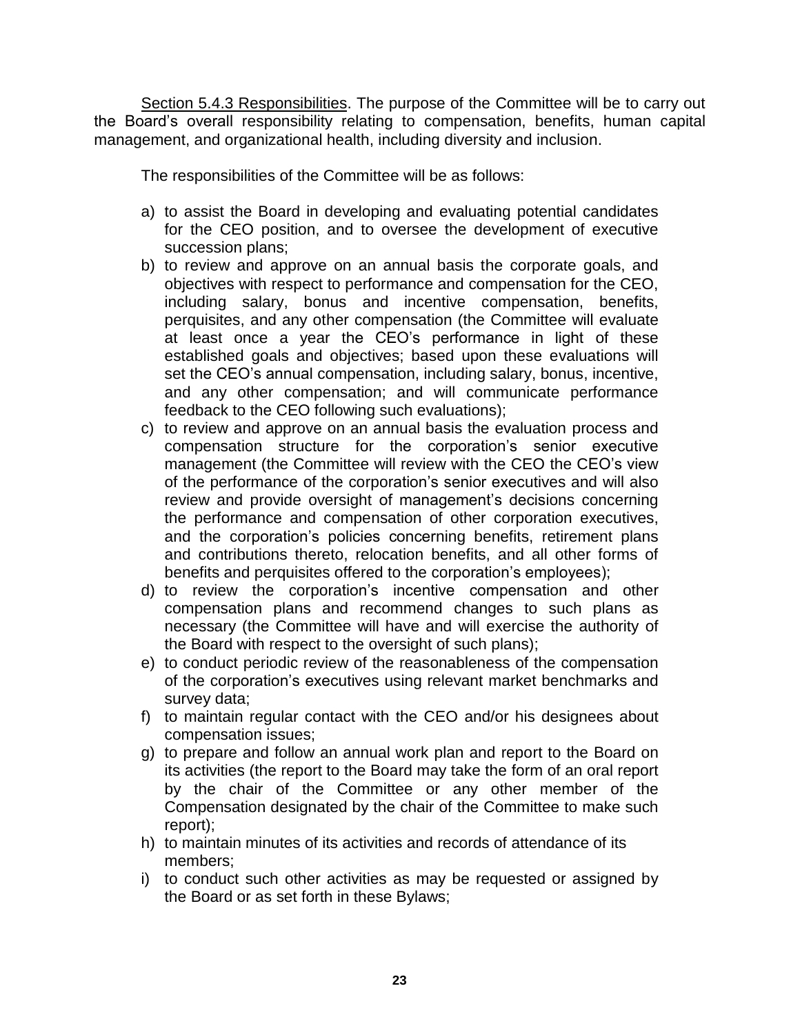Section 5.4.3 Responsibilities. The purpose of the Committee will be to carry out the Board's overall responsibility relating to compensation, benefits, human capital management, and organizational health, including diversity and inclusion.

The responsibilities of the Committee will be as follows:

a) to assist the Board in developing and evaluating potential candidates for the CEO position, and to oversee the development of executive succession plans;
b) to review and approve on an annual basis the corporate goals, and objectives with respect to performance and compensation for the CEO, including salary, bonus and incentive compensation, benefits, perquisites, and any other compensation (the Committee will evaluate at least once a year the CEO's performance in light of these established goals and objectives; based upon these evaluations will set the CEO's annual compensation, including salary, bonus, incentive, and any other compensation; and will communicate performance feedback to the CEO following such evaluations);
c) to review and approve on an annual basis the evaluation process and compensation structure for the corporation's senior executive management (the Committee will review with the CEO the CEO's view of the performance of the corporation's senior executives and will also review and provide oversight of management's decisions concerning the performance and compensation of other corporation executives, and the corporation's policies concerning benefits, retirement plans and contributions thereto, relocation benefits, and all other forms of benefits and perquisites offered to the corporation's employees);
d) to review the corporation's incentive compensation and other compensation plans and recommend changes to such plans as necessary (the Committee will have and will exercise the authority of the Board with respect to the oversight of such plans);
e) to conduct periodic review of the reasonableness of the compensation of the corporation's executives using relevant market benchmarks and survey data;
f) to maintain regular contact with the CEO and/or his designees about compensation issues;
g) to prepare and follow an annual work plan and report to the Board on its activities (the report to the Board may take the form of an oral report by the chair of the Committee or any other member of the Compensation designated by the chair of the Committee to make such report);
h) to maintain minutes of its activities and records of attendance of its members;
i) to conduct such other activities as may be requested or assigned by the Board or as set forth in these Bylaws;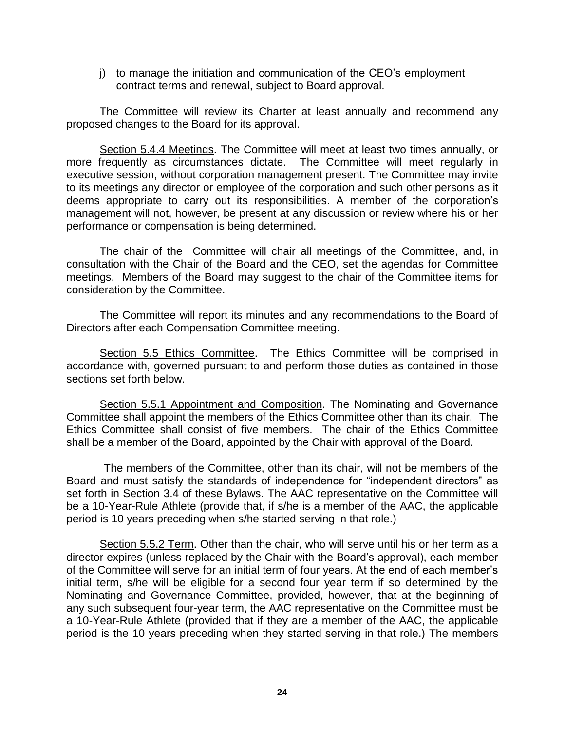j) to manage the initiation and communication of the CEO's employment contract terms and renewal, subject to Board approval.

The Committee will review its Charter at least annually and recommend any proposed changes to the Board for its approval.

Section 5.4.4 Meetings. The Committee will meet at least two times annually, or more frequently as circumstances dictate. The Committee will meet regularly in executive session, without corporation management present. The Committee may invite to its meetings any director or employee of the corporation and such other persons as it deems appropriate to carry out its responsibilities. A member of the corporation's management will not, however, be present at any discussion or review where his or her performance or compensation is being determined.

The chair of the Committee will chair all meetings of the Committee, and, in consultation with the Chair of the Board and the CEO, set the agendas for Committee meetings. Members of the Board may suggest to the chair of the Committee items for consideration by the Committee.

The Committee will report its minutes and any recommendations to the Board of Directors after each Compensation Committee meeting.

Section 5.5 Ethics Committee. The Ethics Committee will be comprised in accordance with, governed pursuant to and perform those duties as contained in those sections set forth below.

Section 5.5.1 Appointment and Composition. The Nominating and Governance Committee shall appoint the members of the Ethics Committee other than its chair. The Ethics Committee shall consist of five members. The chair of the Ethics Committee shall be a member of the Board, appointed by the Chair with approval of the Board.

The members of the Committee, other than its chair, will not be members of the Board and must satisfy the standards of independence for "independent directors" as set forth in Section 3.4 of these Bylaws. The AAC representative on the Committee will be a 10-Year-Rule Athlete (provide that, if s/he is a member of the AAC, the applicable period is 10 years preceding when s/he started serving in that role.)

Section 5.5.2 Term. Other than the chair, who will serve until his or her term as a director expires (unless replaced by the Chair with the Board's approval), each member of the Committee will serve for an initial term of four years. At the end of each member's initial term, s/he will be eligible for a second four year term if so determined by the Nominating and Governance Committee, provided, however, that at the beginning of any such subsequent four-year term, the AAC representative on the Committee must be a 10-Year-Rule Athlete (provided that if they are a member of the AAC, the applicable period is the 10 years preceding when they started serving in that role.) The members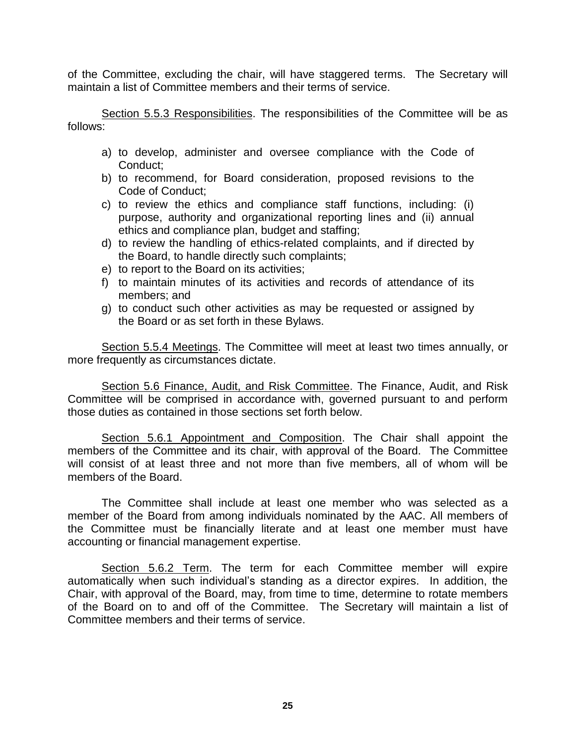of the Committee, excluding the chair, will have staggered terms. The Secretary will maintain a list of Committee members and their terms of service.

Section 5.5.3 Responsibilities. The responsibilities of the Committee will be as follows:

a) to develop, administer and oversee compliance with the Code of Conduct;
b) to recommend, for Board consideration, proposed revisions to the Code of Conduct;
c) to review the ethics and compliance staff functions, including: (i) purpose, authority and organizational reporting lines and (ii) annual ethics and compliance plan, budget and staffing;
d) to review the handling of ethics-related complaints, and if directed by the Board, to handle directly such complaints;
e) to report to the Board on its activities;
f) to maintain minutes of its activities and records of attendance of its members; and
g) to conduct such other activities as may be requested or assigned by the Board or as set forth in these Bylaws.

Section 5.5.4 Meetings. The Committee will meet at least two times annually, or more frequently as circumstances dictate.

Section 5.6 Finance, Audit, and Risk Committee. The Finance, Audit, and Risk Committee will be comprised in accordance with, governed pursuant to and perform those duties as contained in those sections set forth below.

Section 5.6.1 Appointment and Composition. The Chair shall appoint the members of the Committee and its chair, with approval of the Board. The Committee will consist of at least three and not more than five members, all of whom will be members of the Board.

The Committee shall include at least one member who was selected as a member of the Board from among individuals nominated by the AAC. All members of the Committee must be financially literate and at least one member must have accounting or financial management expertise.

Section 5.6.2 Term. The term for each Committee member will expire automatically when such individual's standing as a director expires. In addition, the Chair, with approval of the Board, may, from time to time, determine to rotate members of the Board on to and off of the Committee. The Secretary will maintain a list of Committee members and their terms of service.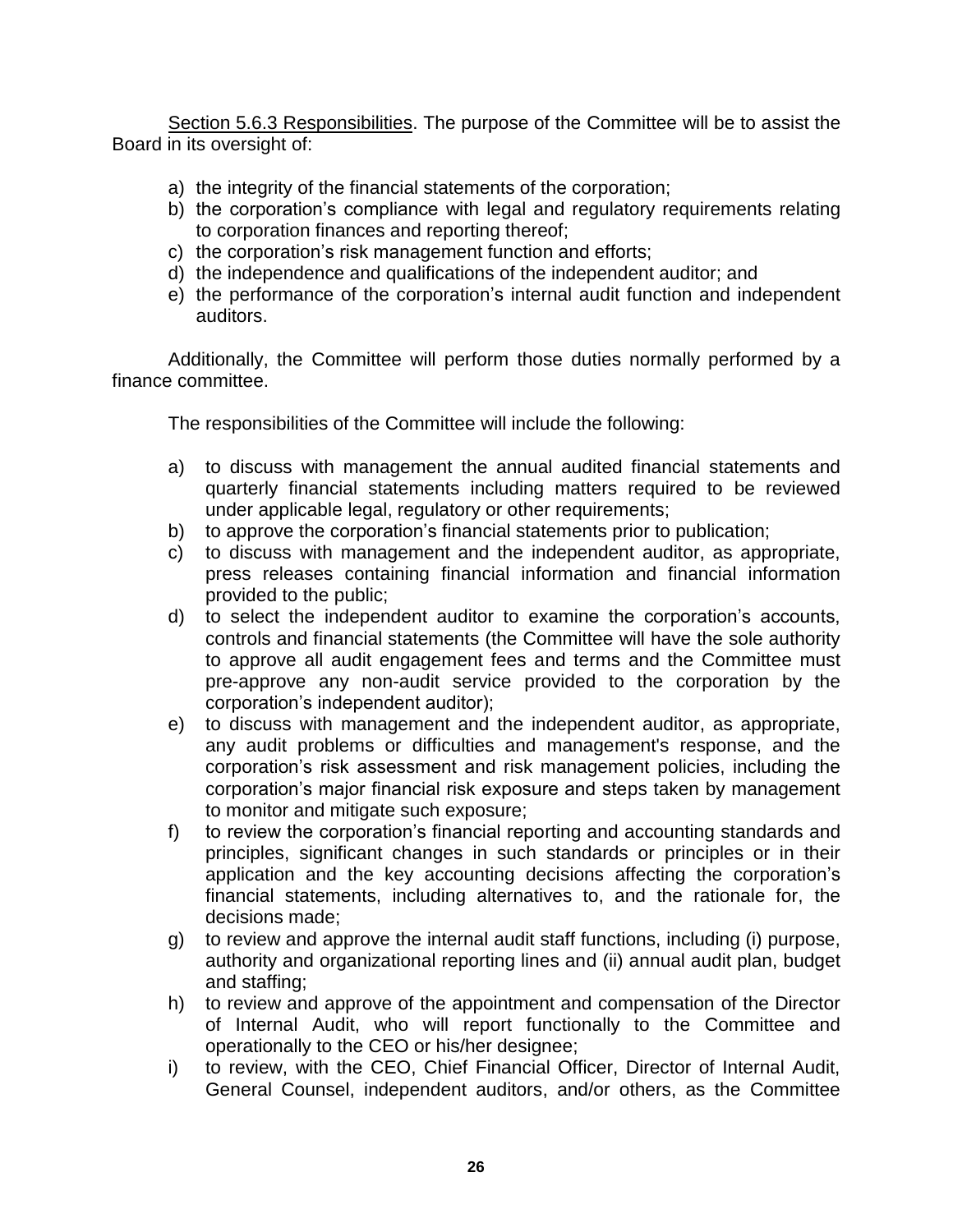<u>Section 5.6.3 Responsibilities</u>. The purpose of the Committee will be to assist the Board in its oversight of:

a) the integrity of the financial statements of the corporation;
b) the corporation's compliance with legal and regulatory requirements relating to corporation finances and reporting thereof;
c) the corporation's risk management function and efforts;
d) the independence and qualifications of the independent auditor; and
e) the performance of the corporation's internal audit function and independent auditors.

Additionally, the Committee will perform those duties normally performed by a finance committee.

The responsibilities of the Committee will include the following:

a) to discuss with management the annual audited financial statements and quarterly financial statements including matters required to be reviewed under applicable legal, regulatory or other requirements;
b) to approve the corporation's financial statements prior to publication;
c) to discuss with management and the independent auditor, as appropriate, press releases containing financial information and financial information provided to the public;
d) to select the independent auditor to examine the corporation's accounts, controls and financial statements (the Committee will have the sole authority to approve all audit engagement fees and terms and the Committee must pre-approve any non-audit service provided to the corporation by the corporation's independent auditor);
e) to discuss with management and the independent auditor, as appropriate, any audit problems or difficulties and management's response, and the corporation's risk assessment and risk management policies, including the corporation's major financial risk exposure and steps taken by management to monitor and mitigate such exposure;
f) to review the corporation's financial reporting and accounting standards and principles, significant changes in such standards or principles or in their application and the key accounting decisions affecting the corporation's financial statements, including alternatives to, and the rationale for, the decisions made;
g) to review and approve the internal audit staff functions, including (i) purpose, authority and organizational reporting lines and (ii) annual audit plan, budget and staffing;
h) to review and approve of the appointment and compensation of the Director of Internal Audit, who will report functionally to the Committee and operationally to the CEO or his/her designee;
i) to review, with the CEO, Chief Financial Officer, Director of Internal Audit, General Counsel, independent auditors, and/or others, as the Committee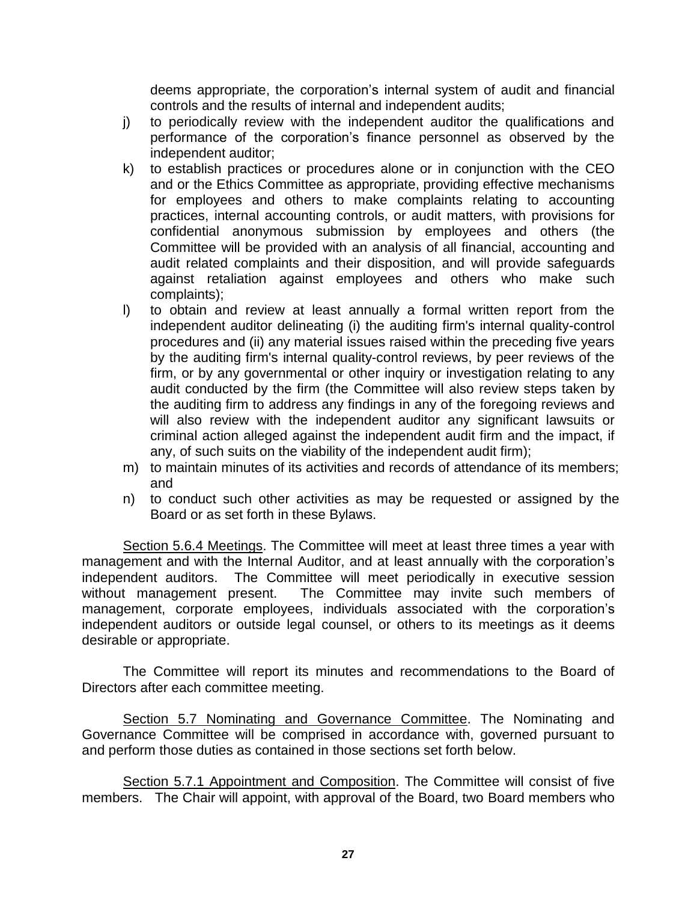deems appropriate, the corporation's internal system of audit and financial controls and the results of internal and independent audits;

j) to periodically review with the independent auditor the qualifications and performance of the corporation's finance personnel as observed by the independent auditor;

k) to establish practices or procedures alone or in conjunction with the CEO and or the Ethics Committee as appropriate, providing effective mechanisms for employees and others to make complaints relating to accounting practices, internal accounting controls, or audit matters, with provisions for confidential anonymous submission by employees and others (the Committee will be provided with an analysis of all financial, accounting and audit related complaints and their disposition, and will provide safeguards against retaliation against employees and others who make such complaints);

l) to obtain and review at least annually a formal written report from the independent auditor delineating (i) the auditing firm's internal quality-control procedures and (ii) any material issues raised within the preceding five years by the auditing firm's internal quality-control reviews, by peer reviews of the firm, or by any governmental or other inquiry or investigation relating to any audit conducted by the firm (the Committee will also review steps taken by the auditing firm to address any findings in any of the foregoing reviews and will also review with the independent auditor any significant lawsuits or criminal action alleged against the independent audit firm and the impact, if any, of such suits on the viability of the independent audit firm);

m) to maintain minutes of its activities and records of attendance of its members; and

n) to conduct such other activities as may be requested or assigned by the Board or as set forth in these Bylaws.

Section 5.6.4 Meetings. The Committee will meet at least three times a year with management and with the Internal Auditor, and at least annually with the corporation's independent auditors. The Committee will meet periodically in executive session without management present. The Committee may invite such members of management, corporate employees, individuals associated with the corporation's independent auditors or outside legal counsel, or others to its meetings as it deems desirable or appropriate.

The Committee will report its minutes and recommendations to the Board of Directors after each committee meeting.

Section 5.7 Nominating and Governance Committee. The Nominating and Governance Committee will be comprised in accordance with, governed pursuant to and perform those duties as contained in those sections set forth below.

Section 5.7.1 Appointment and Composition. The Committee will consist of five members. The Chair will appoint, with approval of the Board, two Board members who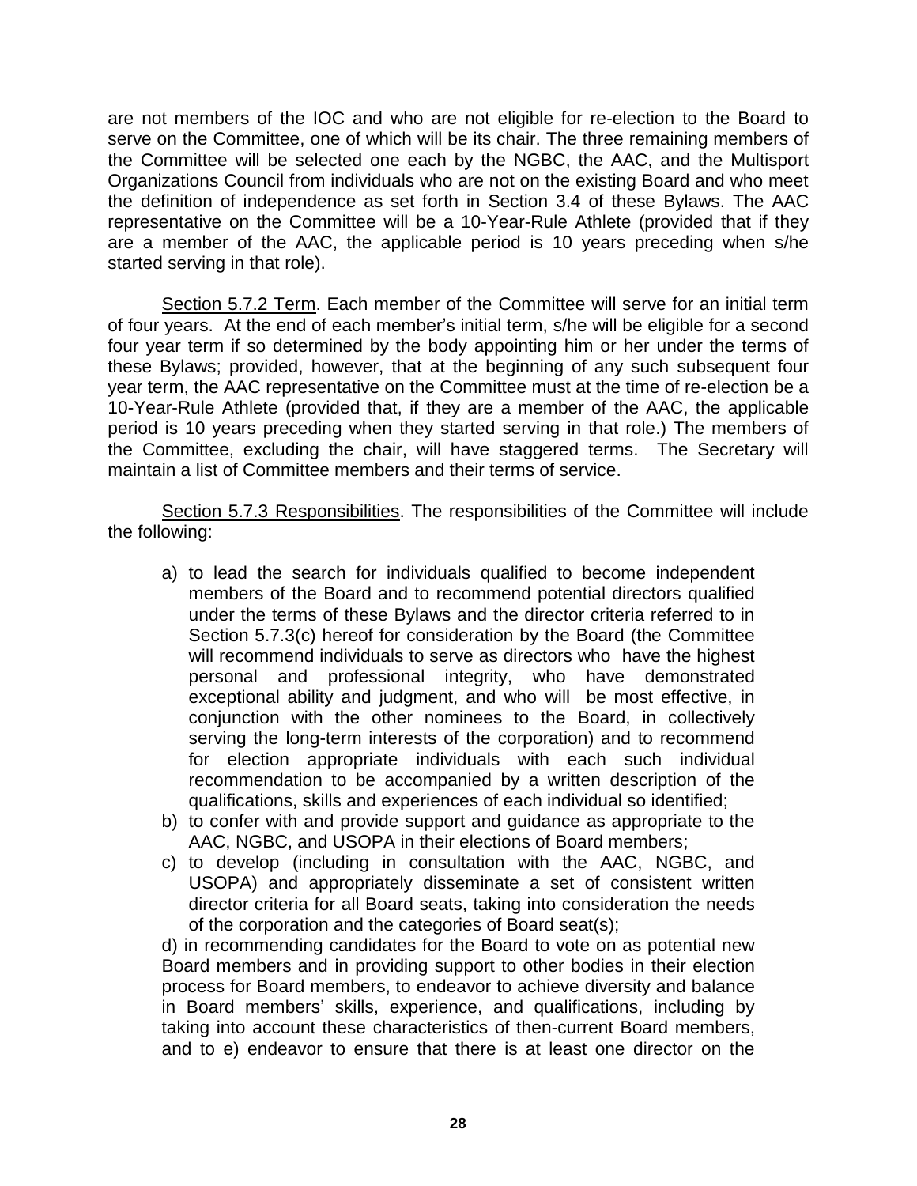are not members of the IOC and who are not eligible for re-election to the Board to serve on the Committee, one of which will be its chair. The three remaining members of the Committee will be selected one each by the NGBC, the AAC, and the Multisport Organizations Council from individuals who are not on the existing Board and who meet the definition of independence as set forth in Section 3.4 of these Bylaws. The AAC representative on the Committee will be a 10-Year-Rule Athlete (provided that if they are a member of the AAC, the applicable period is 10 years preceding when s/he started serving in that role).

Section 5.7.2 Term. Each member of the Committee will serve for an initial term of four years. At the end of each member's initial term, s/he will be eligible for a second four year term if so determined by the body appointing him or her under the terms of these Bylaws; provided, however, that at the beginning of any such subsequent four year term, the AAC representative on the Committee must at the time of re-election be a 10-Year-Rule Athlete (provided that, if they are a member of the AAC, the applicable period is 10 years preceding when they started serving in that role.) The members of the Committee, excluding the chair, will have staggered terms. The Secretary will maintain a list of Committee members and their terms of service.

Section 5.7.3 Responsibilities. The responsibilities of the Committee will include the following:

a) to lead the search for individuals qualified to become independent members of the Board and to recommend potential directors qualified under the terms of these Bylaws and the director criteria referred to in Section 5.7.3(c) hereof for consideration by the Board (the Committee will recommend individuals to serve as directors who have the highest personal and professional integrity, who have demonstrated exceptional ability and judgment, and who will be most effective, in conjunction with the other nominees to the Board, in collectively serving the long-term interests of the corporation) and to recommend for election appropriate individuals with each such individual recommendation to be accompanied by a written description of the qualifications, skills and experiences of each individual so identified;
b) to confer with and provide support and guidance as appropriate to the AAC, NGBC, and USOPA in their elections of Board members;
c) to develop (including in consultation with the AAC, NGBC, and USOPA) and appropriately disseminate a set of consistent written director criteria for all Board seats, taking into consideration the needs of the corporation and the categories of Board seat(s);

d) in recommending candidates for the Board to vote on as potential new Board members and in providing support to other bodies in their election process for Board members, to endeavor to achieve diversity and balance in Board members' skills, experience, and qualifications, including by taking into account these characteristics of then-current Board members, and to e) endeavor to ensure that there is at least one director on the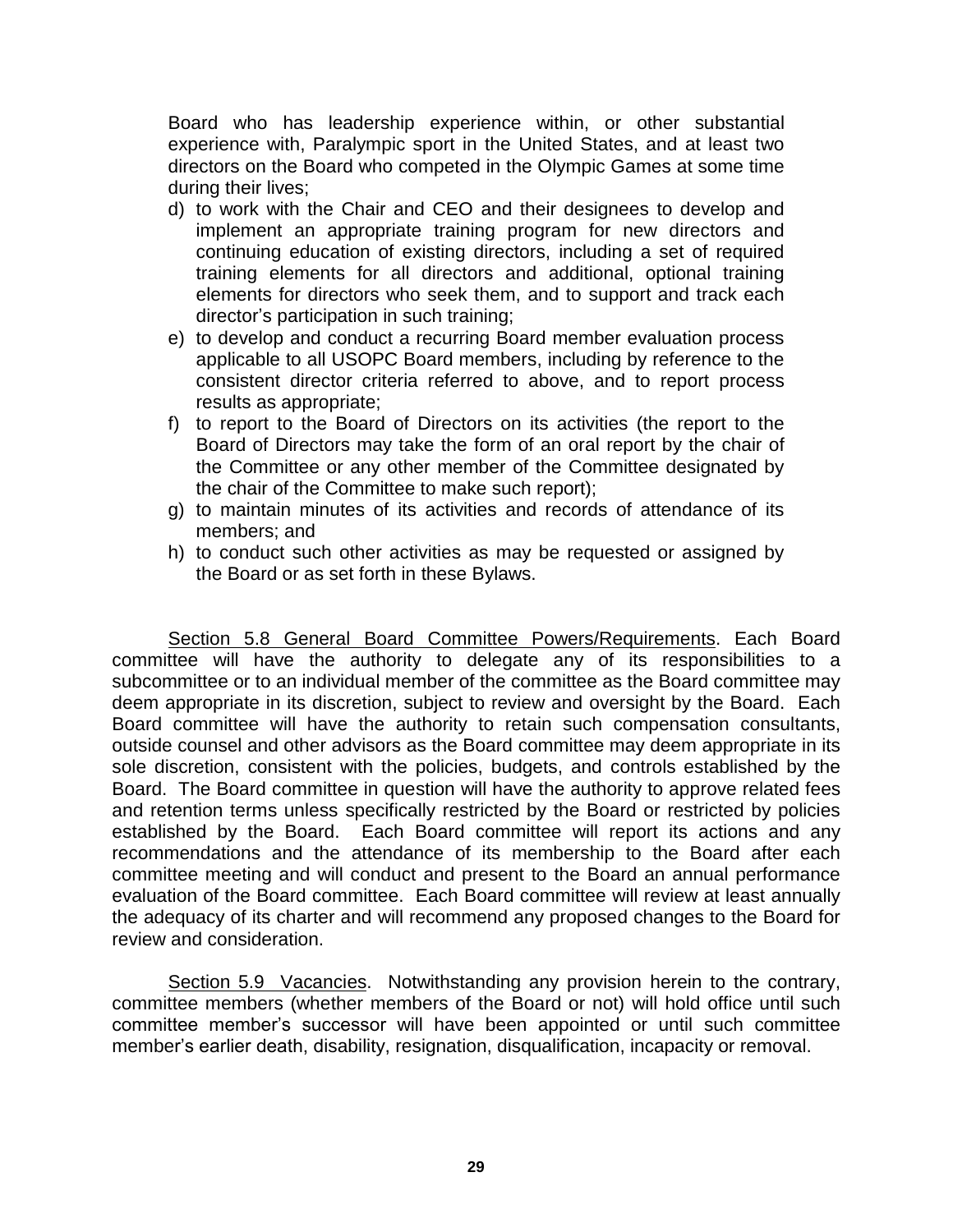Board who has leadership experience within, or other substantial experience with, Paralympic sport in the United States, and at least two directors on the Board who competed in the Olympic Games at some time during their lives;

d) to work with the Chair and CEO and their designees to develop and implement an appropriate training program for new directors and continuing education of existing directors, including a set of required training elements for all directors and additional, optional training elements for directors who seek them, and to support and track each director's participation in such training;
e) to develop and conduct a recurring Board member evaluation process applicable to all USOPC Board members, including by reference to the consistent director criteria referred to above, and to report process results as appropriate;
f) to report to the Board of Directors on its activities (the report to the Board of Directors may take the form of an oral report by the chair of the Committee or any other member of the Committee designated by the chair of the Committee to make such report);
g) to maintain minutes of its activities and records of attendance of its members; and
h) to conduct such other activities as may be requested or assigned by the Board or as set forth in these Bylaws.

<u>Section 5.8 General Board Committee Powers/Requirements</u>. Each Board committee will have the authority to delegate any of its responsibilities to a subcommittee or to an individual member of the committee as the Board committee may deem appropriate in its discretion, subject to review and oversight by the Board. Each Board committee will have the authority to retain such compensation consultants, outside counsel and other advisors as the Board committee may deem appropriate in its sole discretion, consistent with the policies, budgets, and controls established by the Board. The Board committee in question will have the authority to approve related fees and retention terms unless specifically restricted by the Board or restricted by policies established by the Board. Each Board committee will report its actions and any recommendations and the attendance of its membership to the Board after each committee meeting and will conduct and present to the Board an annual performance evaluation of the Board committee. Each Board committee will review at least annually the adequacy of its charter and will recommend any proposed changes to the Board for review and consideration.

<u>Section 5.9 Vacancies</u>. Notwithstanding any provision herein to the contrary, committee members (whether members of the Board or not) will hold office until such committee member's successor will have been appointed or until such committee member's earlier death, disability, resignation, disqualification, incapacity or removal.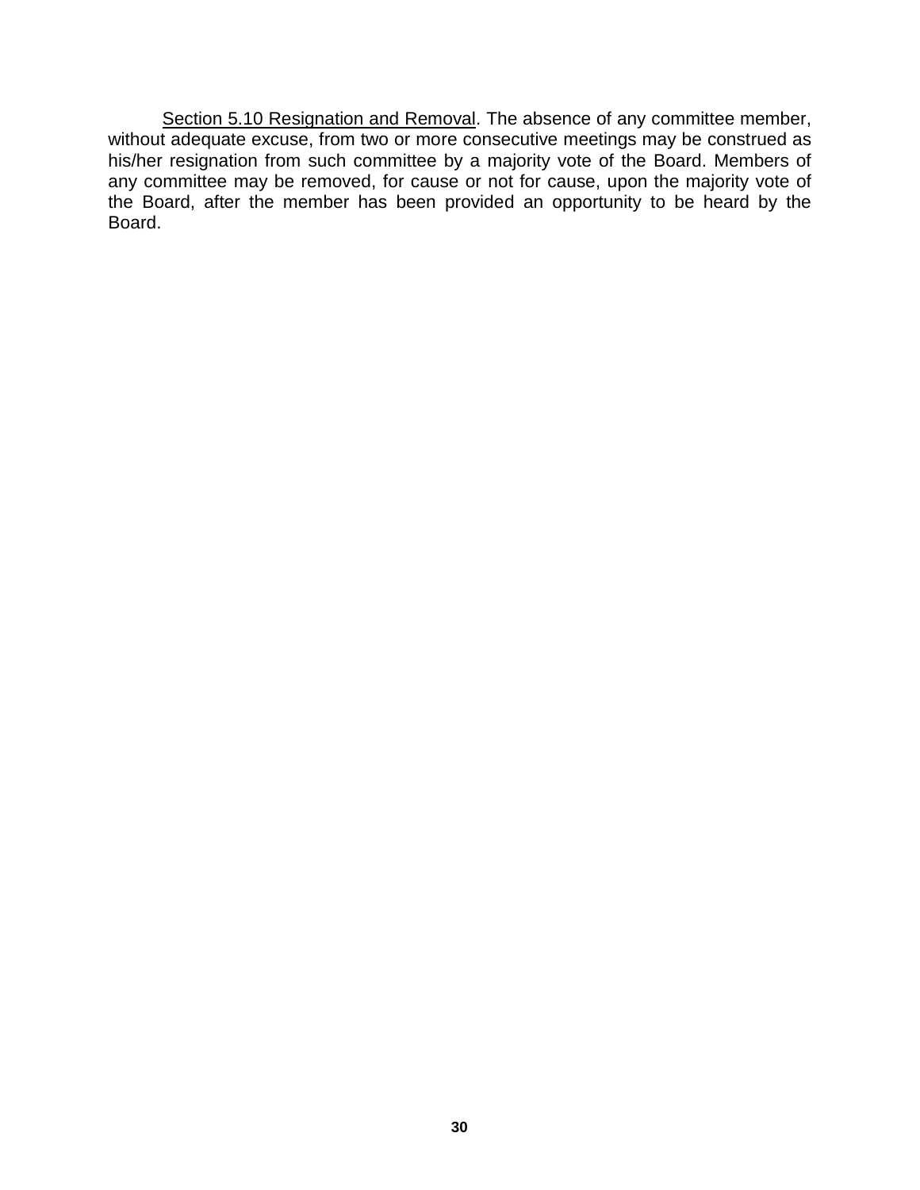<u>Section 5.10 Resignation and Removal</u>. The absence of any committee member, without adequate excuse, from two or more consecutive meetings may be construed as his/her resignation from such committee by a majority vote of the Board. Members of any committee may be removed, for cause or not for cause, upon the majority vote of the Board, after the member has been provided an opportunity to be heard by the Board.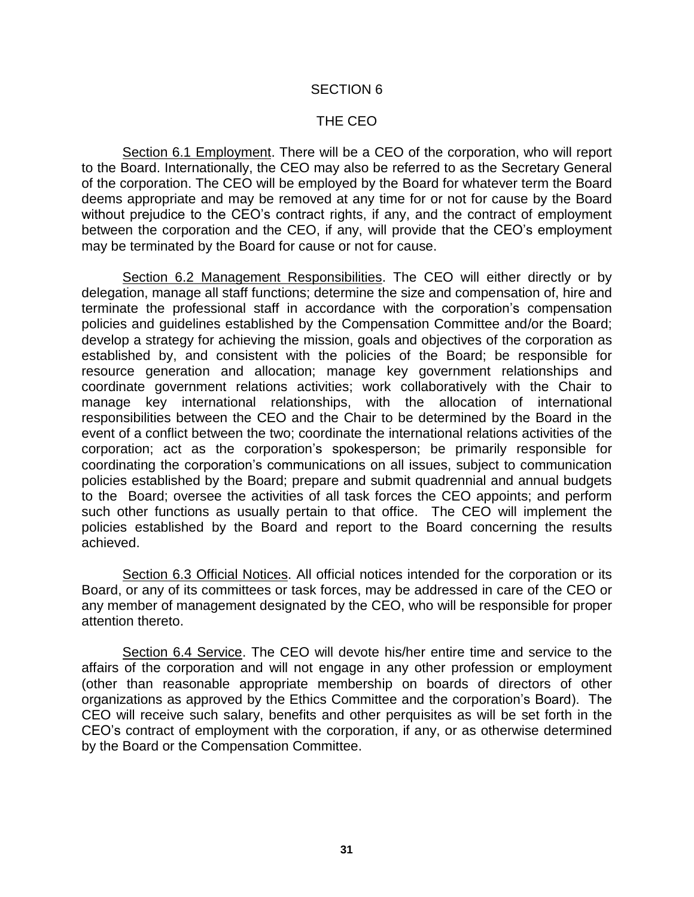# SECTION 6

## THE CEO

Section 6.1 Employment. There will be a CEO of the corporation, who will report to the Board. Internationally, the CEO may also be referred to as the Secretary General of the corporation. The CEO will be employed by the Board for whatever term the Board deems appropriate and may be removed at any time for or not for cause by the Board without prejudice to the CEO's contract rights, if any, and the contract of employment between the corporation and the CEO, if any, will provide that the CEO's employment may be terminated by the Board for cause or not for cause.

Section 6.2 Management Responsibilities. The CEO will either directly or by delegation, manage all staff functions; determine the size and compensation of, hire and terminate the professional staff in accordance with the corporation's compensation policies and guidelines established by the Compensation Committee and/or the Board; develop a strategy for achieving the mission, goals and objectives of the corporation as established by, and consistent with the policies of the Board; be responsible for resource generation and allocation; manage key government relationships and coordinate government relations activities; work collaboratively with the Chair to manage key international relationships, with the allocation of international responsibilities between the CEO and the Chair to be determined by the Board in the event of a conflict between the two; coordinate the international relations activities of the corporation; act as the corporation's spokesperson; be primarily responsible for coordinating the corporation's communications on all issues, subject to communication policies established by the Board; prepare and submit quadrennial and annual budgets to the Board; oversee the activities of all task forces the CEO appoints; and perform such other functions as usually pertain to that office. The CEO will implement the policies established by the Board and report to the Board concerning the results achieved.

Section 6.3 Official Notices. All official notices intended for the corporation or its Board, or any of its committees or task forces, may be addressed in care of the CEO or any member of management designated by the CEO, who will be responsible for proper attention thereto.

Section 6.4 Service. The CEO will devote his/her entire time and service to the affairs of the corporation and will not engage in any other profession or employment (other than reasonable appropriate membership on boards of directors of other organizations as approved by the Ethics Committee and the corporation's Board). The CEO will receive such salary, benefits and other perquisites as will be set forth in the CEO's contract of employment with the corporation, if any, or as otherwise determined by the Board or the Compensation Committee.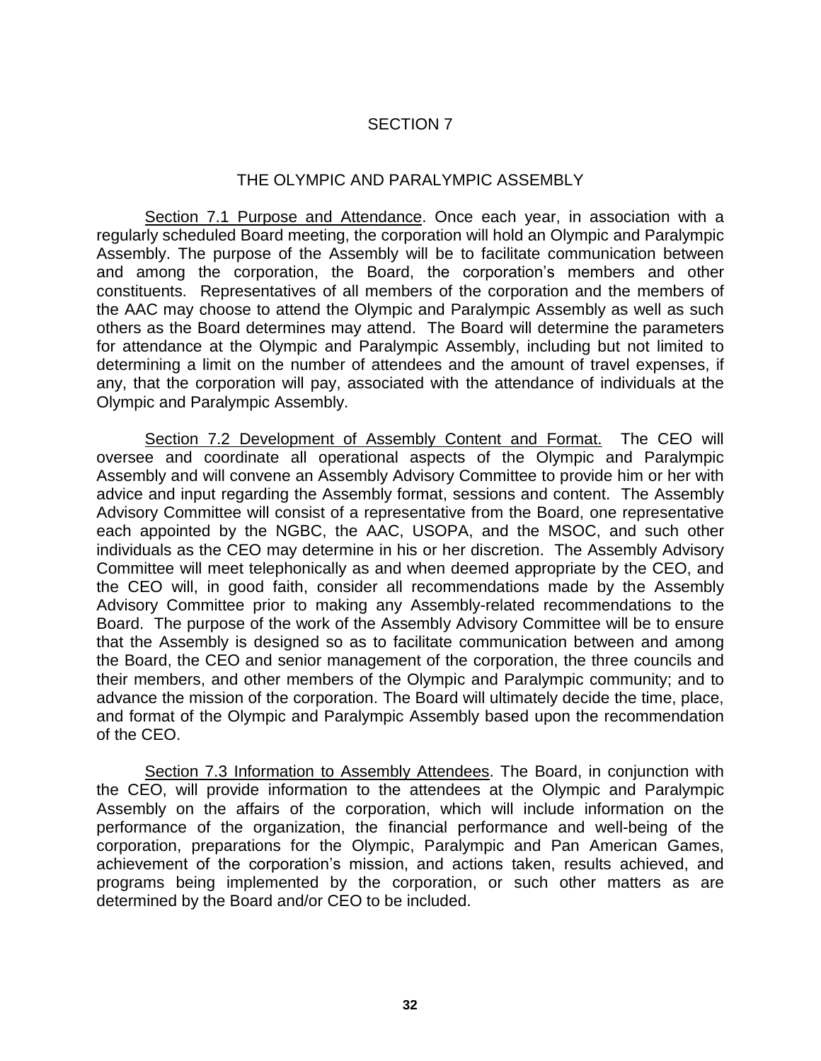# SECTION 7

## THE OLYMPIC AND PARALYMPIC ASSEMBLY

Section 7.1 Purpose and Attendance. Once each year, in association with a regularly scheduled Board meeting, the corporation will hold an Olympic and Paralympic Assembly. The purpose of the Assembly will be to facilitate communication between and among the corporation, the Board, the corporation's members and other constituents. Representatives of all members of the corporation and the members of the AAC may choose to attend the Olympic and Paralympic Assembly as well as such others as the Board determines may attend. The Board will determine the parameters for attendance at the Olympic and Paralympic Assembly, including but not limited to determining a limit on the number of attendees and the amount of travel expenses, if any, that the corporation will pay, associated with the attendance of individuals at the Olympic and Paralympic Assembly.

Section 7.2 Development of Assembly Content and Format. The CEO will oversee and coordinate all operational aspects of the Olympic and Paralympic Assembly and will convene an Assembly Advisory Committee to provide him or her with advice and input regarding the Assembly format, sessions and content. The Assembly Advisory Committee will consist of a representative from the Board, one representative each appointed by the NGBC, the AAC, USOPA, and the MSOC, and such other individuals as the CEO may determine in his or her discretion. The Assembly Advisory Committee will meet telephonically as and when deemed appropriate by the CEO, and the CEO will, in good faith, consider all recommendations made by the Assembly Advisory Committee prior to making any Assembly-related recommendations to the Board. The purpose of the work of the Assembly Advisory Committee will be to ensure that the Assembly is designed so as to facilitate communication between and among the Board, the CEO and senior management of the corporation, the three councils and their members, and other members of the Olympic and Paralympic community; and to advance the mission of the corporation. The Board will ultimately decide the time, place, and format of the Olympic and Paralympic Assembly based upon the recommendation of the CEO.

Section 7.3 Information to Assembly Attendees. The Board, in conjunction with the CEO, will provide information to the attendees at the Olympic and Paralympic Assembly on the affairs of the corporation, which will include information on the performance of the organization, the financial performance and well-being of the corporation, preparations for the Olympic, Paralympic and Pan American Games, achievement of the corporation's mission, and actions taken, results achieved, and programs being implemented by the corporation, or such other matters as are determined by the Board and/or CEO to be included.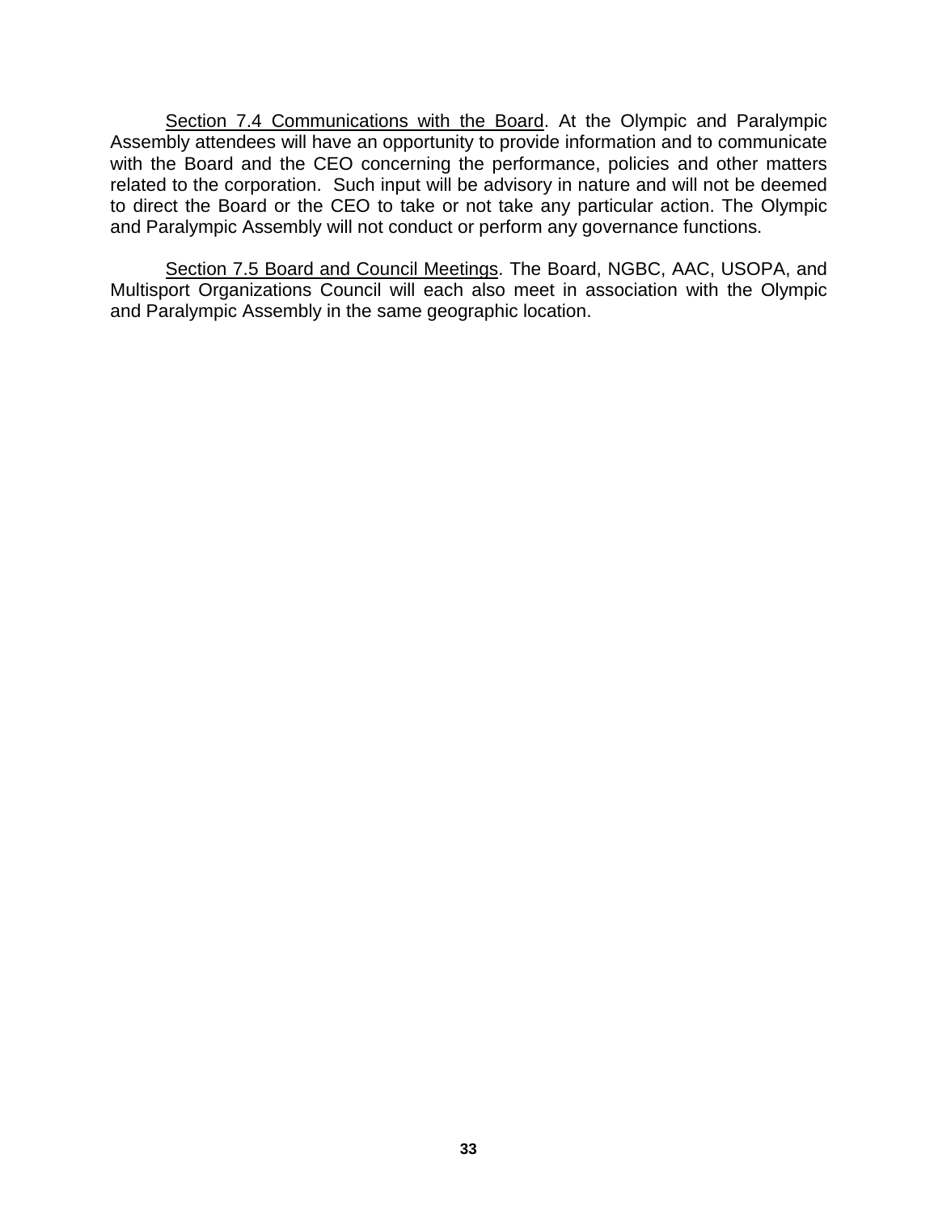<u>Section 7.4 Communications with the Board</u>. At the Olympic and Paralympic Assembly attendees will have an opportunity to provide information and to communicate with the Board and the CEO concerning the performance, policies and other matters related to the corporation. Such input will be advisory in nature and will not be deemed to direct the Board or the CEO to take or not take any particular action. The Olympic and Paralympic Assembly will not conduct or perform any governance functions.

<u>Section 7.5 Board and Council Meetings</u>. The Board, NGBC, AAC, USOPA, and Multisport Organizations Council will each also meet in association with the Olympic and Paralympic Assembly in the same geographic location.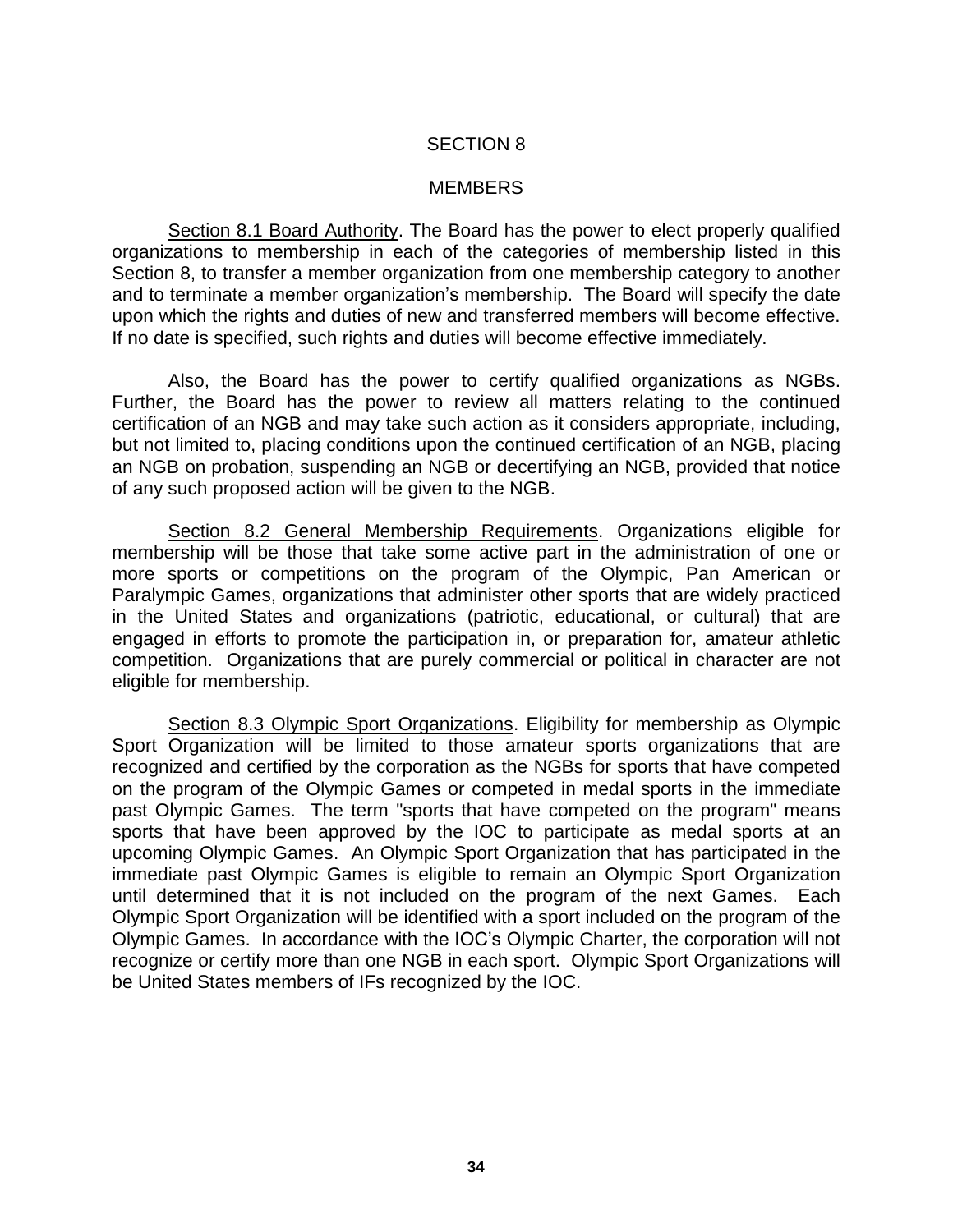# SECTION 8

## MEMBERS

Section 8.1 Board Authority. The Board has the power to elect properly qualified organizations to membership in each of the categories of membership listed in this Section 8, to transfer a member organization from one membership category to another and to terminate a member organization's membership. The Board will specify the date upon which the rights and duties of new and transferred members will become effective. If no date is specified, such rights and duties will become effective immediately.

Also, the Board has the power to certify qualified organizations as NGBs. Further, the Board has the power to review all matters relating to the continued certification of an NGB and may take such action as it considers appropriate, including, but not limited to, placing conditions upon the continued certification of an NGB, placing an NGB on probation, suspending an NGB or decertifying an NGB, provided that notice of any such proposed action will be given to the NGB.

Section 8.2 General Membership Requirements. Organizations eligible for membership will be those that take some active part in the administration of one or more sports or competitions on the program of the Olympic, Pan American or Paralympic Games, organizations that administer other sports that are widely practiced in the United States and organizations (patriotic, educational, or cultural) that are engaged in efforts to promote the participation in, or preparation for, amateur athletic competition. Organizations that are purely commercial or political in character are not eligible for membership.

Section 8.3 Olympic Sport Organizations. Eligibility for membership as Olympic Sport Organization will be limited to those amateur sports organizations that are recognized and certified by the corporation as the NGBs for sports that have competed on the program of the Olympic Games or competed in medal sports in the immediate past Olympic Games. The term "sports that have competed on the program" means sports that have been approved by the IOC to participate as medal sports at an upcoming Olympic Games. An Olympic Sport Organization that has participated in the immediate past Olympic Games is eligible to remain an Olympic Sport Organization until determined that it is not included on the program of the next Games. Each Olympic Sport Organization will be identified with a sport included on the program of the Olympic Games. In accordance with the IOC's Olympic Charter, the corporation will not recognize or certify more than one NGB in each sport. Olympic Sport Organizations will be United States members of IFs recognized by the IOC.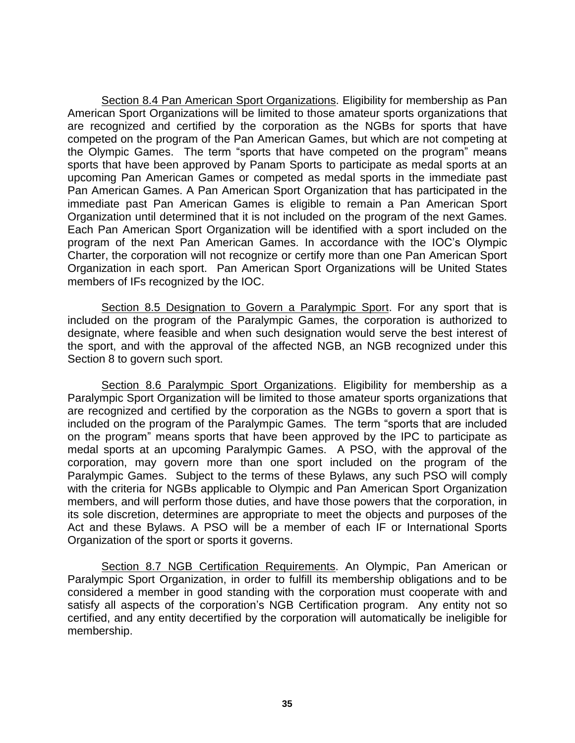Section 8.4 Pan American Sport Organizations. Eligibility for membership as Pan American Sport Organizations will be limited to those amateur sports organizations that are recognized and certified by the corporation as the NGBs for sports that have competed on the program of the Pan American Games, but which are not competing at the Olympic Games. The term "sports that have competed on the program" means sports that have been approved by Panam Sports to participate as medal sports at an upcoming Pan American Games or competed as medal sports in the immediate past Pan American Games. A Pan American Sport Organization that has participated in the immediate past Pan American Games is eligible to remain a Pan American Sport Organization until determined that it is not included on the program of the next Games. Each Pan American Sport Organization will be identified with a sport included on the program of the next Pan American Games. In accordance with the IOC's Olympic Charter, the corporation will not recognize or certify more than one Pan American Sport Organization in each sport. Pan American Sport Organizations will be United States members of IFs recognized by the IOC.

Section 8.5 Designation to Govern a Paralympic Sport. For any sport that is included on the program of the Paralympic Games, the corporation is authorized to designate, where feasible and when such designation would serve the best interest of the sport, and with the approval of the affected NGB, an NGB recognized under this Section 8 to govern such sport.

Section 8.6 Paralympic Sport Organizations. Eligibility for membership as a Paralympic Sport Organization will be limited to those amateur sports organizations that are recognized and certified by the corporation as the NGBs to govern a sport that is included on the program of the Paralympic Games. The term "sports that are included on the program" means sports that have been approved by the IPC to participate as medal sports at an upcoming Paralympic Games. A PSO, with the approval of the corporation, may govern more than one sport included on the program of the Paralympic Games. Subject to the terms of these Bylaws, any such PSO will comply with the criteria for NGBs applicable to Olympic and Pan American Sport Organization members, and will perform those duties, and have those powers that the corporation, in its sole discretion, determines are appropriate to meet the objects and purposes of the Act and these Bylaws. A PSO will be a member of each IF or International Sports Organization of the sport or sports it governs.

Section 8.7 NGB Certification Requirements. An Olympic, Pan American or Paralympic Sport Organization, in order to fulfill its membership obligations and to be considered a member in good standing with the corporation must cooperate with and satisfy all aspects of the corporation's NGB Certification program. Any entity not so certified, and any entity decertified by the corporation will automatically be ineligible for membership.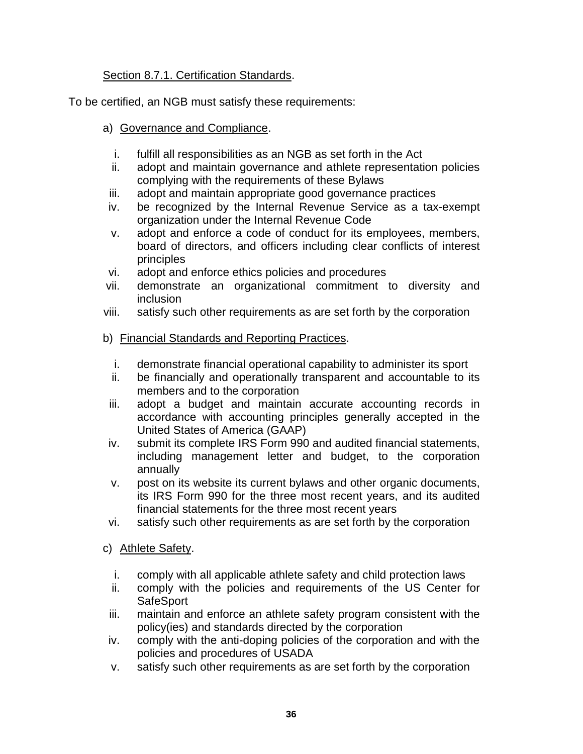Section 8.7.1. Certification Standards.

To be certified, an NGB must satisfy these requirements:

a) Governance and Compliance.

i. fulfill all responsibilities as an NGB as set forth in the Act
ii. adopt and maintain governance and athlete representation policies complying with the requirements of these Bylaws
iii. adopt and maintain appropriate good governance practices
iv. be recognized by the Internal Revenue Service as a tax-exempt organization under the Internal Revenue Code
v. adopt and enforce a code of conduct for its employees, members, board of directors, and officers including clear conflicts of interest principles
vi. adopt and enforce ethics policies and procedures
vii. demonstrate an organizational commitment to diversity and inclusion
viii. satisfy such other requirements as are set forth by the corporation

b) Financial Standards and Reporting Practices.

i. demonstrate financial operational capability to administer its sport
ii. be financially and operationally transparent and accountable to its members and to the corporation
iii. adopt a budget and maintain accurate accounting records in accordance with accounting principles generally accepted in the United States of America (GAAP)
iv. submit its complete IRS Form 990 and audited financial statements, including management letter and budget, to the corporation annually
v. post on its website its current bylaws and other organic documents, its IRS Form 990 for the three most recent years, and its audited financial statements for the three most recent years
vi. satisfy such other requirements as are set forth by the corporation

c) Athlete Safety.

i. comply with all applicable athlete safety and child protection laws
ii. comply with the policies and requirements of the US Center for SafeSport
iii. maintain and enforce an athlete safety program consistent with the policy(ies) and standards directed by the corporation
iv. comply with the anti-doping policies of the corporation and with the policies and procedures of USADA
v. satisfy such other requirements as are set forth by the corporation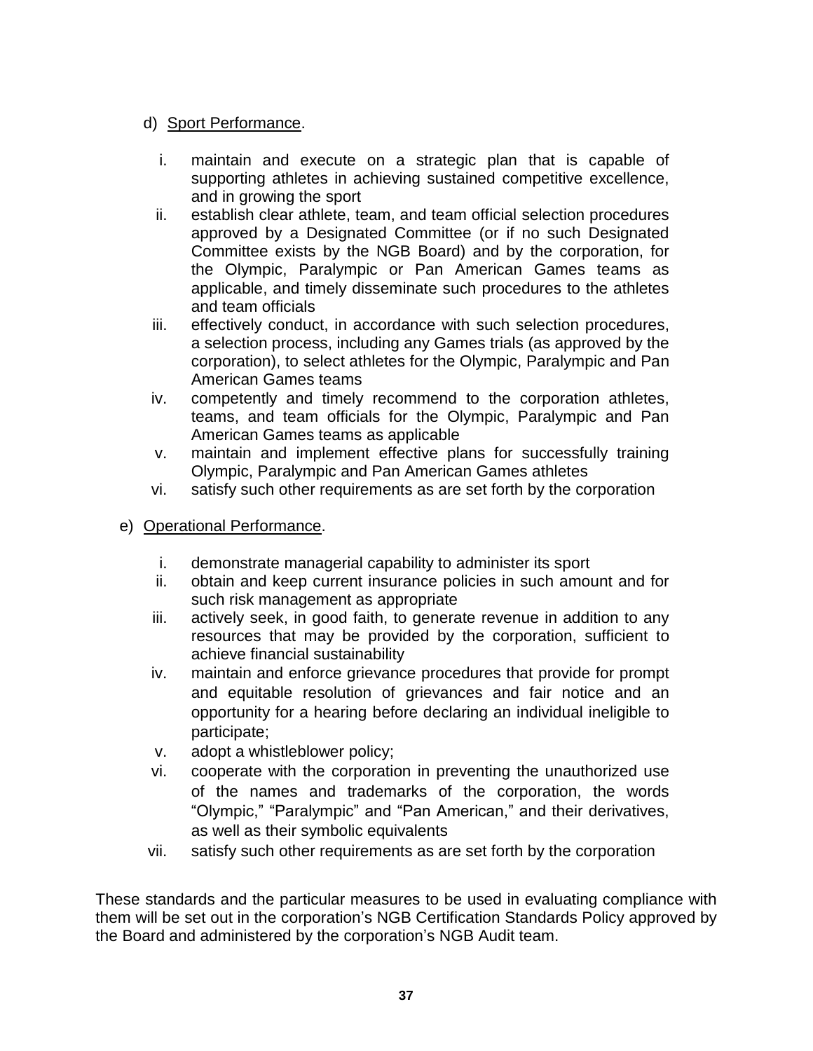d) Sport Performance.

i. maintain and execute on a strategic plan that is capable of supporting athletes in achieving sustained competitive excellence, and in growing the sport
ii. establish clear athlete, team, and team official selection procedures approved by a Designated Committee (or if no such Designated Committee exists by the NGB Board) and by the corporation, for the Olympic, Paralympic or Pan American Games teams as applicable, and timely disseminate such procedures to the athletes and team officials
iii. effectively conduct, in accordance with such selection procedures, a selection process, including any Games trials (as approved by the corporation), to select athletes for the Olympic, Paralympic and Pan American Games teams
iv. competently and timely recommend to the corporation athletes, teams, and team officials for the Olympic, Paralympic and Pan American Games teams as applicable
v. maintain and implement effective plans for successfully training Olympic, Paralympic and Pan American Games athletes
vi. satisfy such other requirements as are set forth by the corporation

e) Operational Performance.

i. demonstrate managerial capability to administer its sport
ii. obtain and keep current insurance policies in such amount and for such risk management as appropriate
iii. actively seek, in good faith, to generate revenue in addition to any resources that may be provided by the corporation, sufficient to achieve financial sustainability
iv. maintain and enforce grievance procedures that provide for prompt and equitable resolution of grievances and fair notice and an opportunity for a hearing before declaring an individual ineligible to participate;
v. adopt a whistleblower policy;
vi. cooperate with the corporation in preventing the unauthorized use of the names and trademarks of the corporation, the words "Olympic," "Paralympic" and "Pan American," and their derivatives, as well as their symbolic equivalents
vii. satisfy such other requirements as are set forth by the corporation

These standards and the particular measures to be used in evaluating compliance with them will be set out in the corporation's NGB Certification Standards Policy approved by the Board and administered by the corporation's NGB Audit team.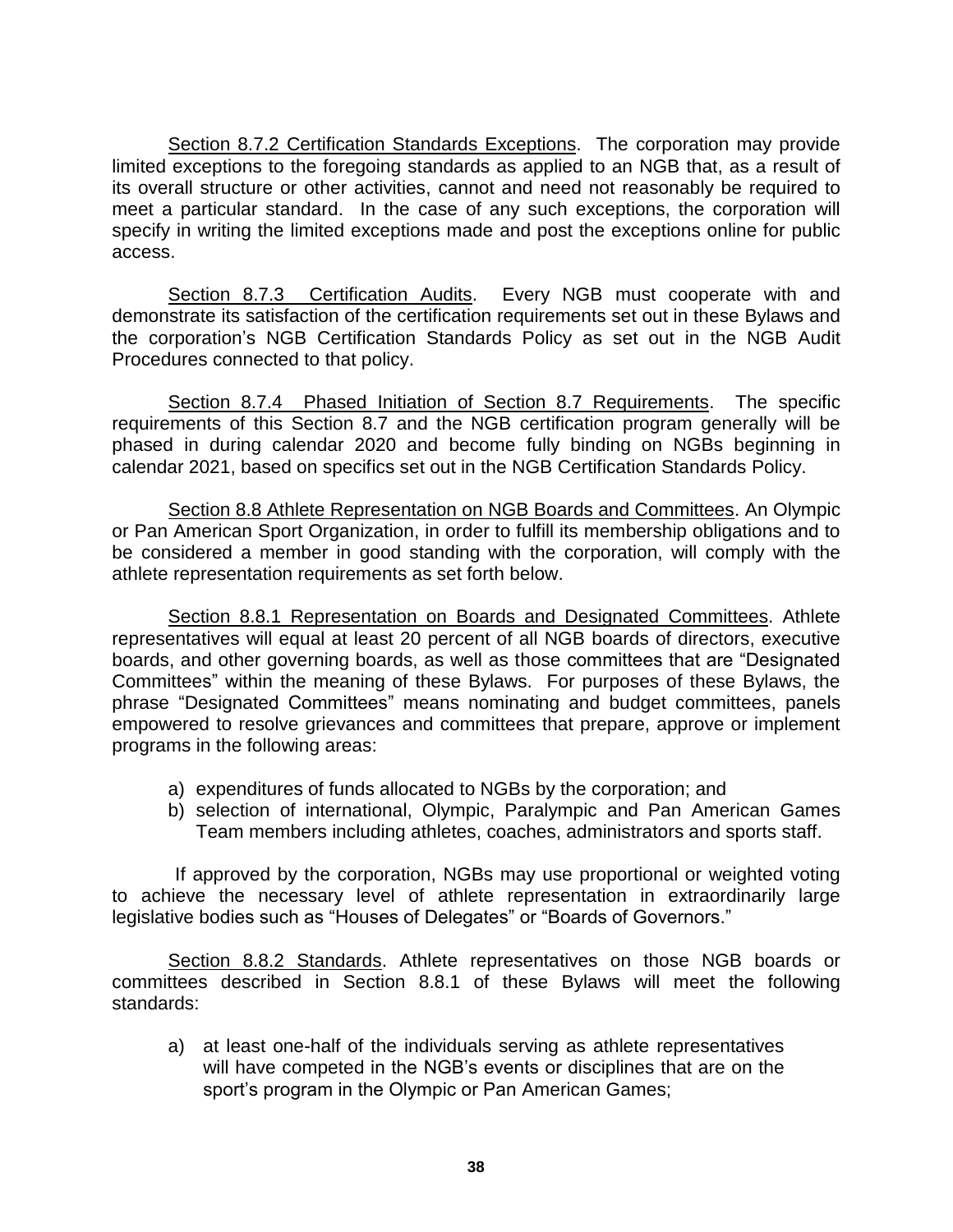Section 8.7.2 Certification Standards Exceptions. The corporation may provide limited exceptions to the foregoing standards as applied to an NGB that, as a result of its overall structure or other activities, cannot and need not reasonably be required to meet a particular standard. In the case of any such exceptions, the corporation will specify in writing the limited exceptions made and post the exceptions online for public access.

Section 8.7.3 Certification Audits. Every NGB must cooperate with and demonstrate its satisfaction of the certification requirements set out in these Bylaws and the corporation's NGB Certification Standards Policy as set out in the NGB Audit Procedures connected to that policy.

Section 8.7.4 Phased Initiation of Section 8.7 Requirements. The specific requirements of this Section 8.7 and the NGB certification program generally will be phased in during calendar 2020 and become fully binding on NGBs beginning in calendar 2021, based on specifics set out in the NGB Certification Standards Policy.

Section 8.8 Athlete Representation on NGB Boards and Committees. An Olympic or Pan American Sport Organization, in order to fulfill its membership obligations and to be considered a member in good standing with the corporation, will comply with the athlete representation requirements as set forth below.

Section 8.8.1 Representation on Boards and Designated Committees. Athlete representatives will equal at least 20 percent of all NGB boards of directors, executive boards, and other governing boards, as well as those committees that are "Designated Committees" within the meaning of these Bylaws. For purposes of these Bylaws, the phrase "Designated Committees" means nominating and budget committees, panels empowered to resolve grievances and committees that prepare, approve or implement programs in the following areas:

a) expenditures of funds allocated to NGBs by the corporation; and
b) selection of international, Olympic, Paralympic and Pan American Games Team members including athletes, coaches, administrators and sports staff.

If approved by the corporation, NGBs may use proportional or weighted voting to achieve the necessary level of athlete representation in extraordinarily large legislative bodies such as "Houses of Delegates" or "Boards of Governors."

Section 8.8.2 Standards. Athlete representatives on those NGB boards or committees described in Section 8.8.1 of these Bylaws will meet the following standards:

a) at least one-half of the individuals serving as athlete representatives will have competed in the NGB's events or disciplines that are on the sport's program in the Olympic or Pan American Games;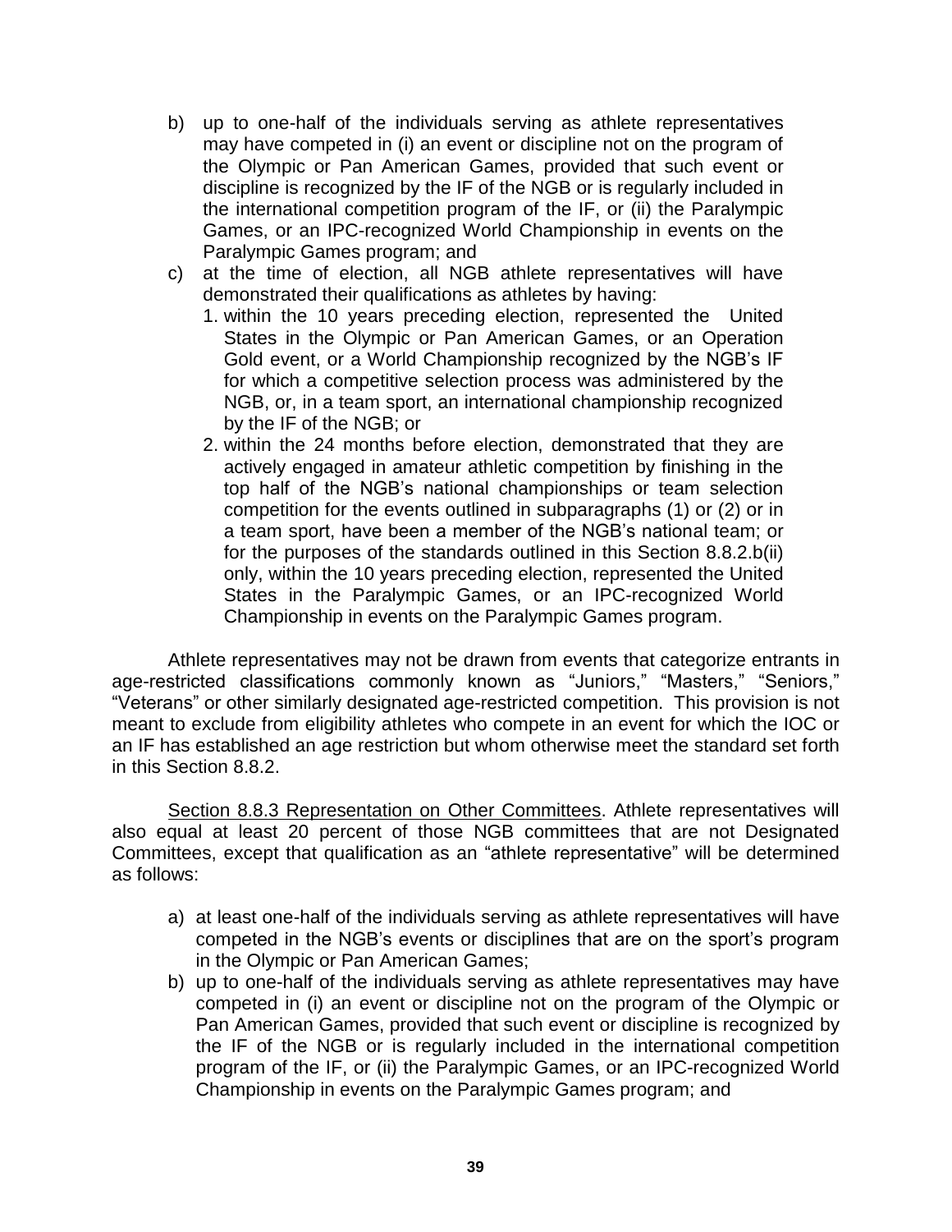b) up to one-half of the individuals serving as athlete representatives may have competed in (i) an event or discipline not on the program of the Olympic or Pan American Games, provided that such event or discipline is recognized by the IF of the NGB or is regularly included in the international competition program of the IF, or (ii) the Paralympic Games, or an IPC-recognized World Championship in events on the Paralympic Games program; and
c) at the time of election, all NGB athlete representatives will have demonstrated their qualifications as athletes by having:
   1. within the 10 years preceding election, represented the United States in the Olympic or Pan American Games, or an Operation Gold event, or a World Championship recognized by the NGB's IF for which a competitive selection process was administered by the NGB, or, in a team sport, an international championship recognized by the IF of the NGB; or
   2. within the 24 months before election, demonstrated that they are actively engaged in amateur athletic competition by finishing in the top half of the NGB's national championships or team selection competition for the events outlined in subparagraphs (1) or (2) or in a team sport, have been a member of the NGB's national team; or for the purposes of the standards outlined in this Section 8.8.2.b(ii) only, within the 10 years preceding election, represented the United States in the Paralympic Games, or an IPC-recognized World Championship in events on the Paralympic Games program.

Athlete representatives may not be drawn from events that categorize entrants in age-restricted classifications commonly known as "Juniors," "Masters," "Seniors," "Veterans" or other similarly designated age-restricted competition. This provision is not meant to exclude from eligibility athletes who compete in an event for which the IOC or an IF has established an age restriction but whom otherwise meet the standard set forth in this Section 8.8.2.

Section 8.8.3 Representation on Other Committees. Athlete representatives will also equal at least 20 percent of those NGB committees that are not Designated Committees, except that qualification as an "athlete representative" will be determined as follows:

a) at least one-half of the individuals serving as athlete representatives will have competed in the NGB's events or disciplines that are on the sport's program in the Olympic or Pan American Games;
b) up to one-half of the individuals serving as athlete representatives may have competed in (i) an event or discipline not on the program of the Olympic or Pan American Games, provided that such event or discipline is recognized by the IF of the NGB or is regularly included in the international competition program of the IF, or (ii) the Paralympic Games, or an IPC-recognized World Championship in events on the Paralympic Games program; and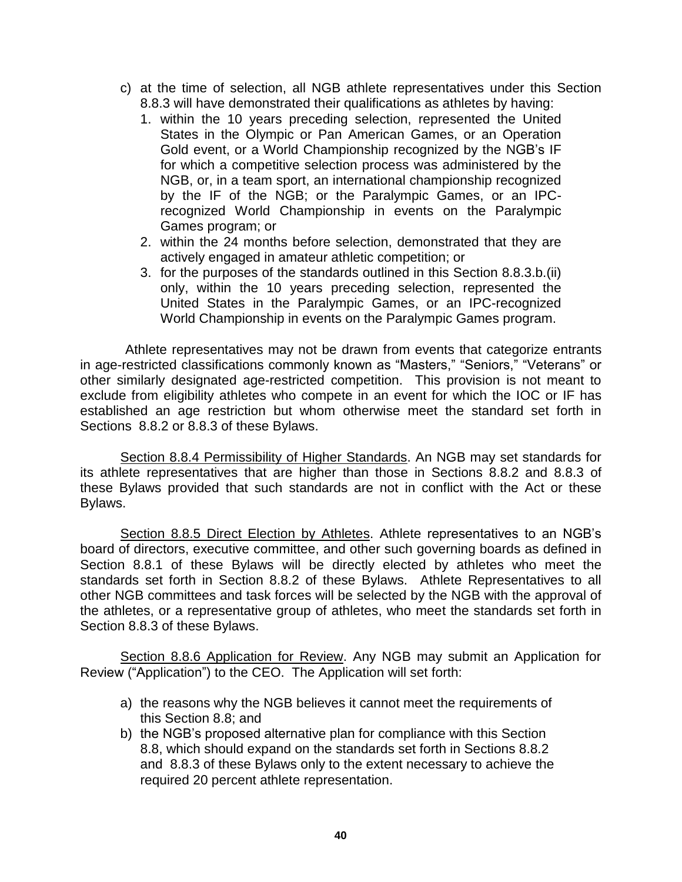c) at the time of selection, all NGB athlete representatives under this Section 8.8.3 will have demonstrated their qualifications as athletes by having:
   1. within the 10 years preceding selection, represented the United States in the Olympic or Pan American Games, or an Operation Gold event, or a World Championship recognized by the NGB's IF for which a competitive selection process was administered by the NGB, or, in a team sport, an international championship recognized by the IF of the NGB; or the Paralympic Games, or an IPC-recognized World Championship in events on the Paralympic Games program; or
   2. within the 24 months before selection, demonstrated that they are actively engaged in amateur athletic competition; or
   3. for the purposes of the standards outlined in this Section 8.8.3.b.(ii) only, within the 10 years preceding selection, represented the United States in the Paralympic Games, or an IPC-recognized World Championship in events on the Paralympic Games program.

Athlete representatives may not be drawn from events that categorize entrants in age-restricted classifications commonly known as "Masters," "Seniors," "Veterans" or other similarly designated age-restricted competition. This provision is not meant to exclude from eligibility athletes who compete in an event for which the IOC or IF has established an age restriction but whom otherwise meet the standard set forth in Sections 8.8.2 or 8.8.3 of these Bylaws.

<u>Section 8.8.4 Permissibility of Higher Standards</u>. An NGB may set standards for its athlete representatives that are higher than those in Sections 8.8.2 and 8.8.3 of these Bylaws provided that such standards are not in conflict with the Act or these Bylaws.

<u>Section 8.8.5 Direct Election by Athletes</u>. Athlete representatives to an NGB's board of directors, executive committee, and other such governing boards as defined in Section 8.8.1 of these Bylaws will be directly elected by athletes who meet the standards set forth in Section 8.8.2 of these Bylaws. Athlete Representatives to all other NGB committees and task forces will be selected by the NGB with the approval of the athletes, or a representative group of athletes, who meet the standards set forth in Section 8.8.3 of these Bylaws.

<u>Section 8.8.6 Application for Review</u>. Any NGB may submit an Application for Review ("Application") to the CEO. The Application will set forth:

a) the reasons why the NGB believes it cannot meet the requirements of this Section 8.8; and
b) the NGB's proposed alternative plan for compliance with this Section 8.8, which should expand on the standards set forth in Sections 8.8.2 and 8.8.3 of these Bylaws only to the extent necessary to achieve the required 20 percent athlete representation.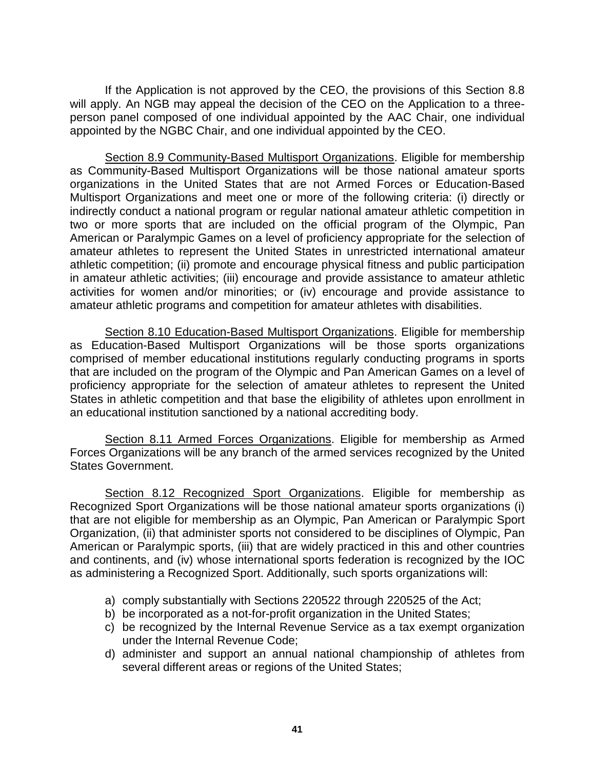If the Application is not approved by the CEO, the provisions of this Section 8.8 will apply. An NGB may appeal the decision of the CEO on the Application to a three-person panel composed of one individual appointed by the AAC Chair, one individual appointed by the NGBC Chair, and one individual appointed by the CEO.

<u>Section 8.9 Community-Based Multisport Organizations</u>. Eligible for membership as Community-Based Multisport Organizations will be those national amateur sports organizations in the United States that are not Armed Forces or Education-Based Multisport Organizations and meet one or more of the following criteria: (i) directly or indirectly conduct a national program or regular national amateur athletic competition in two or more sports that are included on the official program of the Olympic, Pan American or Paralympic Games on a level of proficiency appropriate for the selection of amateur athletes to represent the United States in unrestricted international amateur athletic competition; (ii) promote and encourage physical fitness and public participation in amateur athletic activities; (iii) encourage and provide assistance to amateur athletic activities for women and/or minorities; or (iv) encourage and provide assistance to amateur athletic programs and competition for amateur athletes with disabilities.

<u>Section 8.10 Education-Based Multisport Organizations</u>. Eligible for membership as Education-Based Multisport Organizations will be those sports organizations comprised of member educational institutions regularly conducting programs in sports that are included on the program of the Olympic and Pan American Games on a level of proficiency appropriate for the selection of amateur athletes to represent the United States in athletic competition and that base the eligibility of athletes upon enrollment in an educational institution sanctioned by a national accrediting body.

<u>Section 8.11 Armed Forces Organizations</u>. Eligible for membership as Armed Forces Organizations will be any branch of the armed services recognized by the United States Government.

<u>Section 8.12 Recognized Sport Organizations</u>. Eligible for membership as Recognized Sport Organizations will be those national amateur sports organizations (i) that are not eligible for membership as an Olympic, Pan American or Paralympic Sport Organization, (ii) that administer sports not considered to be disciplines of Olympic, Pan American or Paralympic sports, (iii) that are widely practiced in this and other countries and continents, and (iv) whose international sports federation is recognized by the IOC as administering a Recognized Sport. Additionally, such sports organizations will:

a) comply substantially with Sections 220522 through 220525 of the Act;
b) be incorporated as a not-for-profit organization in the United States;
c) be recognized by the Internal Revenue Service as a tax exempt organization under the Internal Revenue Code;
d) administer and support an annual national championship of athletes from several different areas or regions of the United States;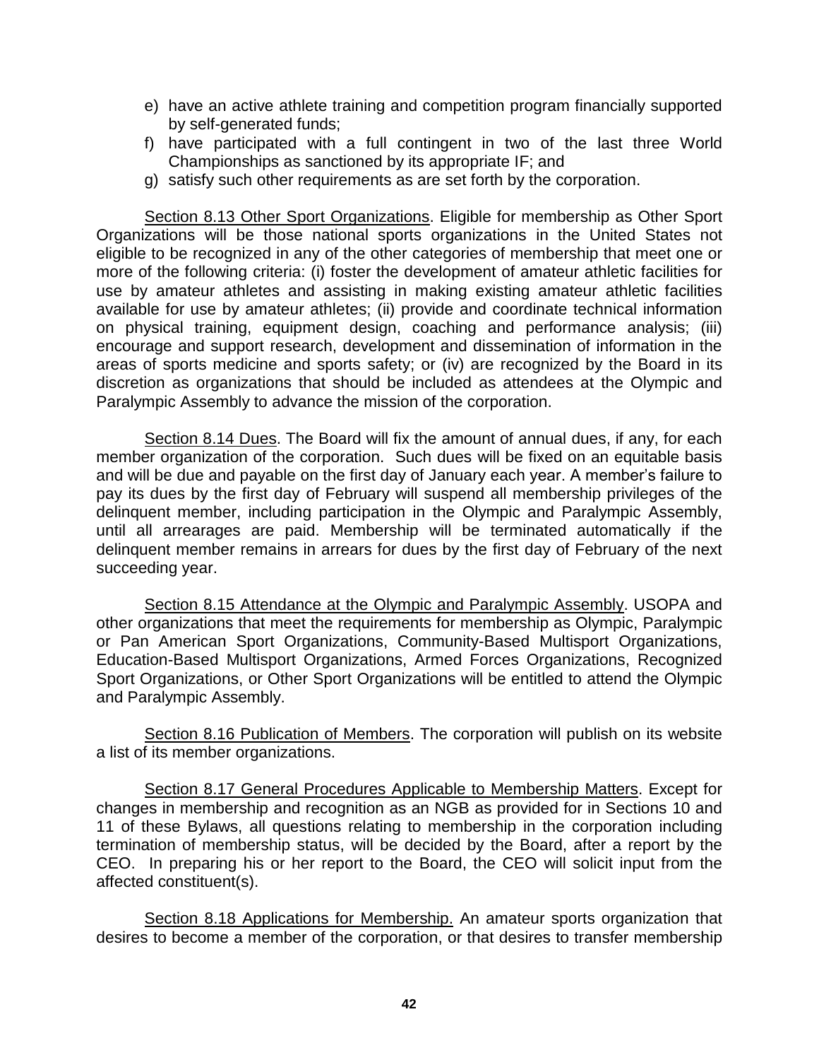e) have an active athlete training and competition program financially supported by self-generated funds;
f) have participated with a full contingent in two of the last three World Championships as sanctioned by its appropriate IF; and
g) satisfy such other requirements as are set forth by the corporation.

Section 8.13 Other Sport Organizations. Eligible for membership as Other Sport Organizations will be those national sports organizations in the United States not eligible to be recognized in any of the other categories of membership that meet one or more of the following criteria: (i) foster the development of amateur athletic facilities for use by amateur athletes and assisting in making existing amateur athletic facilities available for use by amateur athletes; (ii) provide and coordinate technical information on physical training, equipment design, coaching and performance analysis; (iii) encourage and support research, development and dissemination of information in the areas of sports medicine and sports safety; or (iv) are recognized by the Board in its discretion as organizations that should be included as attendees at the Olympic and Paralympic Assembly to advance the mission of the corporation.

Section 8.14 Dues. The Board will fix the amount of annual dues, if any, for each member organization of the corporation. Such dues will be fixed on an equitable basis and will be due and payable on the first day of January each year. A member's failure to pay its dues by the first day of February will suspend all membership privileges of the delinquent member, including participation in the Olympic and Paralympic Assembly, until all arrearages are paid. Membership will be terminated automatically if the delinquent member remains in arrears for dues by the first day of February of the next succeeding year.

Section 8.15 Attendance at the Olympic and Paralympic Assembly. USOPA and other organizations that meet the requirements for membership as Olympic, Paralympic or Pan American Sport Organizations, Community-Based Multisport Organizations, Education-Based Multisport Organizations, Armed Forces Organizations, Recognized Sport Organizations, or Other Sport Organizations will be entitled to attend the Olympic and Paralympic Assembly.

Section 8.16 Publication of Members. The corporation will publish on its website a list of its member organizations.

Section 8.17 General Procedures Applicable to Membership Matters. Except for changes in membership and recognition as an NGB as provided for in Sections 10 and 11 of these Bylaws, all questions relating to membership in the corporation including termination of membership status, will be decided by the Board, after a report by the CEO. In preparing his or her report to the Board, the CEO will solicit input from the affected constituent(s).

Section 8.18 Applications for Membership. An amateur sports organization that desires to become a member of the corporation, or that desires to transfer membership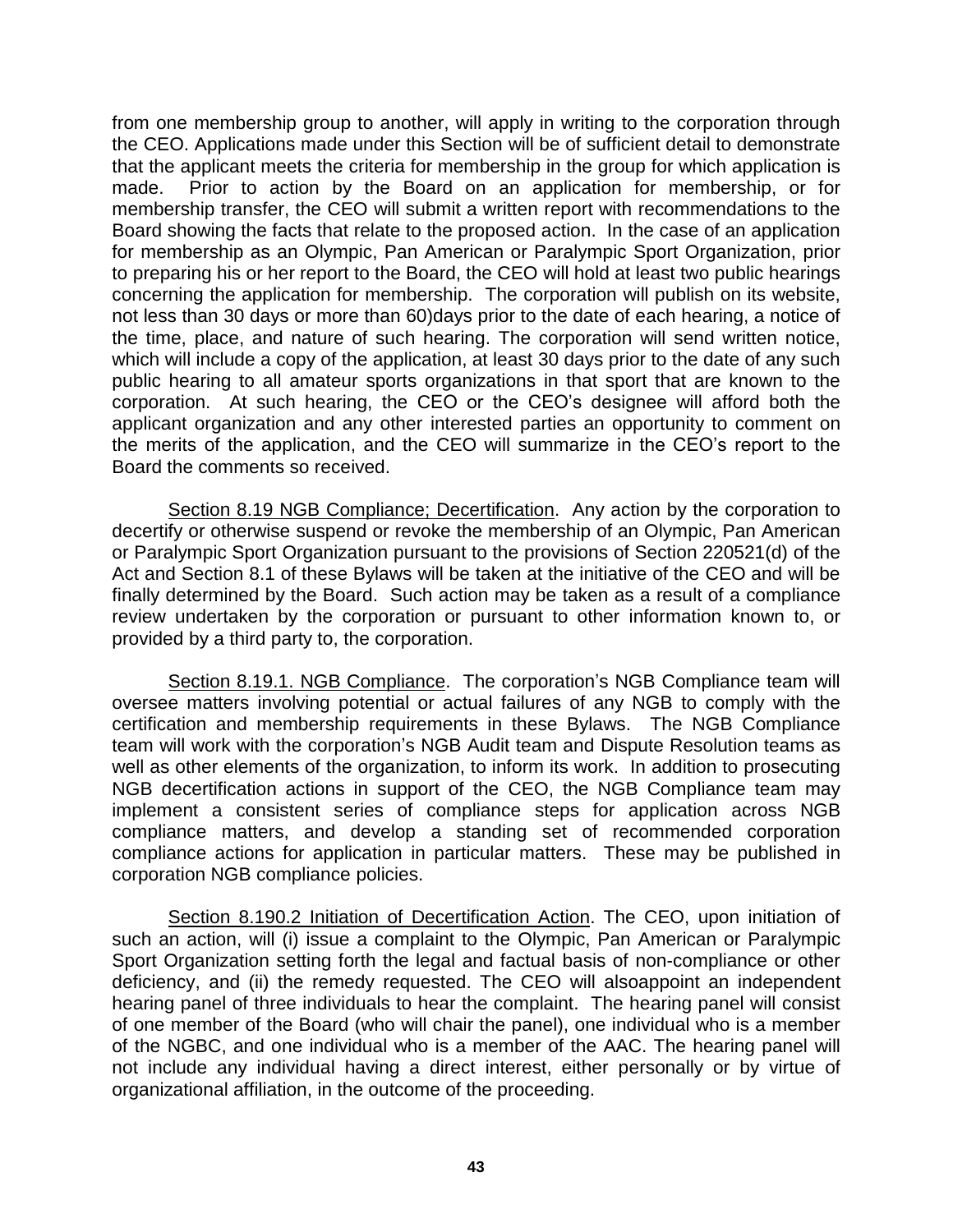from one membership group to another, will apply in writing to the corporation through the CEO. Applications made under this Section will be of sufficient detail to demonstrate that the applicant meets the criteria for membership in the group for which application is made. Prior to action by the Board on an application for membership, or for membership transfer, the CEO will submit a written report with recommendations to the Board showing the facts that relate to the proposed action. In the case of an application for membership as an Olympic, Pan American or Paralympic Sport Organization, prior to preparing his or her report to the Board, the CEO will hold at least two public hearings concerning the application for membership. The corporation will publish on its website, not less than 30 days or more than 60)days prior to the date of each hearing, a notice of the time, place, and nature of such hearing. The corporation will send written notice, which will include a copy of the application, at least 30 days prior to the date of any such public hearing to all amateur sports organizations in that sport that are known to the corporation. At such hearing, the CEO or the CEO's designee will afford both the applicant organization and any other interested parties an opportunity to comment on the merits of the application, and the CEO will summarize in the CEO's report to the Board the comments so received.

Section 8.19 NGB Compliance; Decertification. Any action by the corporation to decertify or otherwise suspend or revoke the membership of an Olympic, Pan American or Paralympic Sport Organization pursuant to the provisions of Section 220521(d) of the Act and Section 8.1 of these Bylaws will be taken at the initiative of the CEO and will be finally determined by the Board. Such action may be taken as a result of a compliance review undertaken by the corporation or pursuant to other information known to, or provided by a third party to, the corporation.

Section 8.19.1. NGB Compliance. The corporation's NGB Compliance team will oversee matters involving potential or actual failures of any NGB to comply with the certification and membership requirements in these Bylaws. The NGB Compliance team will work with the corporation's NGB Audit team and Dispute Resolution teams as well as other elements of the organization, to inform its work. In addition to prosecuting NGB decertification actions in support of the CEO, the NGB Compliance team may implement a consistent series of compliance steps for application across NGB compliance matters, and develop a standing set of recommended corporation compliance actions for application in particular matters. These may be published in corporation NGB compliance policies.

Section 8.190.2 Initiation of Decertification Action. The CEO, upon initiation of such an action, will (i) issue a complaint to the Olympic, Pan American or Paralympic Sport Organization setting forth the legal and factual basis of non-compliance or other deficiency, and (ii) the remedy requested. The CEO will alsoappoint an independent hearing panel of three individuals to hear the complaint. The hearing panel will consist of one member of the Board (who will chair the panel), one individual who is a member of the NGBC, and one individual who is a member of the AAC. The hearing panel will not include any individual having a direct interest, either personally or by virtue of organizational affiliation, in the outcome of the proceeding.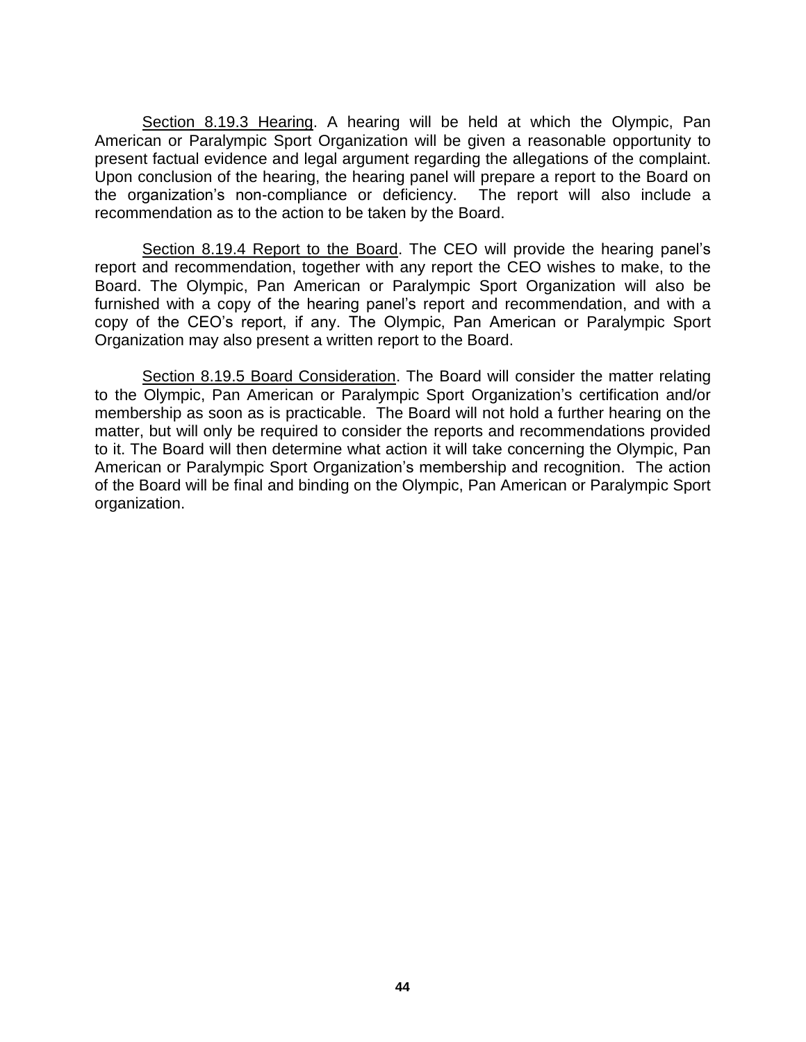<u>Section 8.19.3 Hearing</u>. A hearing will be held at which the Olympic, Pan American or Paralympic Sport Organization will be given a reasonable opportunity to present factual evidence and legal argument regarding the allegations of the complaint. Upon conclusion of the hearing, the hearing panel will prepare a report to the Board on the organization's non-compliance or deficiency. The report will also include a recommendation as to the action to be taken by the Board.

<u>Section 8.19.4 Report to the Board</u>. The CEO will provide the hearing panel's report and recommendation, together with any report the CEO wishes to make, to the Board. The Olympic, Pan American or Paralympic Sport Organization will also be furnished with a copy of the hearing panel's report and recommendation, and with a copy of the CEO's report, if any. The Olympic, Pan American or Paralympic Sport Organization may also present a written report to the Board.

<u>Section 8.19.5 Board Consideration</u>. The Board will consider the matter relating to the Olympic, Pan American or Paralympic Sport Organization's certification and/or membership as soon as is practicable. The Board will not hold a further hearing on the matter, but will only be required to consider the reports and recommendations provided to it. The Board will then determine what action it will take concerning the Olympic, Pan American or Paralympic Sport Organization's membership and recognition. The action of the Board will be final and binding on the Olympic, Pan American or Paralympic Sport organization.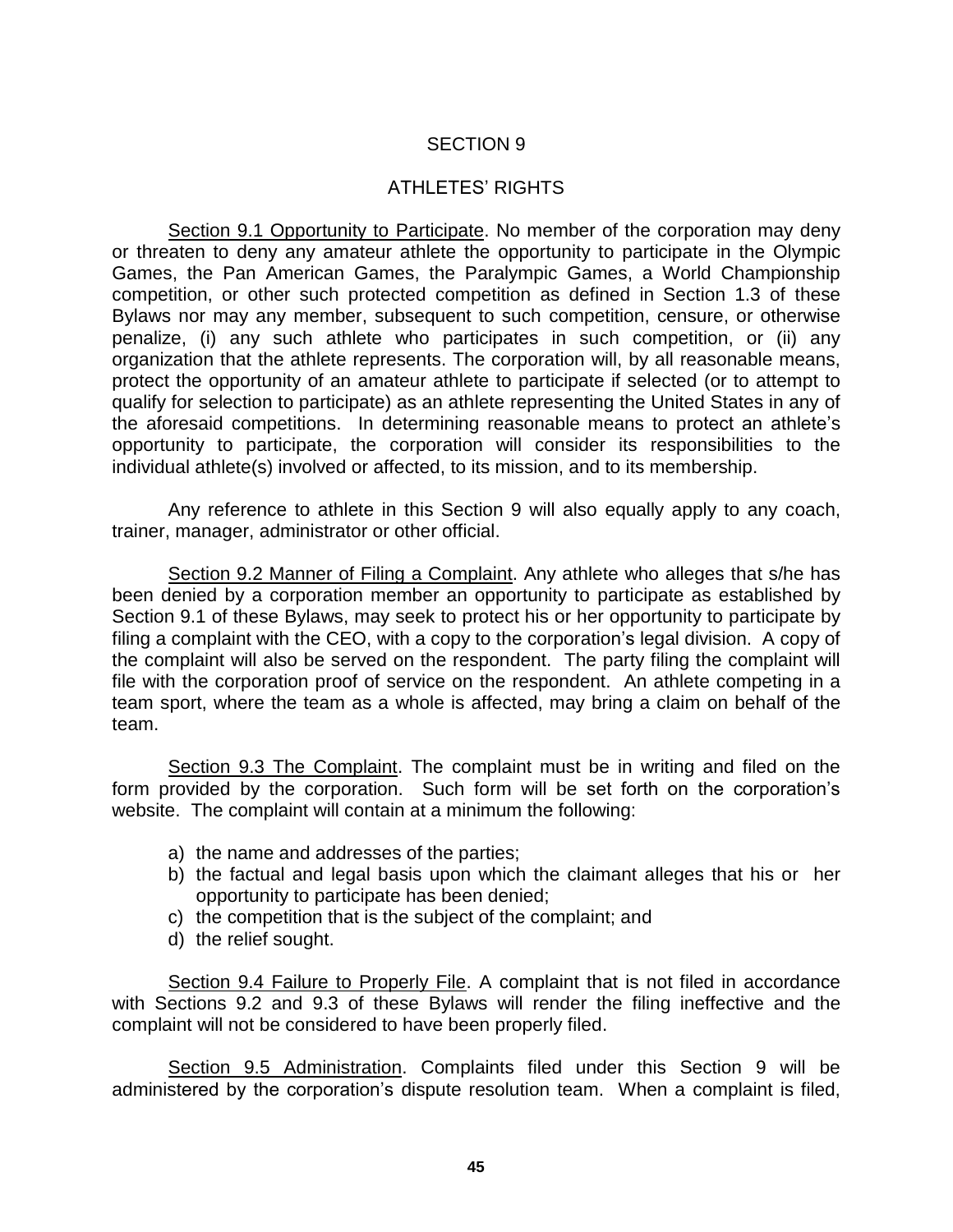# SECTION 9

## ATHLETES' RIGHTS

Section 9.1 Opportunity to Participate. No member of the corporation may deny or threaten to deny any amateur athlete the opportunity to participate in the Olympic Games, the Pan American Games, the Paralympic Games, a World Championship competition, or other such protected competition as defined in Section 1.3 of these Bylaws nor may any member, subsequent to such competition, censure, or otherwise penalize, (i) any such athlete who participates in such competition, or (ii) any organization that the athlete represents. The corporation will, by all reasonable means, protect the opportunity of an amateur athlete to participate if selected (or to attempt to qualify for selection to participate) as an athlete representing the United States in any of the aforesaid competitions. In determining reasonable means to protect an athlete's opportunity to participate, the corporation will consider its responsibilities to the individual athlete(s) involved or affected, to its mission, and to its membership.

Any reference to athlete in this Section 9 will also equally apply to any coach, trainer, manager, administrator or other official.

Section 9.2 Manner of Filing a Complaint. Any athlete who alleges that s/he has been denied by a corporation member an opportunity to participate as established by Section 9.1 of these Bylaws, may seek to protect his or her opportunity to participate by filing a complaint with the CEO, with a copy to the corporation's legal division. A copy of the complaint will also be served on the respondent. The party filing the complaint will file with the corporation proof of service on the respondent. An athlete competing in a team sport, where the team as a whole is affected, may bring a claim on behalf of the team.

Section 9.3 The Complaint. The complaint must be in writing and filed on the form provided by the corporation. Such form will be set forth on the corporation's website. The complaint will contain at a minimum the following:

a) the name and addresses of the parties;
b) the factual and legal basis upon which the claimant alleges that his or her opportunity to participate has been denied;
c) the competition that is the subject of the complaint; and
d) the relief sought.

Section 9.4 Failure to Properly File. A complaint that is not filed in accordance with Sections 9.2 and 9.3 of these Bylaws will render the filing ineffective and the complaint will not be considered to have been properly filed.

Section 9.5 Administration. Complaints filed under this Section 9 will be administered by the corporation's dispute resolution team. When a complaint is filed,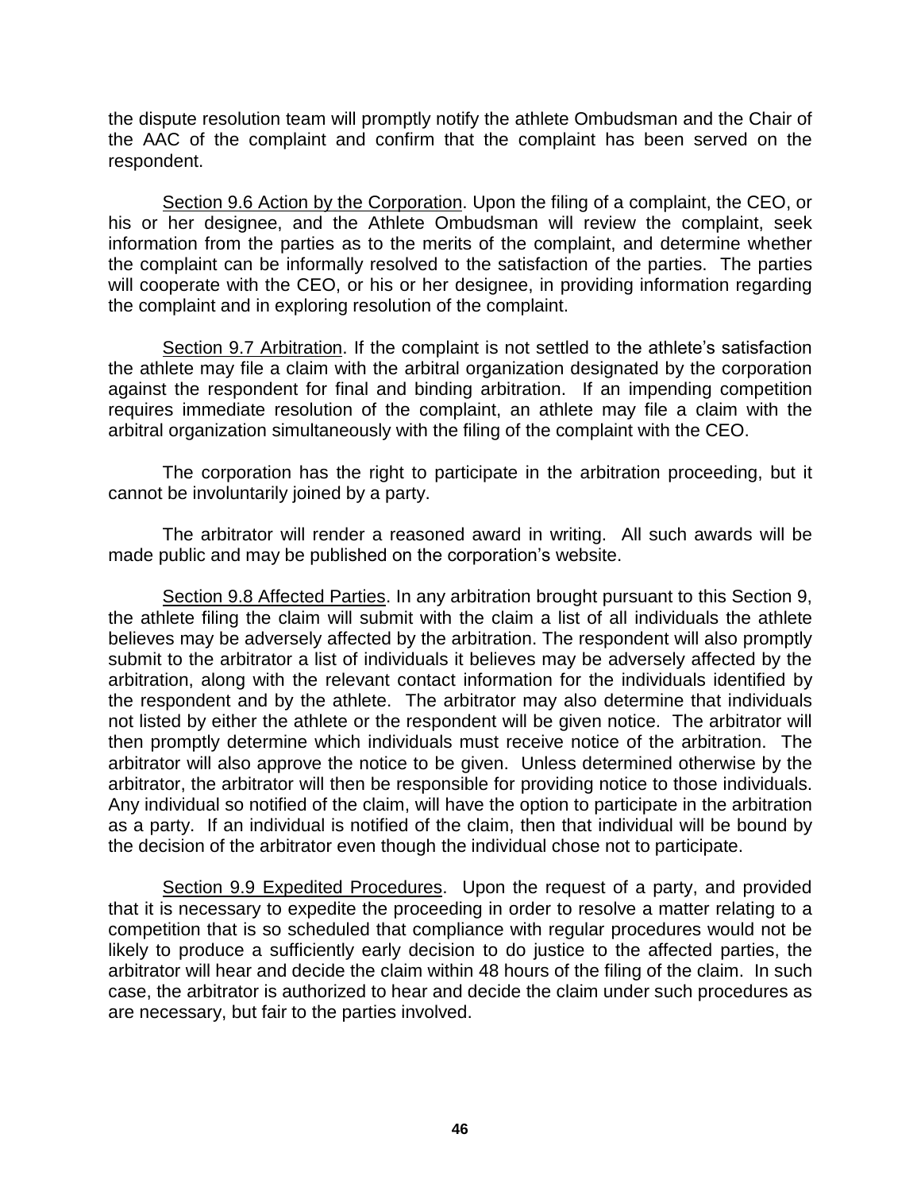the dispute resolution team will promptly notify the athlete Ombudsman and the Chair of the AAC of the complaint and confirm that the complaint has been served on the respondent.

<u>Section 9.6 Action by the Corporation</u>. Upon the filing of a complaint, the CEO, or his or her designee, and the Athlete Ombudsman will review the complaint, seek information from the parties as to the merits of the complaint, and determine whether the complaint can be informally resolved to the satisfaction of the parties. The parties will cooperate with the CEO, or his or her designee, in providing information regarding the complaint and in exploring resolution of the complaint.

<u>Section 9.7 Arbitration</u>. If the complaint is not settled to the athlete's satisfaction the athlete may file a claim with the arbitral organization designated by the corporation against the respondent for final and binding arbitration. If an impending competition requires immediate resolution of the complaint, an athlete may file a claim with the arbitral organization simultaneously with the filing of the complaint with the CEO.

The corporation has the right to participate in the arbitration proceeding, but it cannot be involuntarily joined by a party.

The arbitrator will render a reasoned award in writing. All such awards will be made public and may be published on the corporation's website.

<u>Section 9.8 Affected Parties</u>. In any arbitration brought pursuant to this Section 9, the athlete filing the claim will submit with the claim a list of all individuals the athlete believes may be adversely affected by the arbitration. The respondent will also promptly submit to the arbitrator a list of individuals it believes may be adversely affected by the arbitration, along with the relevant contact information for the individuals identified by the respondent and by the athlete. The arbitrator may also determine that individuals not listed by either the athlete or the respondent will be given notice. The arbitrator will then promptly determine which individuals must receive notice of the arbitration. The arbitrator will also approve the notice to be given. Unless determined otherwise by the arbitrator, the arbitrator will then be responsible for providing notice to those individuals. Any individual so notified of the claim, will have the option to participate in the arbitration as a party. If an individual is notified of the claim, then that individual will be bound by the decision of the arbitrator even though the individual chose not to participate.

<u>Section 9.9 Expedited Procedures</u>. Upon the request of a party, and provided that it is necessary to expedite the proceeding in order to resolve a matter relating to a competition that is so scheduled that compliance with regular procedures would not be likely to produce a sufficiently early decision to do justice to the affected parties, the arbitrator will hear and decide the claim within 48 hours of the filing of the claim. In such case, the arbitrator is authorized to hear and decide the claim under such procedures as are necessary, but fair to the parties involved.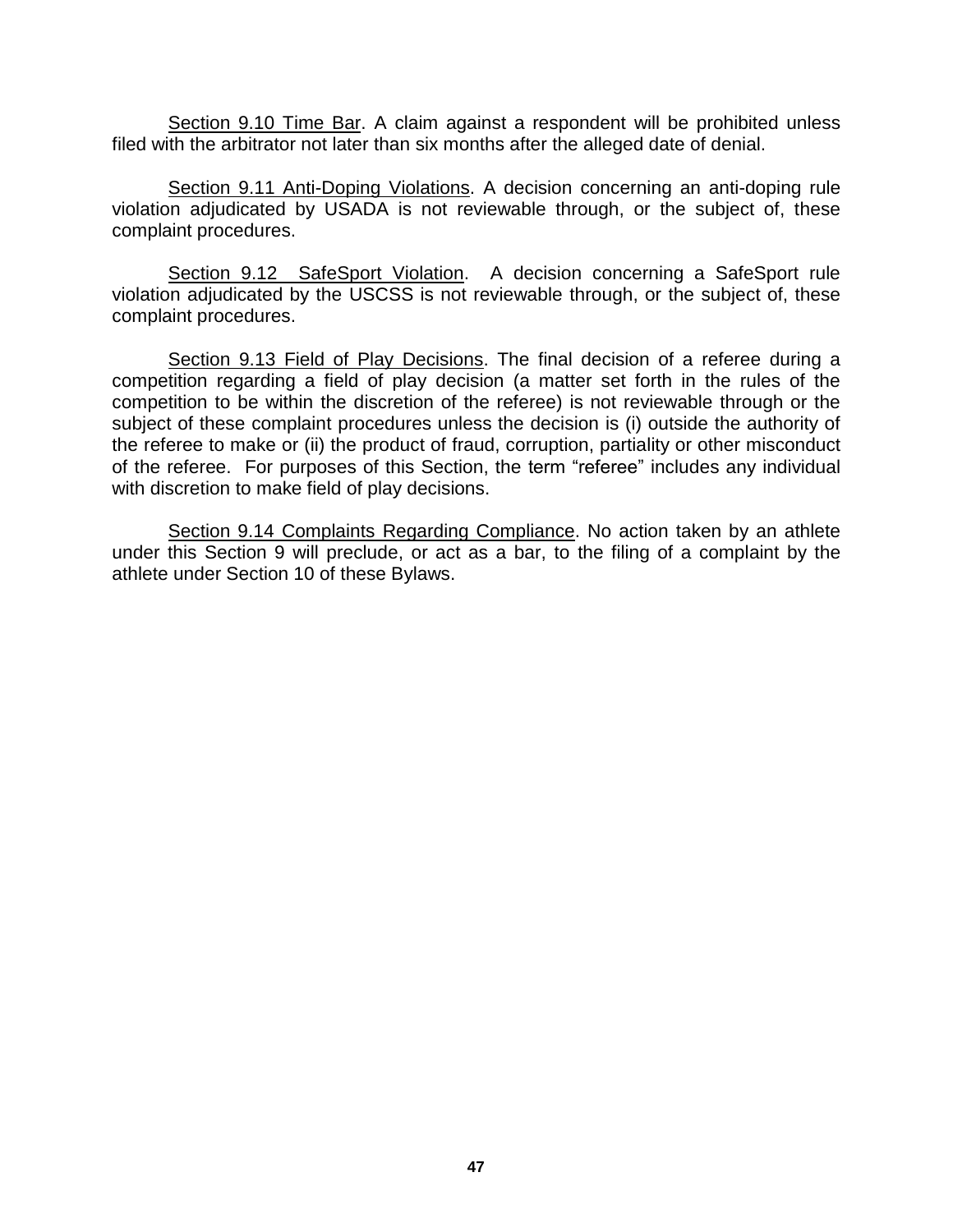Section 9.10 Time Bar. A claim against a respondent will be prohibited unless filed with the arbitrator not later than six months after the alleged date of denial.

Section 9.11 Anti-Doping Violations. A decision concerning an anti-doping rule violation adjudicated by USADA is not reviewable through, or the subject of, these complaint procedures.

Section 9.12 SafeSport Violation. A decision concerning a SafeSport rule violation adjudicated by the USCSS is not reviewable through, or the subject of, these complaint procedures.

Section 9.13 Field of Play Decisions. The final decision of a referee during a competition regarding a field of play decision (a matter set forth in the rules of the competition to be within the discretion of the referee) is not reviewable through or the subject of these complaint procedures unless the decision is (i) outside the authority of the referee to make or (ii) the product of fraud, corruption, partiality or other misconduct of the referee. For purposes of this Section, the term "referee" includes any individual with discretion to make field of play decisions.

Section 9.14 Complaints Regarding Compliance. No action taken by an athlete under this Section 9 will preclude, or act as a bar, to the filing of a complaint by the athlete under Section 10 of these Bylaws.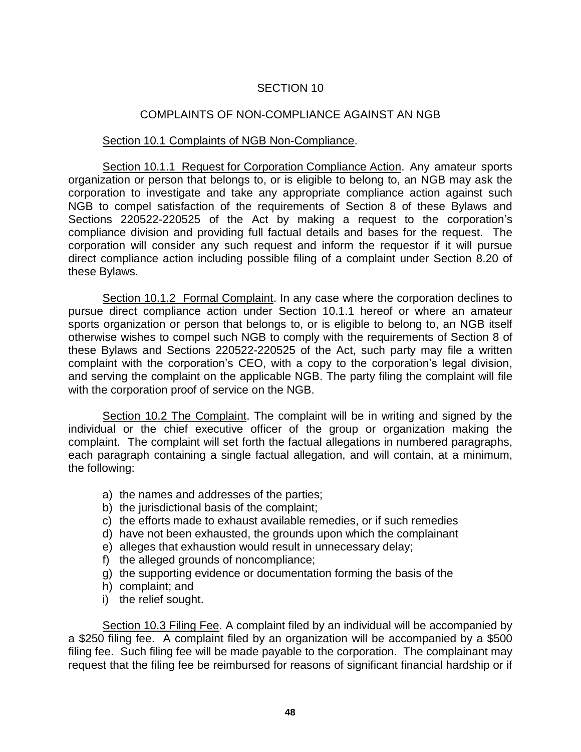# SECTION 10

## COMPLAINTS OF NON-COMPLIANCE AGAINST AN NGB

### Section 10.1 Complaints of NGB Non-Compliance.

Section 10.1.1 Request for Corporation Compliance Action. Any amateur sports organization or person that belongs to, or is eligible to belong to, an NGB may ask the corporation to investigate and take any appropriate compliance action against such NGB to compel satisfaction of the requirements of Section 8 of these Bylaws and Sections 220522-220525 of the Act by making a request to the corporation's compliance division and providing full factual details and bases for the request. The corporation will consider any such request and inform the requestor if it will pursue direct compliance action including possible filing of a complaint under Section 8.20 of these Bylaws.

Section 10.1.2 Formal Complaint. In any case where the corporation declines to pursue direct compliance action under Section 10.1.1 hereof or where an amateur sports organization or person that belongs to, or is eligible to belong to, an NGB itself otherwise wishes to compel such NGB to comply with the requirements of Section 8 of these Bylaws and Sections 220522-220525 of the Act, such party may file a written complaint with the corporation's CEO, with a copy to the corporation's legal division, and serving the complaint on the applicable NGB. The party filing the complaint will file with the corporation proof of service on the NGB.

Section 10.2 The Complaint. The complaint will be in writing and signed by the individual or the chief executive officer of the group or organization making the complaint. The complaint will set forth the factual allegations in numbered paragraphs, each paragraph containing a single factual allegation, and will contain, at a minimum, the following:

a) the names and addresses of the parties;
b) the jurisdictional basis of the complaint;
c) the efforts made to exhaust available remedies, or if such remedies
d) have not been exhausted, the grounds upon which the complainant
e) alleges that exhaustion would result in unnecessary delay;
f) the alleged grounds of noncompliance;
g) the supporting evidence or documentation forming the basis of the
h) complaint; and
i) the relief sought.

Section 10.3 Filing Fee. A complaint filed by an individual will be accompanied by a $250 filing fee. A complaint filed by an organization will be accompanied by a $500 filing fee. Such filing fee will be made payable to the corporation. The complainant may request that the filing fee be reimbursed for reasons of significant financial hardship or if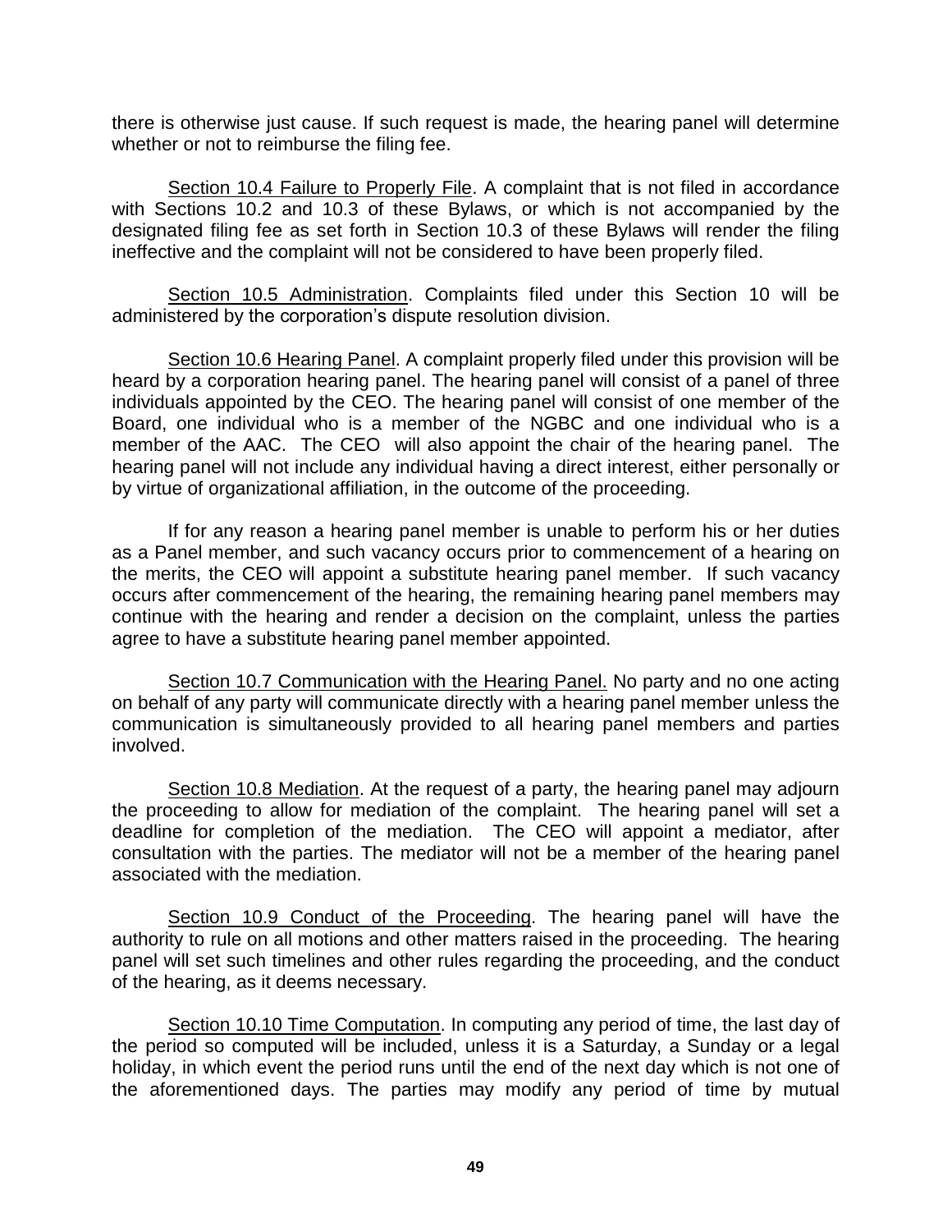there is otherwise just cause. If such request is made, the hearing panel will determine whether or not to reimburse the filing fee.

Section 10.4 Failure to Properly File. A complaint that is not filed in accordance with Sections 10.2 and 10.3 of these Bylaws, or which is not accompanied by the designated filing fee as set forth in Section 10.3 of these Bylaws will render the filing ineffective and the complaint will not be considered to have been properly filed.

Section 10.5 Administration. Complaints filed under this Section 10 will be administered by the corporation's dispute resolution division.

Section 10.6 Hearing Panel. A complaint properly filed under this provision will be heard by a corporation hearing panel. The hearing panel will consist of a panel of three individuals appointed by the CEO. The hearing panel will consist of one member of the Board, one individual who is a member of the NGBC and one individual who is a member of the AAC. The CEO will also appoint the chair of the hearing panel. The hearing panel will not include any individual having a direct interest, either personally or by virtue of organizational affiliation, in the outcome of the proceeding.

If for any reason a hearing panel member is unable to perform his or her duties as a Panel member, and such vacancy occurs prior to commencement of a hearing on the merits, the CEO will appoint a substitute hearing panel member. If such vacancy occurs after commencement of the hearing, the remaining hearing panel members may continue with the hearing and render a decision on the complaint, unless the parties agree to have a substitute hearing panel member appointed.

Section 10.7 Communication with the Hearing Panel. No party and no one acting on behalf of any party will communicate directly with a hearing panel member unless the communication is simultaneously provided to all hearing panel members and parties involved.

Section 10.8 Mediation. At the request of a party, the hearing panel may adjourn the proceeding to allow for mediation of the complaint. The hearing panel will set a deadline for completion of the mediation. The CEO will appoint a mediator, after consultation with the parties. The mediator will not be a member of the hearing panel associated with the mediation.

Section 10.9 Conduct of the Proceeding. The hearing panel will have the authority to rule on all motions and other matters raised in the proceeding. The hearing panel will set such timelines and other rules regarding the proceeding, and the conduct of the hearing, as it deems necessary.

Section 10.10 Time Computation. In computing any period of time, the last day of the period so computed will be included, unless it is a Saturday, a Sunday or a legal holiday, in which event the period runs until the end of the next day which is not one of the aforementioned days. The parties may modify any period of time by mutual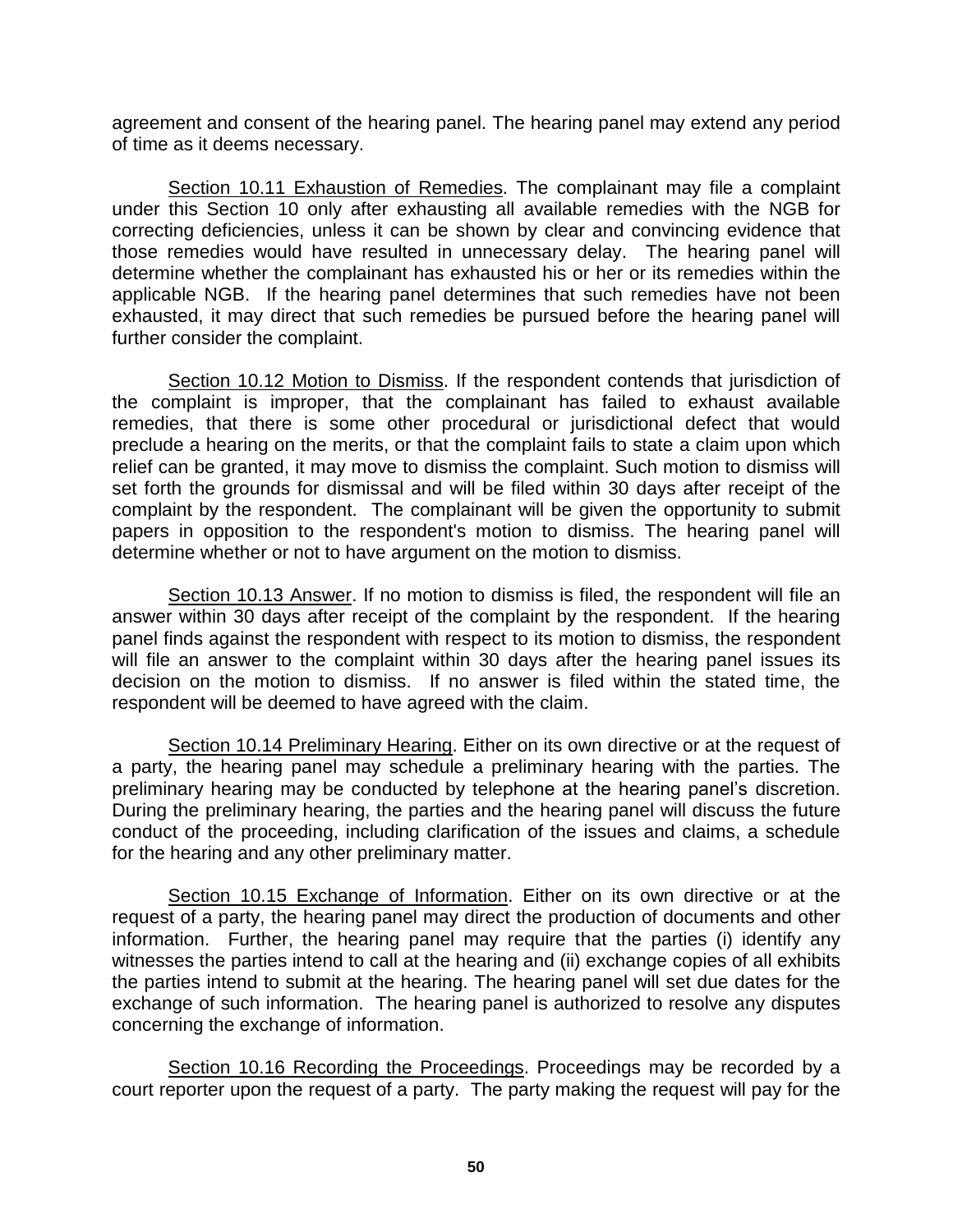agreement and consent of the hearing panel. The hearing panel may extend any period of time as it deems necessary.

Section 10.11 Exhaustion of Remedies. The complainant may file a complaint under this Section 10 only after exhausting all available remedies with the NGB for correcting deficiencies, unless it can be shown by clear and convincing evidence that those remedies would have resulted in unnecessary delay. The hearing panel will determine whether the complainant has exhausted his or her or its remedies within the applicable NGB. If the hearing panel determines that such remedies have not been exhausted, it may direct that such remedies be pursued before the hearing panel will further consider the complaint.

Section 10.12 Motion to Dismiss. If the respondent contends that jurisdiction of the complaint is improper, that the complainant has failed to exhaust available remedies, that there is some other procedural or jurisdictional defect that would preclude a hearing on the merits, or that the complaint fails to state a claim upon which relief can be granted, it may move to dismiss the complaint. Such motion to dismiss will set forth the grounds for dismissal and will be filed within 30 days after receipt of the complaint by the respondent. The complainant will be given the opportunity to submit papers in opposition to the respondent's motion to dismiss. The hearing panel will determine whether or not to have argument on the motion to dismiss.

Section 10.13 Answer. If no motion to dismiss is filed, the respondent will file an answer within 30 days after receipt of the complaint by the respondent. If the hearing panel finds against the respondent with respect to its motion to dismiss, the respondent will file an answer to the complaint within 30 days after the hearing panel issues its decision on the motion to dismiss. If no answer is filed within the stated time, the respondent will be deemed to have agreed with the claim.

Section 10.14 Preliminary Hearing. Either on its own directive or at the request of a party, the hearing panel may schedule a preliminary hearing with the parties. The preliminary hearing may be conducted by telephone at the hearing panel's discretion. During the preliminary hearing, the parties and the hearing panel will discuss the future conduct of the proceeding, including clarification of the issues and claims, a schedule for the hearing and any other preliminary matter.

Section 10.15 Exchange of Information. Either on its own directive or at the request of a party, the hearing panel may direct the production of documents and other information. Further, the hearing panel may require that the parties (i) identify any witnesses the parties intend to call at the hearing and (ii) exchange copies of all exhibits the parties intend to submit at the hearing. The hearing panel will set due dates for the exchange of such information. The hearing panel is authorized to resolve any disputes concerning the exchange of information.

Section 10.16 Recording the Proceedings. Proceedings may be recorded by a court reporter upon the request of a party. The party making the request will pay for the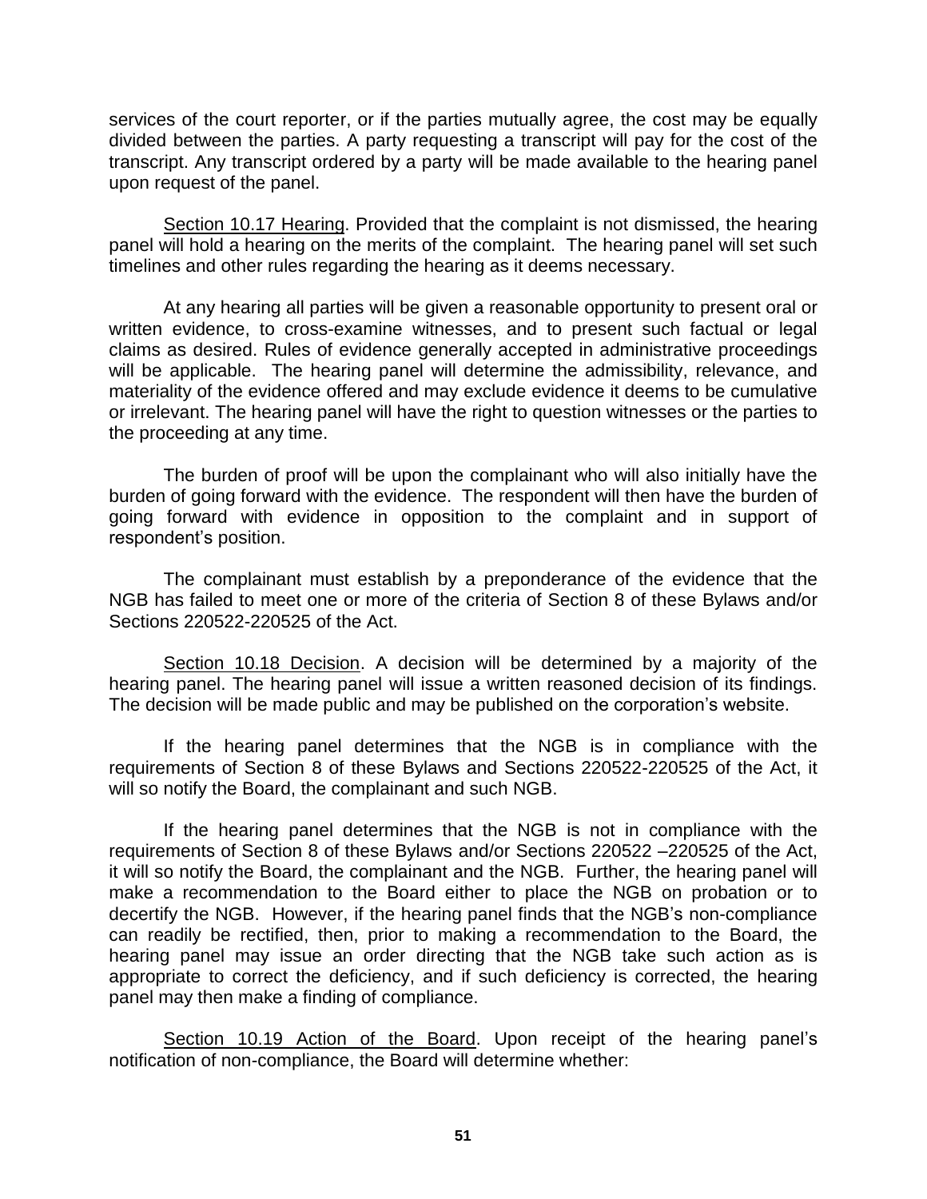services of the court reporter, or if the parties mutually agree, the cost may be equally divided between the parties. A party requesting a transcript will pay for the cost of the transcript. Any transcript ordered by a party will be made available to the hearing panel upon request of the panel.

Section 10.17 Hearing. Provided that the complaint is not dismissed, the hearing panel will hold a hearing on the merits of the complaint. The hearing panel will set such timelines and other rules regarding the hearing as it deems necessary.

At any hearing all parties will be given a reasonable opportunity to present oral or written evidence, to cross-examine witnesses, and to present such factual or legal claims as desired. Rules of evidence generally accepted in administrative proceedings will be applicable. The hearing panel will determine the admissibility, relevance, and materiality of the evidence offered and may exclude evidence it deems to be cumulative or irrelevant. The hearing panel will have the right to question witnesses or the parties to the proceeding at any time.

The burden of proof will be upon the complainant who will also initially have the burden of going forward with the evidence. The respondent will then have the burden of going forward with evidence in opposition to the complaint and in support of respondent's position.

The complainant must establish by a preponderance of the evidence that the NGB has failed to meet one or more of the criteria of Section 8 of these Bylaws and/or Sections 220522-220525 of the Act.

Section 10.18 Decision. A decision will be determined by a majority of the hearing panel. The hearing panel will issue a written reasoned decision of its findings. The decision will be made public and may be published on the corporation's website.

If the hearing panel determines that the NGB is in compliance with the requirements of Section 8 of these Bylaws and Sections 220522-220525 of the Act, it will so notify the Board, the complainant and such NGB.

If the hearing panel determines that the NGB is not in compliance with the requirements of Section 8 of these Bylaws and/or Sections 220522 –220525 of the Act, it will so notify the Board, the complainant and the NGB. Further, the hearing panel will make a recommendation to the Board either to place the NGB on probation or to decertify the NGB. However, if the hearing panel finds that the NGB's non-compliance can readily be rectified, then, prior to making a recommendation to the Board, the hearing panel may issue an order directing that the NGB take such action as is appropriate to correct the deficiency, and if such deficiency is corrected, the hearing panel may then make a finding of compliance.

Section 10.19 Action of the Board. Upon receipt of the hearing panel's notification of non-compliance, the Board will determine whether: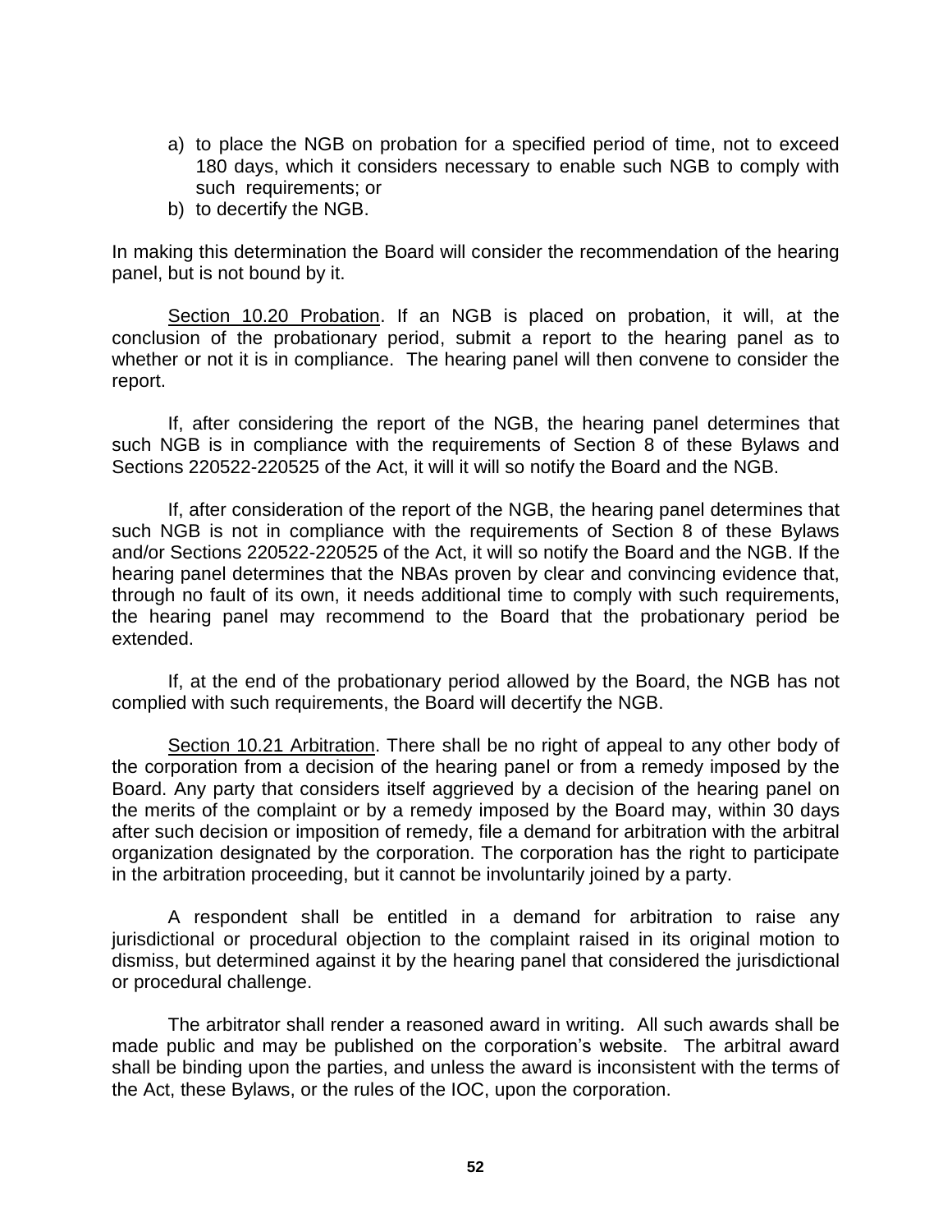a) to place the NGB on probation for a specified period of time, not to exceed 180 days, which it considers necessary to enable such NGB to comply with such requirements; or
b) to decertify the NGB.

In making this determination the Board will consider the recommendation of the hearing panel, but is not bound by it.

Section 10.20 Probation. If an NGB is placed on probation, it will, at the conclusion of the probationary period, submit a report to the hearing panel as to whether or not it is in compliance. The hearing panel will then convene to consider the report.

If, after considering the report of the NGB, the hearing panel determines that such NGB is in compliance with the requirements of Section 8 of these Bylaws and Sections 220522-220525 of the Act, it will it will so notify the Board and the NGB.

If, after consideration of the report of the NGB, the hearing panel determines that such NGB is not in compliance with the requirements of Section 8 of these Bylaws and/or Sections 220522-220525 of the Act, it will so notify the Board and the NGB. If the hearing panel determines that the NBAs proven by clear and convincing evidence that, through no fault of its own, it needs additional time to comply with such requirements, the hearing panel may recommend to the Board that the probationary period be extended.

If, at the end of the probationary period allowed by the Board, the NGB has not complied with such requirements, the Board will decertify the NGB.

Section 10.21 Arbitration. There shall be no right of appeal to any other body of the corporation from a decision of the hearing panel or from a remedy imposed by the Board. Any party that considers itself aggrieved by a decision of the hearing panel on the merits of the complaint or by a remedy imposed by the Board may, within 30 days after such decision or imposition of remedy, file a demand for arbitration with the arbitral organization designated by the corporation. The corporation has the right to participate in the arbitration proceeding, but it cannot be involuntarily joined by a party.

A respondent shall be entitled in a demand for arbitration to raise any jurisdictional or procedural objection to the complaint raised in its original motion to dismiss, but determined against it by the hearing panel that considered the jurisdictional or procedural challenge.

The arbitrator shall render a reasoned award in writing. All such awards shall be made public and may be published on the corporation's website. The arbitral award shall be binding upon the parties, and unless the award is inconsistent with the terms of the Act, these Bylaws, or the rules of the IOC, upon the corporation.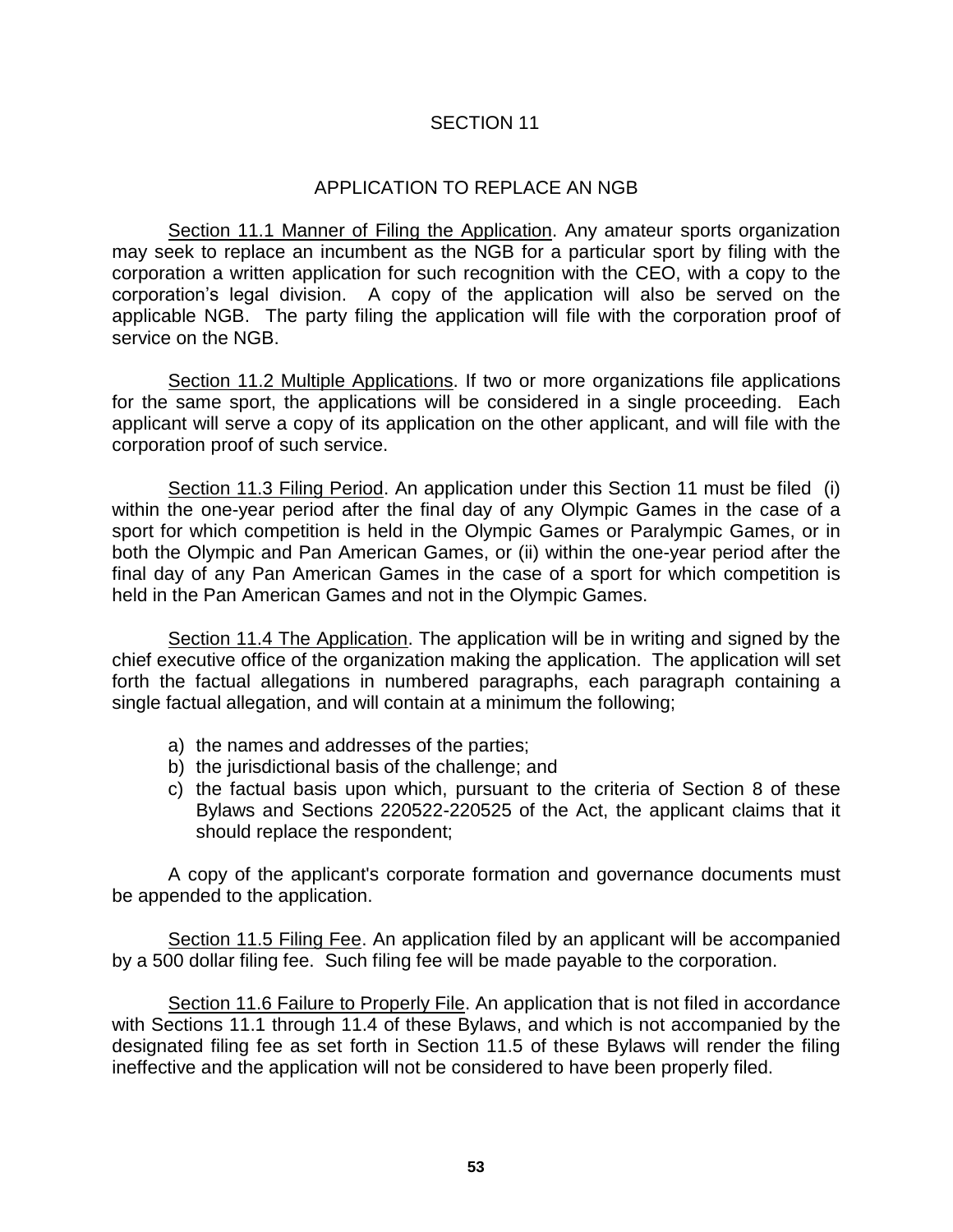# SECTION 11

## APPLICATION TO REPLACE AN NGB

Section 11.1 Manner of Filing the Application. Any amateur sports organization may seek to replace an incumbent as the NGB for a particular sport by filing with the corporation a written application for such recognition with the CEO, with a copy to the corporation's legal division. A copy of the application will also be served on the applicable NGB. The party filing the application will file with the corporation proof of service on the NGB.

Section 11.2 Multiple Applications. If two or more organizations file applications for the same sport, the applications will be considered in a single proceeding. Each applicant will serve a copy of its application on the other applicant, and will file with the corporation proof of such service.

Section 11.3 Filing Period. An application under this Section 11 must be filed (i) within the one-year period after the final day of any Olympic Games in the case of a sport for which competition is held in the Olympic Games or Paralympic Games, or in both the Olympic and Pan American Games, or (ii) within the one-year period after the final day of any Pan American Games in the case of a sport for which competition is held in the Pan American Games and not in the Olympic Games.

Section 11.4 The Application. The application will be in writing and signed by the chief executive office of the organization making the application. The application will set forth the factual allegations in numbered paragraphs, each paragraph containing a single factual allegation, and will contain at a minimum the following;

a) the names and addresses of the parties;
b) the jurisdictional basis of the challenge; and
c) the factual basis upon which, pursuant to the criteria of Section 8 of these Bylaws and Sections 220522-220525 of the Act, the applicant claims that it should replace the respondent;

A copy of the applicant's corporate formation and governance documents must be appended to the application.

Section 11.5 Filing Fee. An application filed by an applicant will be accompanied by a 500 dollar filing fee. Such filing fee will be made payable to the corporation.

Section 11.6 Failure to Properly File. An application that is not filed in accordance with Sections 11.1 through 11.4 of these Bylaws, and which is not accompanied by the designated filing fee as set forth in Section 11.5 of these Bylaws will render the filing ineffective and the application will not be considered to have been properly filed.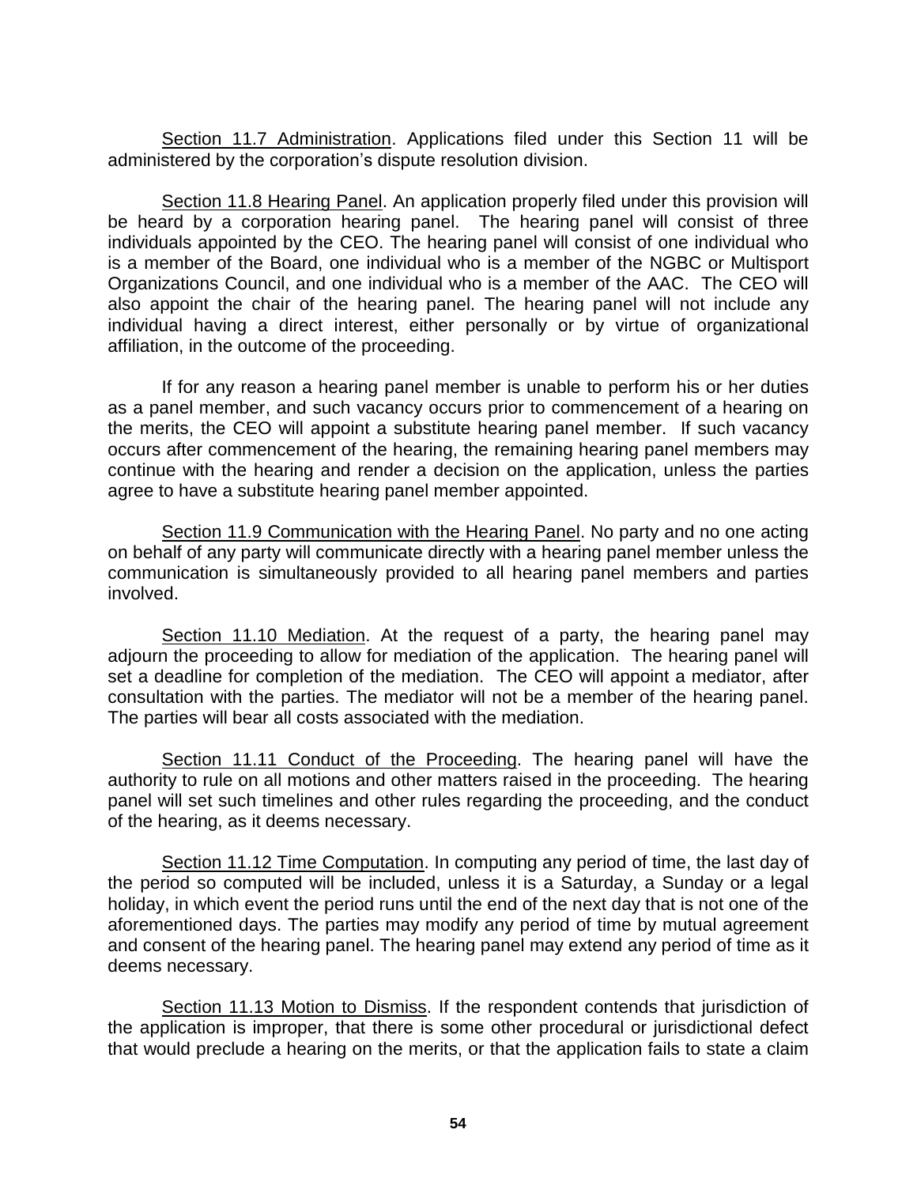<u>Section 11.7 Administration</u>. Applications filed under this Section 11 will be administered by the corporation's dispute resolution division.

<u>Section 11.8 Hearing Panel</u>. An application properly filed under this provision will be heard by a corporation hearing panel. The hearing panel will consist of three individuals appointed by the CEO. The hearing panel will consist of one individual who is a member of the Board, one individual who is a member of the NGBC or Multisport Organizations Council, and one individual who is a member of the AAC. The CEO will also appoint the chair of the hearing panel. The hearing panel will not include any individual having a direct interest, either personally or by virtue of organizational affiliation, in the outcome of the proceeding.

If for any reason a hearing panel member is unable to perform his or her duties as a panel member, and such vacancy occurs prior to commencement of a hearing on the merits, the CEO will appoint a substitute hearing panel member. If such vacancy occurs after commencement of the hearing, the remaining hearing panel members may continue with the hearing and render a decision on the application, unless the parties agree to have a substitute hearing panel member appointed.

<u>Section 11.9 Communication with the Hearing Panel</u>. No party and no one acting on behalf of any party will communicate directly with a hearing panel member unless the communication is simultaneously provided to all hearing panel members and parties involved.

<u>Section 11.10 Mediation</u>. At the request of a party, the hearing panel may adjourn the proceeding to allow for mediation of the application. The hearing panel will set a deadline for completion of the mediation. The CEO will appoint a mediator, after consultation with the parties. The mediator will not be a member of the hearing panel. The parties will bear all costs associated with the mediation.

<u>Section 11.11 Conduct of the Proceeding</u>. The hearing panel will have the authority to rule on all motions and other matters raised in the proceeding. The hearing panel will set such timelines and other rules regarding the proceeding, and the conduct of the hearing, as it deems necessary.

<u>Section 11.12 Time Computation</u>. In computing any period of time, the last day of the period so computed will be included, unless it is a Saturday, a Sunday or a legal holiday, in which event the period runs until the end of the next day that is not one of the aforementioned days. The parties may modify any period of time by mutual agreement and consent of the hearing panel. The hearing panel may extend any period of time as it deems necessary.

<u>Section 11.13 Motion to Dismiss</u>. If the respondent contends that jurisdiction of the application is improper, that there is some other procedural or jurisdictional defect that would preclude a hearing on the merits, or that the application fails to state a claim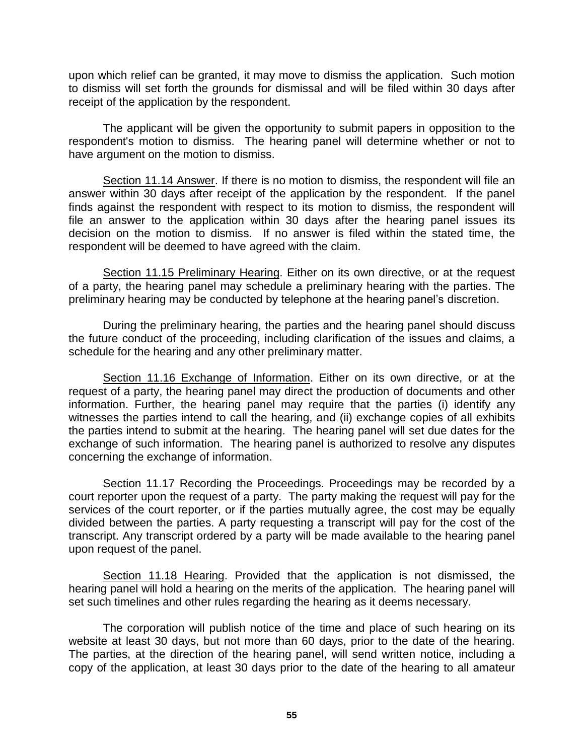upon which relief can be granted, it may move to dismiss the application. Such motion to dismiss will set forth the grounds for dismissal and will be filed within 30 days after receipt of the application by the respondent.

The applicant will be given the opportunity to submit papers in opposition to the respondent's motion to dismiss. The hearing panel will determine whether or not to have argument on the motion to dismiss.

Section 11.14 Answer. If there is no motion to dismiss, the respondent will file an answer within 30 days after receipt of the application by the respondent. If the panel finds against the respondent with respect to its motion to dismiss, the respondent will file an answer to the application within 30 days after the hearing panel issues its decision on the motion to dismiss. If no answer is filed within the stated time, the respondent will be deemed to have agreed with the claim.

Section 11.15 Preliminary Hearing. Either on its own directive, or at the request of a party, the hearing panel may schedule a preliminary hearing with the parties. The preliminary hearing may be conducted by telephone at the hearing panel's discretion.

During the preliminary hearing, the parties and the hearing panel should discuss the future conduct of the proceeding, including clarification of the issues and claims, a schedule for the hearing and any other preliminary matter.

Section 11.16 Exchange of Information. Either on its own directive, or at the request of a party, the hearing panel may direct the production of documents and other information. Further, the hearing panel may require that the parties (i) identify any witnesses the parties intend to call the hearing, and (ii) exchange copies of all exhibits the parties intend to submit at the hearing. The hearing panel will set due dates for the exchange of such information. The hearing panel is authorized to resolve any disputes concerning the exchange of information.

Section 11.17 Recording the Proceedings. Proceedings may be recorded by a court reporter upon the request of a party. The party making the request will pay for the services of the court reporter, or if the parties mutually agree, the cost may be equally divided between the parties. A party requesting a transcript will pay for the cost of the transcript. Any transcript ordered by a party will be made available to the hearing panel upon request of the panel.

Section 11.18 Hearing. Provided that the application is not dismissed, the hearing panel will hold a hearing on the merits of the application. The hearing panel will set such timelines and other rules regarding the hearing as it deems necessary.

The corporation will publish notice of the time and place of such hearing on its website at least 30 days, but not more than 60 days, prior to the date of the hearing. The parties, at the direction of the hearing panel, will send written notice, including a copy of the application, at least 30 days prior to the date of the hearing to all amateur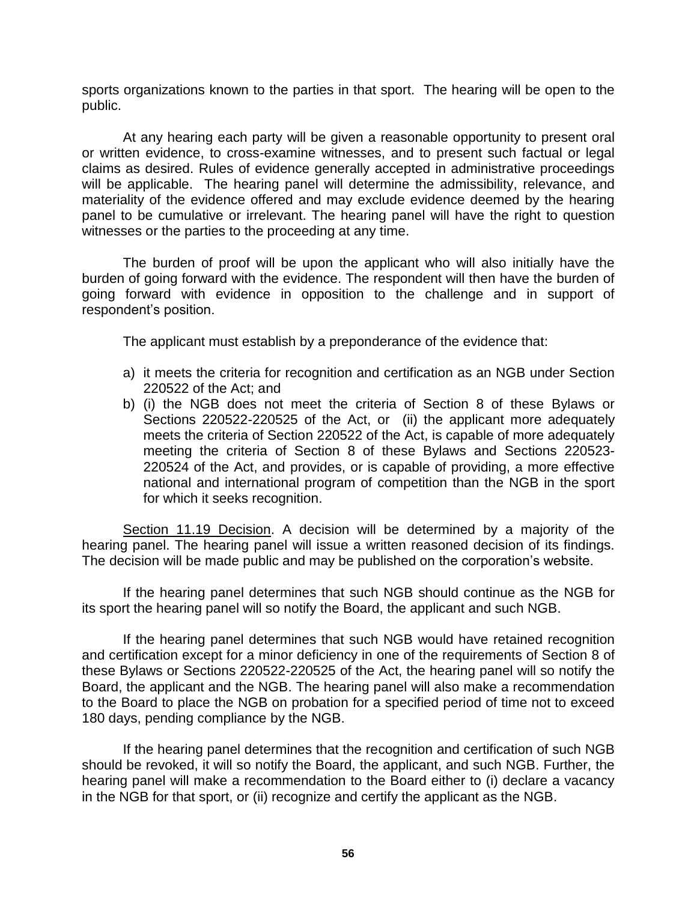sports organizations known to the parties in that sport. The hearing will be open to the public.

At any hearing each party will be given a reasonable opportunity to present oral or written evidence, to cross-examine witnesses, and to present such factual or legal claims as desired. Rules of evidence generally accepted in administrative proceedings will be applicable. The hearing panel will determine the admissibility, relevance, and materiality of the evidence offered and may exclude evidence deemed by the hearing panel to be cumulative or irrelevant. The hearing panel will have the right to question witnesses or the parties to the proceeding at any time.

The burden of proof will be upon the applicant who will also initially have the burden of going forward with the evidence. The respondent will then have the burden of going forward with evidence in opposition to the challenge and in support of respondent's position.

The applicant must establish by a preponderance of the evidence that:

a) it meets the criteria for recognition and certification as an NGB under Section 220522 of the Act; and
b) (i) the NGB does not meet the criteria of Section 8 of these Bylaws or Sections 220522-220525 of the Act, or (ii) the applicant more adequately meets the criteria of Section 220522 of the Act, is capable of more adequately meeting the criteria of Section 8 of these Bylaws and Sections 220523-220524 of the Act, and provides, or is capable of providing, a more effective national and international program of competition than the NGB in the sport for which it seeks recognition.

Section 11.19 Decision. A decision will be determined by a majority of the hearing panel. The hearing panel will issue a written reasoned decision of its findings. The decision will be made public and may be published on the corporation's website.

If the hearing panel determines that such NGB should continue as the NGB for its sport the hearing panel will so notify the Board, the applicant and such NGB.

If the hearing panel determines that such NGB would have retained recognition and certification except for a minor deficiency in one of the requirements of Section 8 of these Bylaws or Sections 220522-220525 of the Act, the hearing panel will so notify the Board, the applicant and the NGB. The hearing panel will also make a recommendation to the Board to place the NGB on probation for a specified period of time not to exceed 180 days, pending compliance by the NGB.

If the hearing panel determines that the recognition and certification of such NGB should be revoked, it will so notify the Board, the applicant, and such NGB. Further, the hearing panel will make a recommendation to the Board either to (i) declare a vacancy in the NGB for that sport, or (ii) recognize and certify the applicant as the NGB.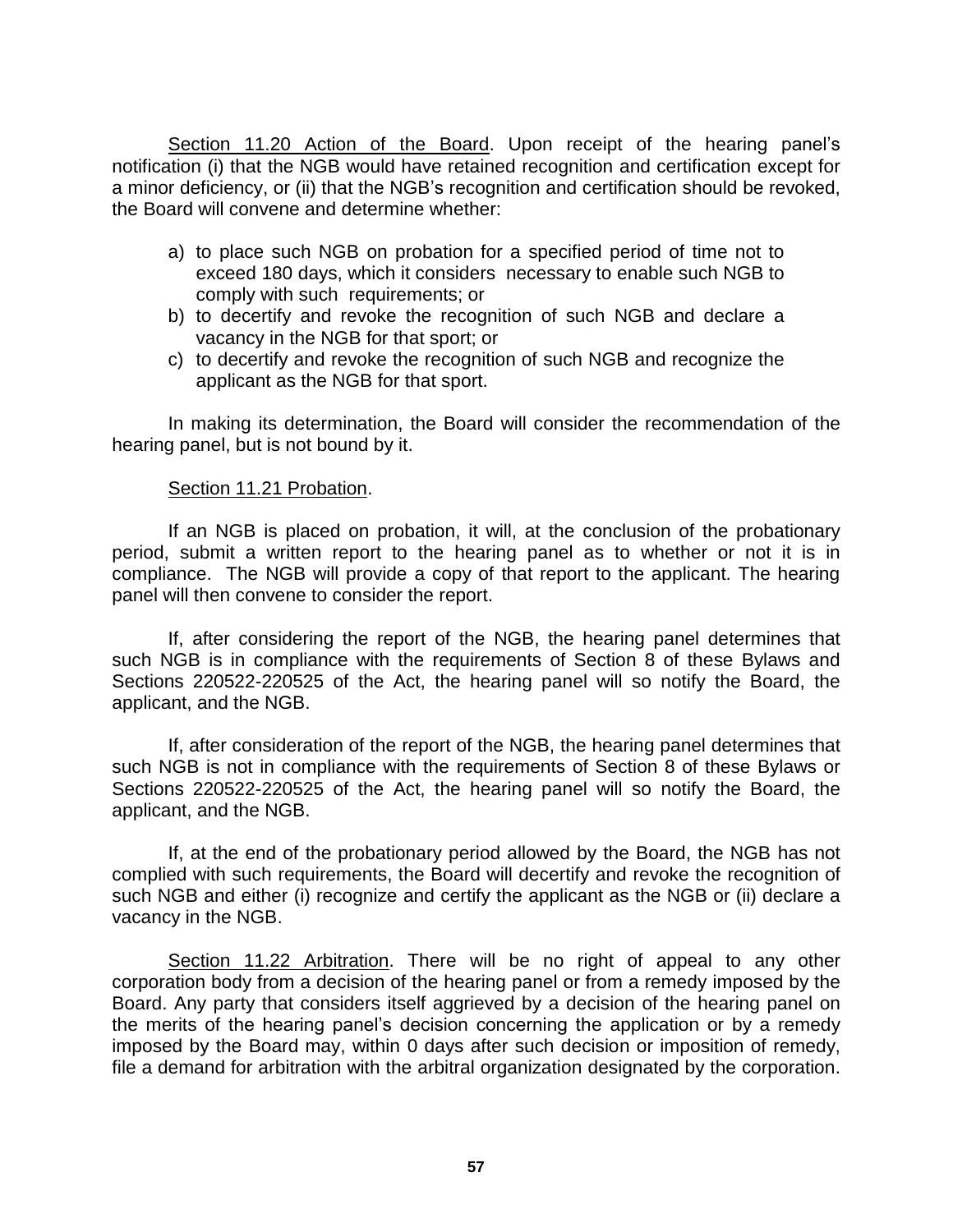Section 11.20 Action of the Board. Upon receipt of the hearing panel's notification (i) that the NGB would have retained recognition and certification except for a minor deficiency, or (ii) that the NGB's recognition and certification should be revoked, the Board will convene and determine whether:

a) to place such NGB on probation for a specified period of time not to exceed 180 days, which it considers necessary to enable such NGB to comply with such requirements; or
b) to decertify and revoke the recognition of such NGB and declare a vacancy in the NGB for that sport; or
c) to decertify and revoke the recognition of such NGB and recognize the applicant as the NGB for that sport.

In making its determination, the Board will consider the recommendation of the hearing panel, but is not bound by it.

Section 11.21 Probation.

If an NGB is placed on probation, it will, at the conclusion of the probationary period, submit a written report to the hearing panel as to whether or not it is in compliance. The NGB will provide a copy of that report to the applicant. The hearing panel will then convene to consider the report.

If, after considering the report of the NGB, the hearing panel determines that such NGB is in compliance with the requirements of Section 8 of these Bylaws and Sections 220522-220525 of the Act, the hearing panel will so notify the Board, the applicant, and the NGB.

If, after consideration of the report of the NGB, the hearing panel determines that such NGB is not in compliance with the requirements of Section 8 of these Bylaws or Sections 220522-220525 of the Act, the hearing panel will so notify the Board, the applicant, and the NGB.

If, at the end of the probationary period allowed by the Board, the NGB has not complied with such requirements, the Board will decertify and revoke the recognition of such NGB and either (i) recognize and certify the applicant as the NGB or (ii) declare a vacancy in the NGB.

Section 11.22 Arbitration. There will be no right of appeal to any other corporation body from a decision of the hearing panel or from a remedy imposed by the Board. Any party that considers itself aggrieved by a decision of the hearing panel on the merits of the hearing panel's decision concerning the application or by a remedy imposed by the Board may, within 0 days after such decision or imposition of remedy, file a demand for arbitration with the arbitral organization designated by the corporation.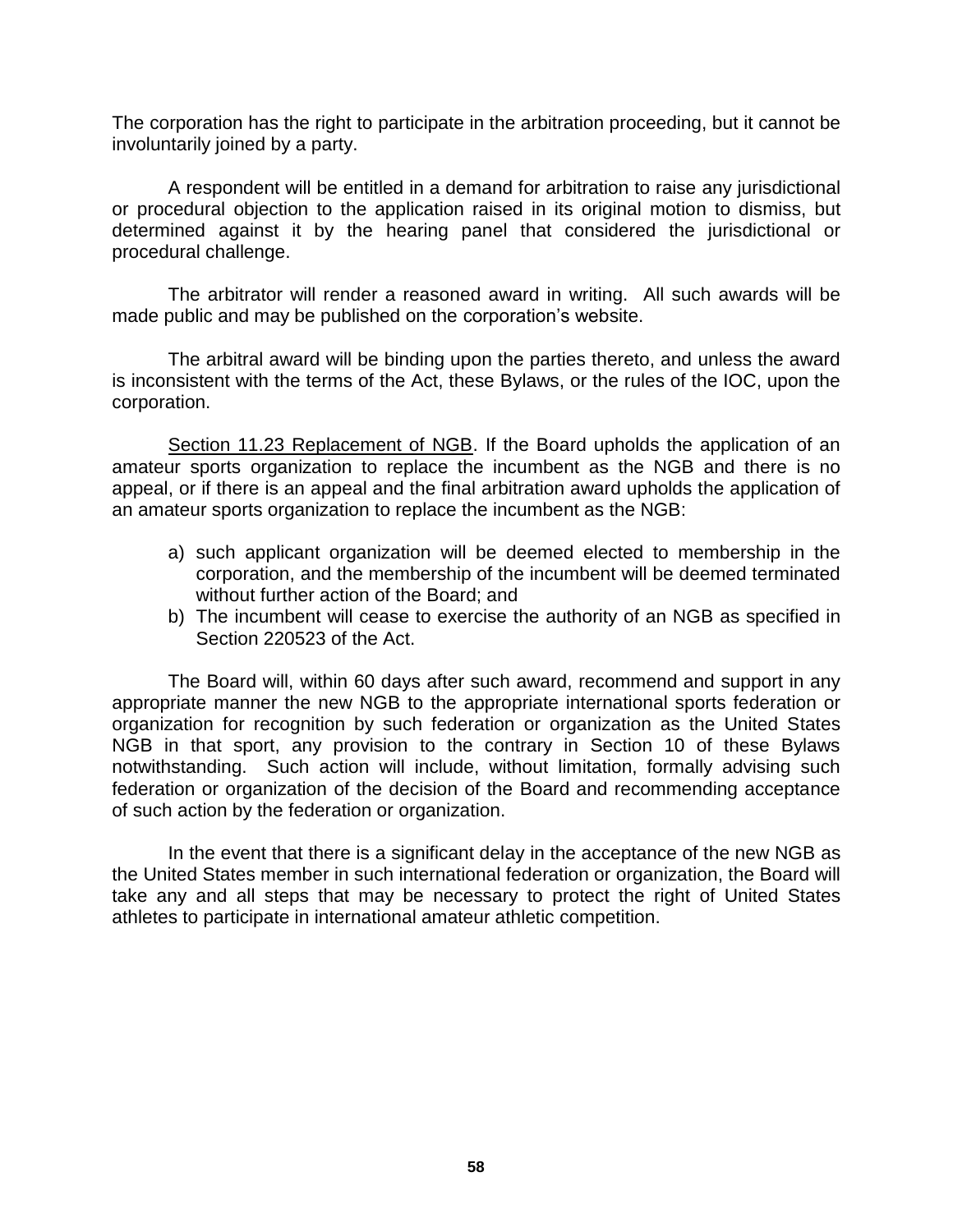The corporation has the right to participate in the arbitration proceeding, but it cannot be involuntarily joined by a party.

A respondent will be entitled in a demand for arbitration to raise any jurisdictional or procedural objection to the application raised in its original motion to dismiss, but determined against it by the hearing panel that considered the jurisdictional or procedural challenge.

The arbitrator will render a reasoned award in writing. All such awards will be made public and may be published on the corporation's website.

The arbitral award will be binding upon the parties thereto, and unless the award is inconsistent with the terms of the Act, these Bylaws, or the rules of the IOC, upon the corporation.

Section 11.23 Replacement of NGB. If the Board upholds the application of an amateur sports organization to replace the incumbent as the NGB and there is no appeal, or if there is an appeal and the final arbitration award upholds the application of an amateur sports organization to replace the incumbent as the NGB:

a) such applicant organization will be deemed elected to membership in the corporation, and the membership of the incumbent will be deemed terminated without further action of the Board; and
b) The incumbent will cease to exercise the authority of an NGB as specified in Section 220523 of the Act.

The Board will, within 60 days after such award, recommend and support in any appropriate manner the new NGB to the appropriate international sports federation or organization for recognition by such federation or organization as the United States NGB in that sport, any provision to the contrary in Section 10 of these Bylaws notwithstanding. Such action will include, without limitation, formally advising such federation or organization of the decision of the Board and recommending acceptance of such action by the federation or organization.

In the event that there is a significant delay in the acceptance of the new NGB as the United States member in such international federation or organization, the Board will take any and all steps that may be necessary to protect the right of United States athletes to participate in international amateur athletic competition.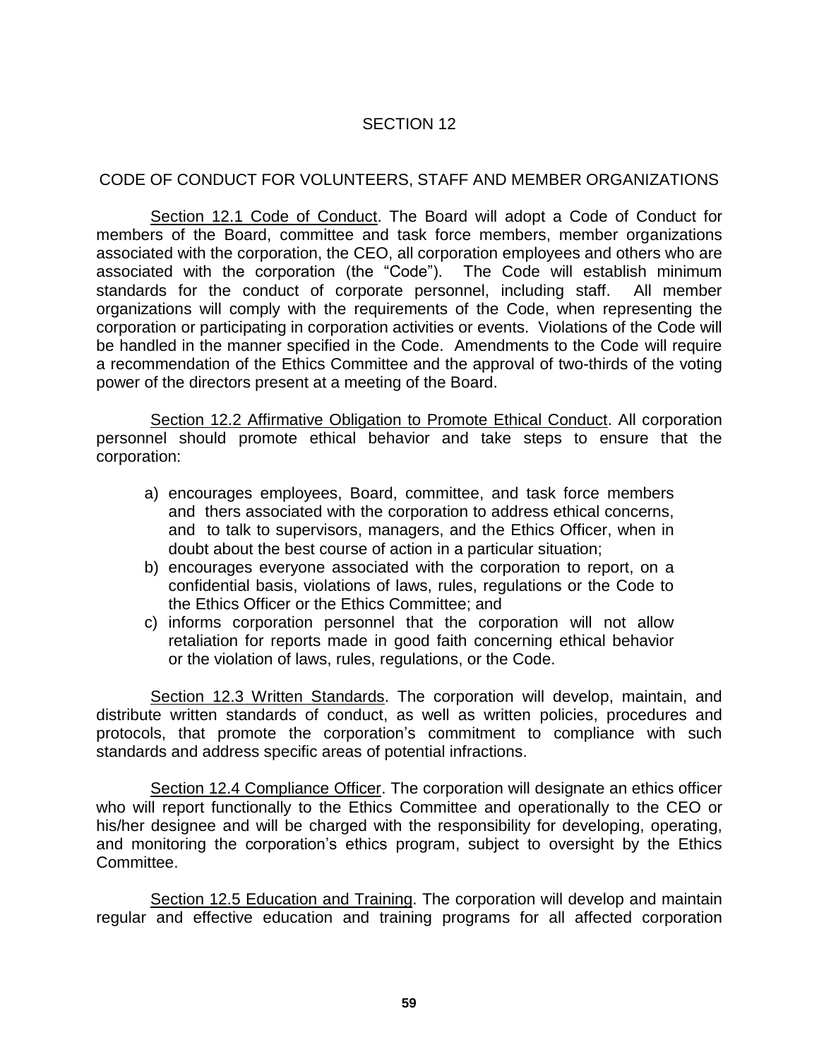# SECTION 12

## CODE OF CONDUCT FOR VOLUNTEERS, STAFF AND MEMBER ORGANIZATIONS

Section 12.1 Code of Conduct. The Board will adopt a Code of Conduct for members of the Board, committee and task force members, member organizations associated with the corporation, the CEO, all corporation employees and others who are associated with the corporation (the "Code"). The Code will establish minimum standards for the conduct of corporate personnel, including staff. All member organizations will comply with the requirements of the Code, when representing the corporation or participating in corporation activities or events. Violations of the Code will be handled in the manner specified in the Code. Amendments to the Code will require a recommendation of the Ethics Committee and the approval of two-thirds of the voting power of the directors present at a meeting of the Board.

Section 12.2 Affirmative Obligation to Promote Ethical Conduct. All corporation personnel should promote ethical behavior and take steps to ensure that the corporation:

a) encourages employees, Board, committee, and task force members and thers associated with the corporation to address ethical concerns, and to talk to supervisors, managers, and the Ethics Officer, when in doubt about the best course of action in a particular situation;
b) encourages everyone associated with the corporation to report, on a confidential basis, violations of laws, rules, regulations or the Code to the Ethics Officer or the Ethics Committee; and
c) informs corporation personnel that the corporation will not allow retaliation for reports made in good faith concerning ethical behavior or the violation of laws, rules, regulations, or the Code.

Section 12.3 Written Standards. The corporation will develop, maintain, and distribute written standards of conduct, as well as written policies, procedures and protocols, that promote the corporation's commitment to compliance with such standards and address specific areas of potential infractions.

Section 12.4 Compliance Officer. The corporation will designate an ethics officer who will report functionally to the Ethics Committee and operationally to the CEO or his/her designee and will be charged with the responsibility for developing, operating, and monitoring the corporation's ethics program, subject to oversight by the Ethics Committee.

Section 12.5 Education and Training. The corporation will develop and maintain regular and effective education and training programs for all affected corporation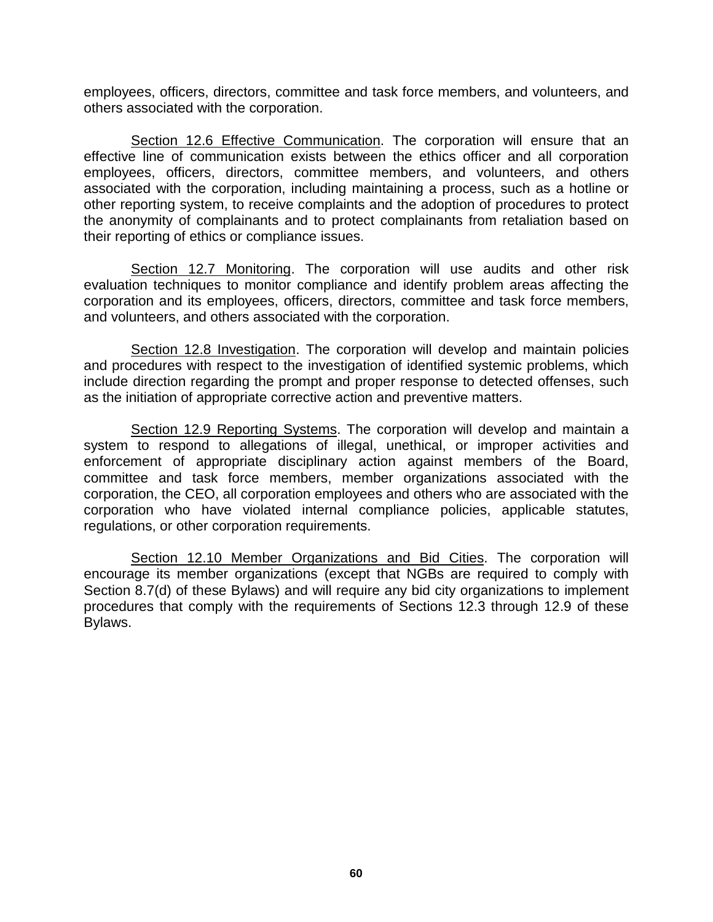employees, officers, directors, committee and task force members, and volunteers, and others associated with the corporation.

<u>Section 12.6 Effective Communication</u>. The corporation will ensure that an effective line of communication exists between the ethics officer and all corporation employees, officers, directors, committee members, and volunteers, and others associated with the corporation, including maintaining a process, such as a hotline or other reporting system, to receive complaints and the adoption of procedures to protect the anonymity of complainants and to protect complainants from retaliation based on their reporting of ethics or compliance issues.

<u>Section 12.7 Monitoring</u>. The corporation will use audits and other risk evaluation techniques to monitor compliance and identify problem areas affecting the corporation and its employees, officers, directors, committee and task force members, and volunteers, and others associated with the corporation.

<u>Section 12.8 Investigation</u>. The corporation will develop and maintain policies and procedures with respect to the investigation of identified systemic problems, which include direction regarding the prompt and proper response to detected offenses, such as the initiation of appropriate corrective action and preventive matters.

<u>Section 12.9 Reporting Systems</u>. The corporation will develop and maintain a system to respond to allegations of illegal, unethical, or improper activities and enforcement of appropriate disciplinary action against members of the Board, committee and task force members, member organizations associated with the corporation, the CEO, all corporation employees and others who are associated with the corporation who have violated internal compliance policies, applicable statutes, regulations, or other corporation requirements.

<u>Section 12.10 Member Organizations and Bid Cities</u>. The corporation will encourage its member organizations (except that NGBs are required to comply with Section 8.7(d) of these Bylaws) and will require any bid city organizations to implement procedures that comply with the requirements of Sections 12.3 through 12.9 of these Bylaws.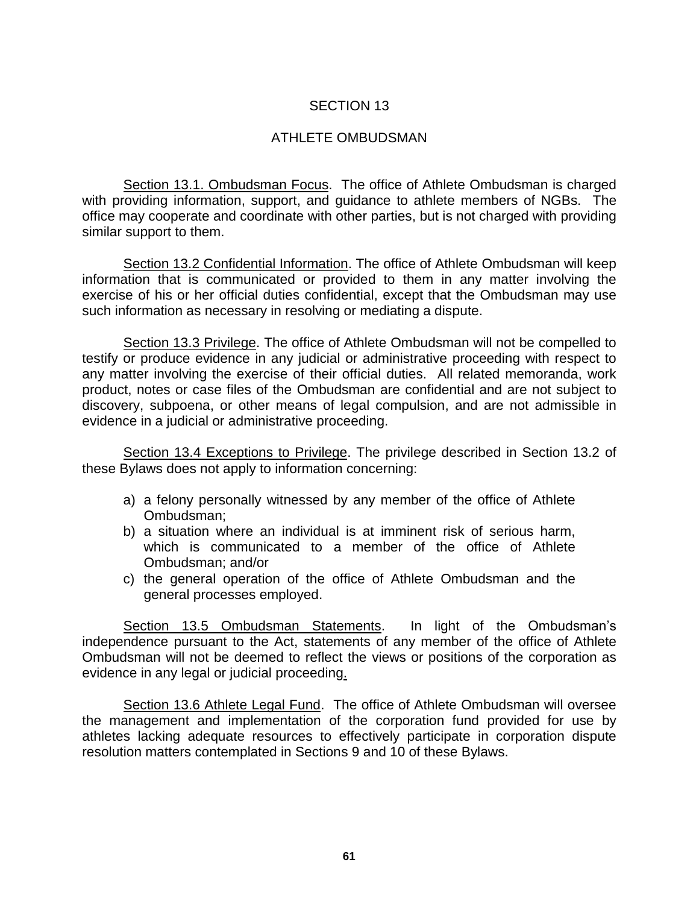# SECTION 13

## ATHLETE OMBUDSMAN

Section 13.1. Ombudsman Focus. The office of Athlete Ombudsman is charged with providing information, support, and guidance to athlete members of NGBs. The office may cooperate and coordinate with other parties, but is not charged with providing similar support to them.

Section 13.2 Confidential Information. The office of Athlete Ombudsman will keep information that is communicated or provided to them in any matter involving the exercise of his or her official duties confidential, except that the Ombudsman may use such information as necessary in resolving or mediating a dispute.

Section 13.3 Privilege. The office of Athlete Ombudsman will not be compelled to testify or produce evidence in any judicial or administrative proceeding with respect to any matter involving the exercise of their official duties. All related memoranda, work product, notes or case files of the Ombudsman are confidential and are not subject to discovery, subpoena, or other means of legal compulsion, and are not admissible in evidence in a judicial or administrative proceeding.

Section 13.4 Exceptions to Privilege. The privilege described in Section 13.2 of these Bylaws does not apply to information concerning:

a) a felony personally witnessed by any member of the office of Athlete Ombudsman;
b) a situation where an individual is at imminent risk of serious harm, which is communicated to a member of the office of Athlete Ombudsman; and/or
c) the general operation of the office of Athlete Ombudsman and the general processes employed.

Section 13.5 Ombudsman Statements. In light of the Ombudsman's independence pursuant to the Act, statements of any member of the office of Athlete Ombudsman will not be deemed to reflect the views or positions of the corporation as evidence in any legal or judicial proceeding.

Section 13.6 Athlete Legal Fund. The office of Athlete Ombudsman will oversee the management and implementation of the corporation fund provided for use by athletes lacking adequate resources to effectively participate in corporation dispute resolution matters contemplated in Sections 9 and 10 of these Bylaws.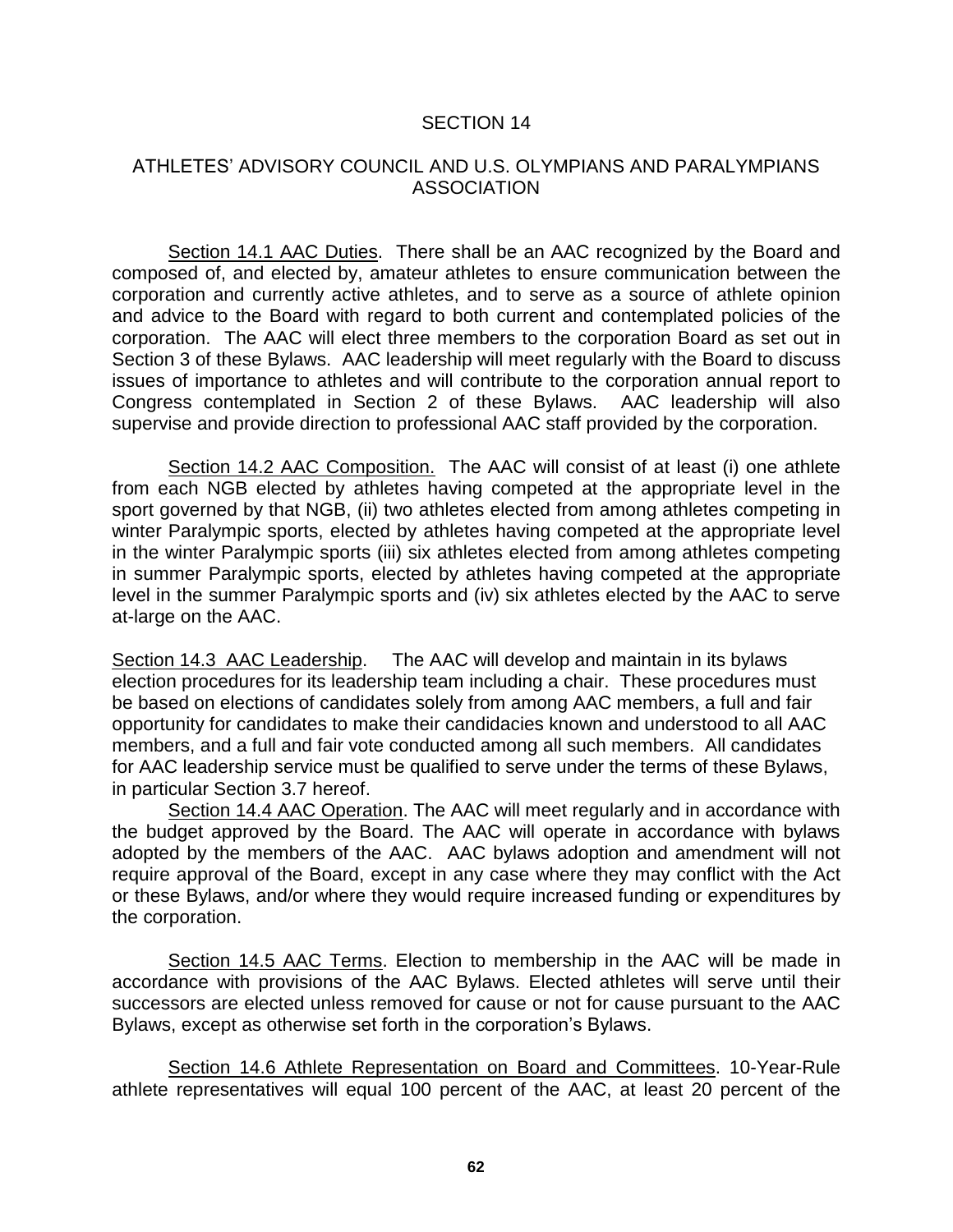# SECTION 14

## ATHLETES' ADVISORY COUNCIL AND U.S. OLYMPIANS AND PARALYMPIANS ASSOCIATION

Section 14.1 AAC Duties. There shall be an AAC recognized by the Board and composed of, and elected by, amateur athletes to ensure communication between the corporation and currently active athletes, and to serve as a source of athlete opinion and advice to the Board with regard to both current and contemplated policies of the corporation. The AAC will elect three members to the corporation Board as set out in Section 3 of these Bylaws. AAC leadership will meet regularly with the Board to discuss issues of importance to athletes and will contribute to the corporation annual report to Congress contemplated in Section 2 of these Bylaws. AAC leadership will also supervise and provide direction to professional AAC staff provided by the corporation.

Section 14.2 AAC Composition. The AAC will consist of at least (i) one athlete from each NGB elected by athletes having competed at the appropriate level in the sport governed by that NGB, (ii) two athletes elected from among athletes competing in winter Paralympic sports, elected by athletes having competed at the appropriate level in the winter Paralympic sports (iii) six athletes elected from among athletes competing in summer Paralympic sports, elected by athletes having competed at the appropriate level in the summer Paralympic sports and (iv) six athletes elected by the AAC to serve at-large on the AAC.

Section 14.3 AAC Leadership. The AAC will develop and maintain in its bylaws election procedures for its leadership team including a chair. These procedures must be based on elections of candidates solely from among AAC members, a full and fair opportunity for candidates to make their candidacies known and understood to all AAC members, and a full and fair vote conducted among all such members. All candidates for AAC leadership service must be qualified to serve under the terms of these Bylaws, in particular Section 3.7 hereof.

Section 14.4 AAC Operation. The AAC will meet regularly and in accordance with the budget approved by the Board. The AAC will operate in accordance with bylaws adopted by the members of the AAC. AAC bylaws adoption and amendment will not require approval of the Board, except in any case where they may conflict with the Act or these Bylaws, and/or where they would require increased funding or expenditures by the corporation.

Section 14.5 AAC Terms. Election to membership in the AAC will be made in accordance with provisions of the AAC Bylaws. Elected athletes will serve until their successors are elected unless removed for cause or not for cause pursuant to the AAC Bylaws, except as otherwise set forth in the corporation's Bylaws.

Section 14.6 Athlete Representation on Board and Committees. 10-Year-Rule athlete representatives will equal 100 percent of the AAC, at least 20 percent of the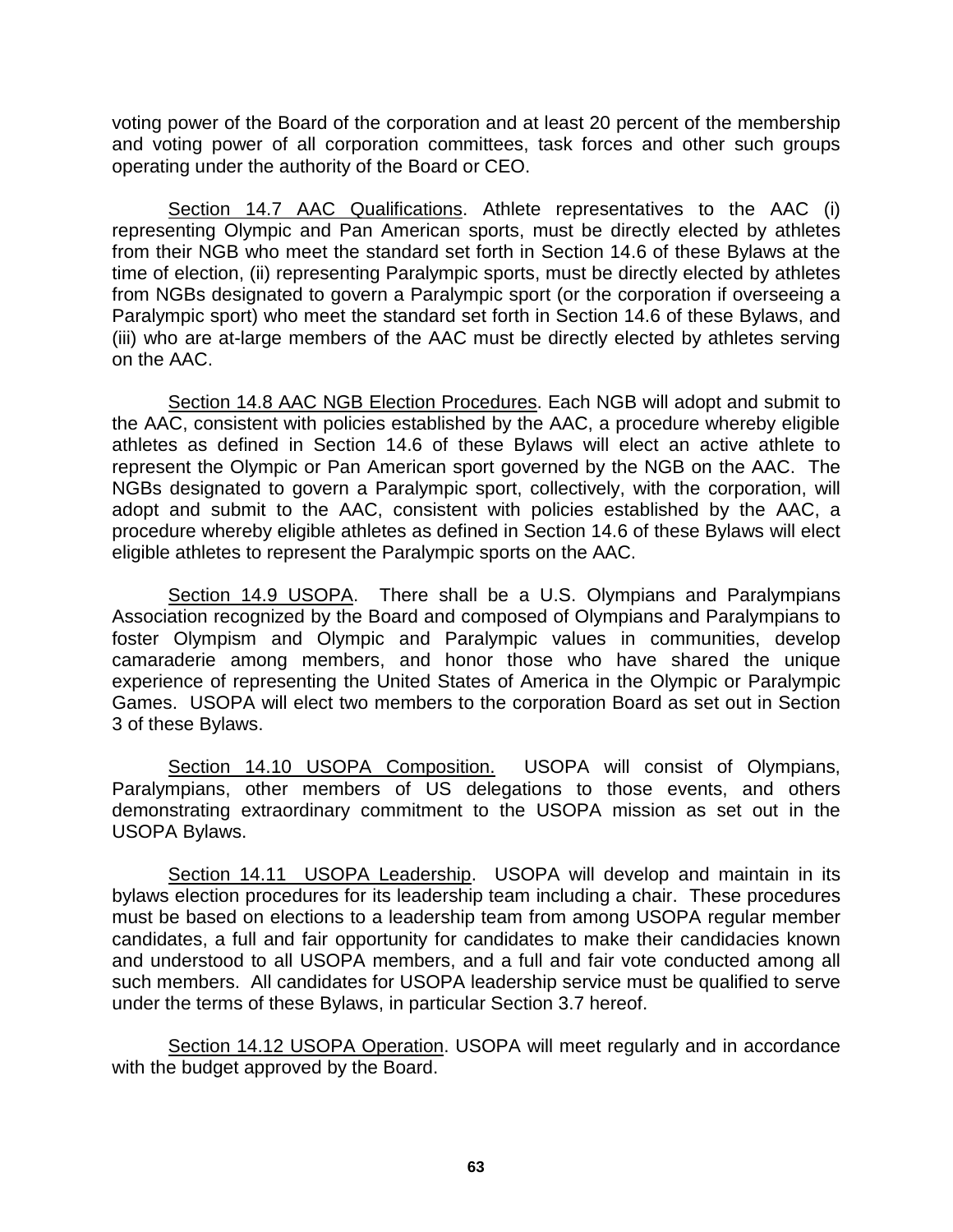voting power of the Board of the corporation and at least 20 percent of the membership and voting power of all corporation committees, task forces and other such groups operating under the authority of the Board or CEO.

<u>Section 14.7 AAC Qualifications</u>. Athlete representatives to the AAC (i) representing Olympic and Pan American sports, must be directly elected by athletes from their NGB who meet the standard set forth in Section 14.6 of these Bylaws at the time of election, (ii) representing Paralympic sports, must be directly elected by athletes from NGBs designated to govern a Paralympic sport (or the corporation if overseeing a Paralympic sport) who meet the standard set forth in Section 14.6 of these Bylaws, and (iii) who are at-large members of the AAC must be directly elected by athletes serving on the AAC.

<u>Section 14.8 AAC NGB Election Procedures</u>. Each NGB will adopt and submit to the AAC, consistent with policies established by the AAC, a procedure whereby eligible athletes as defined in Section 14.6 of these Bylaws will elect an active athlete to represent the Olympic or Pan American sport governed by the NGB on the AAC. The NGBs designated to govern a Paralympic sport, collectively, with the corporation, will adopt and submit to the AAC, consistent with policies established by the AAC, a procedure whereby eligible athletes as defined in Section 14.6 of these Bylaws will elect eligible athletes to represent the Paralympic sports on the AAC.

<u>Section 14.9 USOPA</u>. There shall be a U.S. Olympians and Paralympians Association recognized by the Board and composed of Olympians and Paralympians to foster Olympism and Olympic and Paralympic values in communities, develop camaraderie among members, and honor those who have shared the unique experience of representing the United States of America in the Olympic or Paralympic Games. USOPA will elect two members to the corporation Board as set out in Section 3 of these Bylaws.

<u>Section 14.10 USOPA Composition.</u> USOPA will consist of Olympians, Paralympians, other members of US delegations to those events, and others demonstrating extraordinary commitment to the USOPA mission as set out in the USOPA Bylaws.

<u>Section 14.11 USOPA Leadership</u>. USOPA will develop and maintain in its bylaws election procedures for its leadership team including a chair. These procedures must be based on elections to a leadership team from among USOPA regular member candidates, a full and fair opportunity for candidates to make their candidacies known and understood to all USOPA members, and a full and fair vote conducted among all such members. All candidates for USOPA leadership service must be qualified to serve under the terms of these Bylaws, in particular Section 3.7 hereof.

<u>Section 14.12 USOPA Operation</u>. USOPA will meet regularly and in accordance with the budget approved by the Board.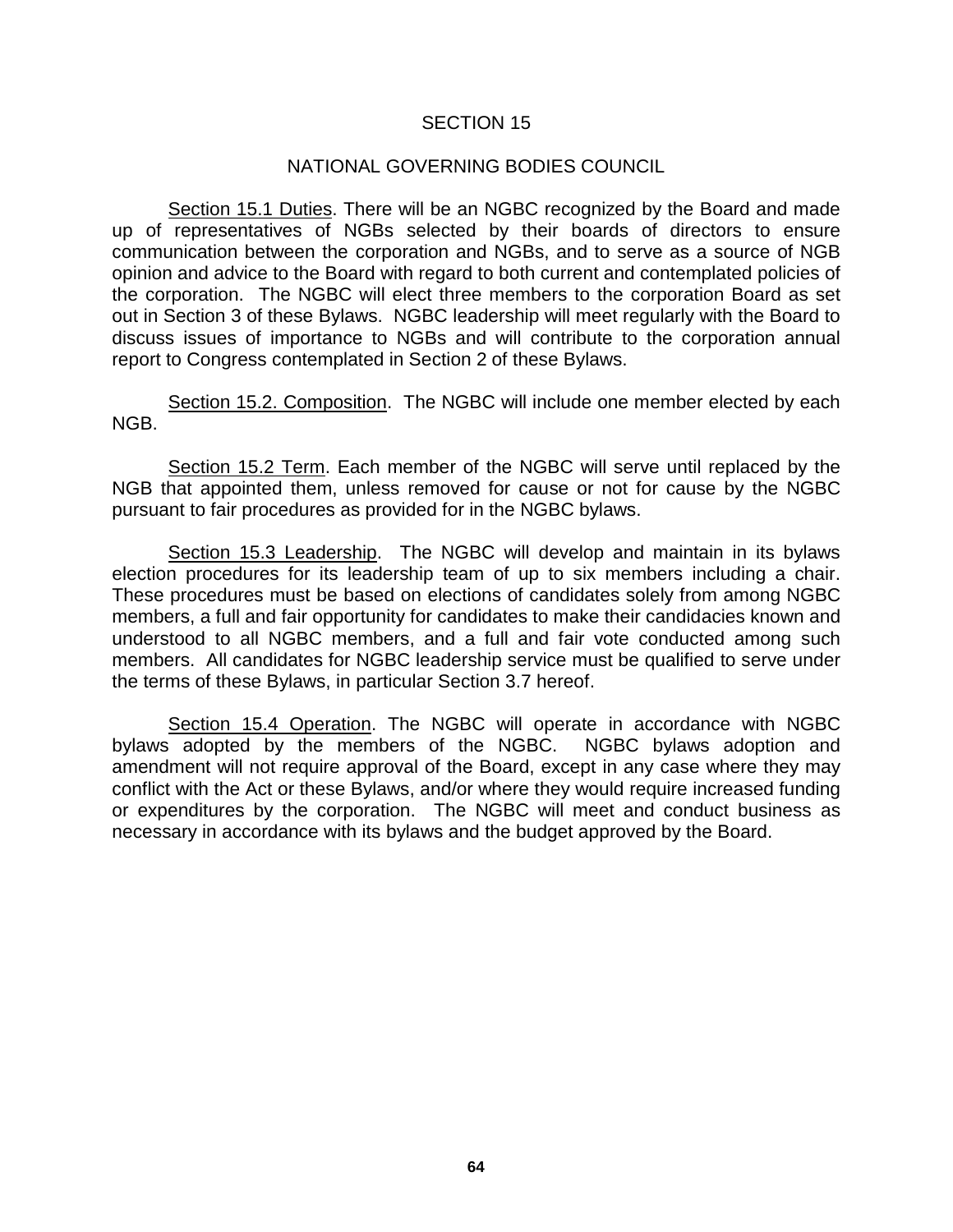# SECTION 15

## NATIONAL GOVERNING BODIES COUNCIL

Section 15.1 Duties. There will be an NGBC recognized by the Board and made up of representatives of NGBs selected by their boards of directors to ensure communication between the corporation and NGBs, and to serve as a source of NGB opinion and advice to the Board with regard to both current and contemplated policies of the corporation. The NGBC will elect three members to the corporation Board as set out in Section 3 of these Bylaws. NGBC leadership will meet regularly with the Board to discuss issues of importance to NGBs and will contribute to the corporation annual report to Congress contemplated in Section 2 of these Bylaws.

Section 15.2. Composition. The NGBC will include one member elected by each NGB.

Section 15.2 Term. Each member of the NGBC will serve until replaced by the NGB that appointed them, unless removed for cause or not for cause by the NGBC pursuant to fair procedures as provided for in the NGBC bylaws.

Section 15.3 Leadership. The NGBC will develop and maintain in its bylaws election procedures for its leadership team of up to six members including a chair. These procedures must be based on elections of candidates solely from among NGBC members, a full and fair opportunity for candidates to make their candidacies known and understood to all NGBC members, and a full and fair vote conducted among such members. All candidates for NGBC leadership service must be qualified to serve under the terms of these Bylaws, in particular Section 3.7 hereof.

Section 15.4 Operation. The NGBC will operate in accordance with NGBC bylaws adopted by the members of the NGBC. NGBC bylaws adoption and amendment will not require approval of the Board, except in any case where they may conflict with the Act or these Bylaws, and/or where they would require increased funding or expenditures by the corporation. The NGBC will meet and conduct business as necessary in accordance with its bylaws and the budget approved by the Board.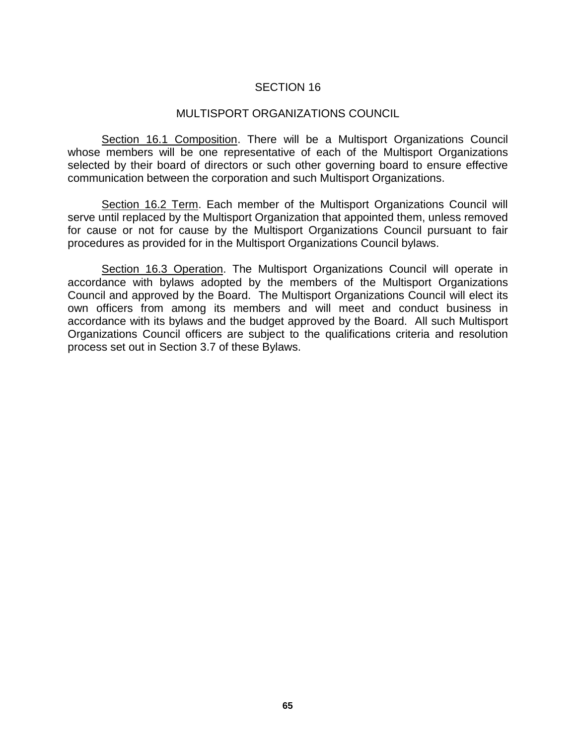# SECTION 16

## MULTISPORT ORGANIZATIONS COUNCIL

Section 16.1 Composition. There will be a Multisport Organizations Council whose members will be one representative of each of the Multisport Organizations selected by their board of directors or such other governing board to ensure effective communication between the corporation and such Multisport Organizations.

Section 16.2 Term. Each member of the Multisport Organizations Council will serve until replaced by the Multisport Organization that appointed them, unless removed for cause or not for cause by the Multisport Organizations Council pursuant to fair procedures as provided for in the Multisport Organizations Council bylaws.

Section 16.3 Operation. The Multisport Organizations Council will operate in accordance with bylaws adopted by the members of the Multisport Organizations Council and approved by the Board. The Multisport Organizations Council will elect its own officers from among its members and will meet and conduct business in accordance with its bylaws and the budget approved by the Board. All such Multisport Organizations Council officers are subject to the qualifications criteria and resolution process set out in Section 3.7 of these Bylaws.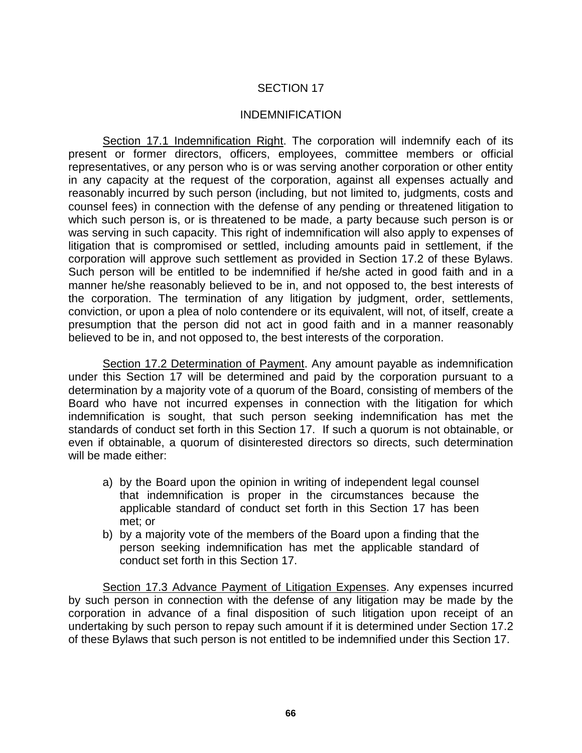# SECTION 17

## INDEMNIFICATION

Section 17.1 Indemnification Right. The corporation will indemnify each of its present or former directors, officers, employees, committee members or official representatives, or any person who is or was serving another corporation or other entity in any capacity at the request of the corporation, against all expenses actually and reasonably incurred by such person (including, but not limited to, judgments, costs and counsel fees) in connection with the defense of any pending or threatened litigation to which such person is, or is threatened to be made, a party because such person is or was serving in such capacity. This right of indemnification will also apply to expenses of litigation that is compromised or settled, including amounts paid in settlement, if the corporation will approve such settlement as provided in Section 17.2 of these Bylaws. Such person will be entitled to be indemnified if he/she acted in good faith and in a manner he/she reasonably believed to be in, and not opposed to, the best interests of the corporation. The termination of any litigation by judgment, order, settlements, conviction, or upon a plea of nolo contendere or its equivalent, will not, of itself, create a presumption that the person did not act in good faith and in a manner reasonably believed to be in, and not opposed to, the best interests of the corporation.

Section 17.2 Determination of Payment. Any amount payable as indemnification under this Section 17 will be determined and paid by the corporation pursuant to a determination by a majority vote of a quorum of the Board, consisting of members of the Board who have not incurred expenses in connection with the litigation for which indemnification is sought, that such person seeking indemnification has met the standards of conduct set forth in this Section 17. If such a quorum is not obtainable, or even if obtainable, a quorum of disinterested directors so directs, such determination will be made either:

a) by the Board upon the opinion in writing of independent legal counsel that indemnification is proper in the circumstances because the applicable standard of conduct set forth in this Section 17 has been met; or
b) by a majority vote of the members of the Board upon a finding that the person seeking indemnification has met the applicable standard of conduct set forth in this Section 17.

Section 17.3 Advance Payment of Litigation Expenses. Any expenses incurred by such person in connection with the defense of any litigation may be made by the corporation in advance of a final disposition of such litigation upon receipt of an undertaking by such person to repay such amount if it is determined under Section 17.2 of these Bylaws that such person is not entitled to be indemnified under this Section 17.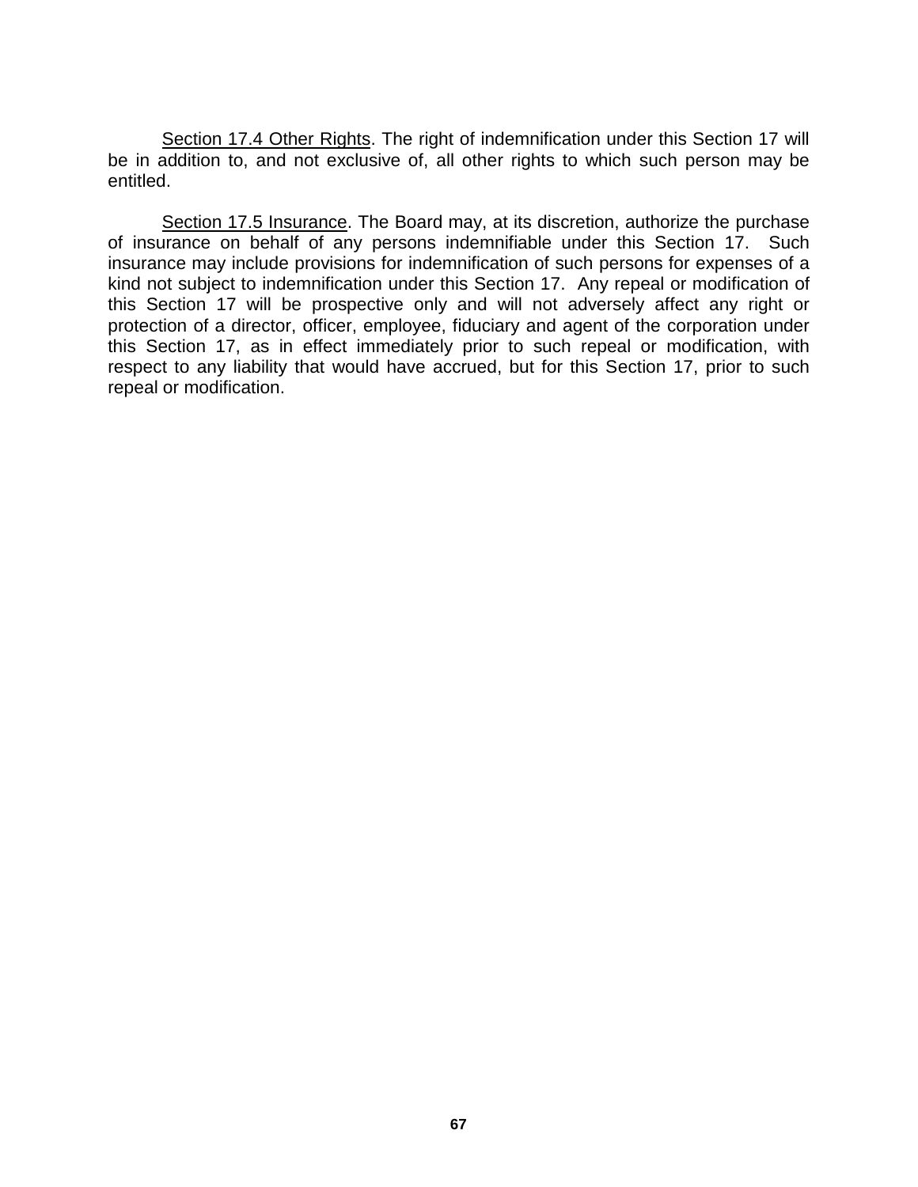<u>Section 17.4 Other Rights</u>. The right of indemnification under this Section 17 will be in addition to, and not exclusive of, all other rights to which such person may be entitled.

<u>Section 17.5 Insurance</u>. The Board may, at its discretion, authorize the purchase of insurance on behalf of any persons indemnifiable under this Section 17. Such insurance may include provisions for indemnification of such persons for expenses of a kind not subject to indemnification under this Section 17. Any repeal or modification of this Section 17 will be prospective only and will not adversely affect any right or protection of a director, officer, employee, fiduciary and agent of the corporation under this Section 17, as in effect immediately prior to such repeal or modification, with respect to any liability that would have accrued, but for this Section 17, prior to such repeal or modification.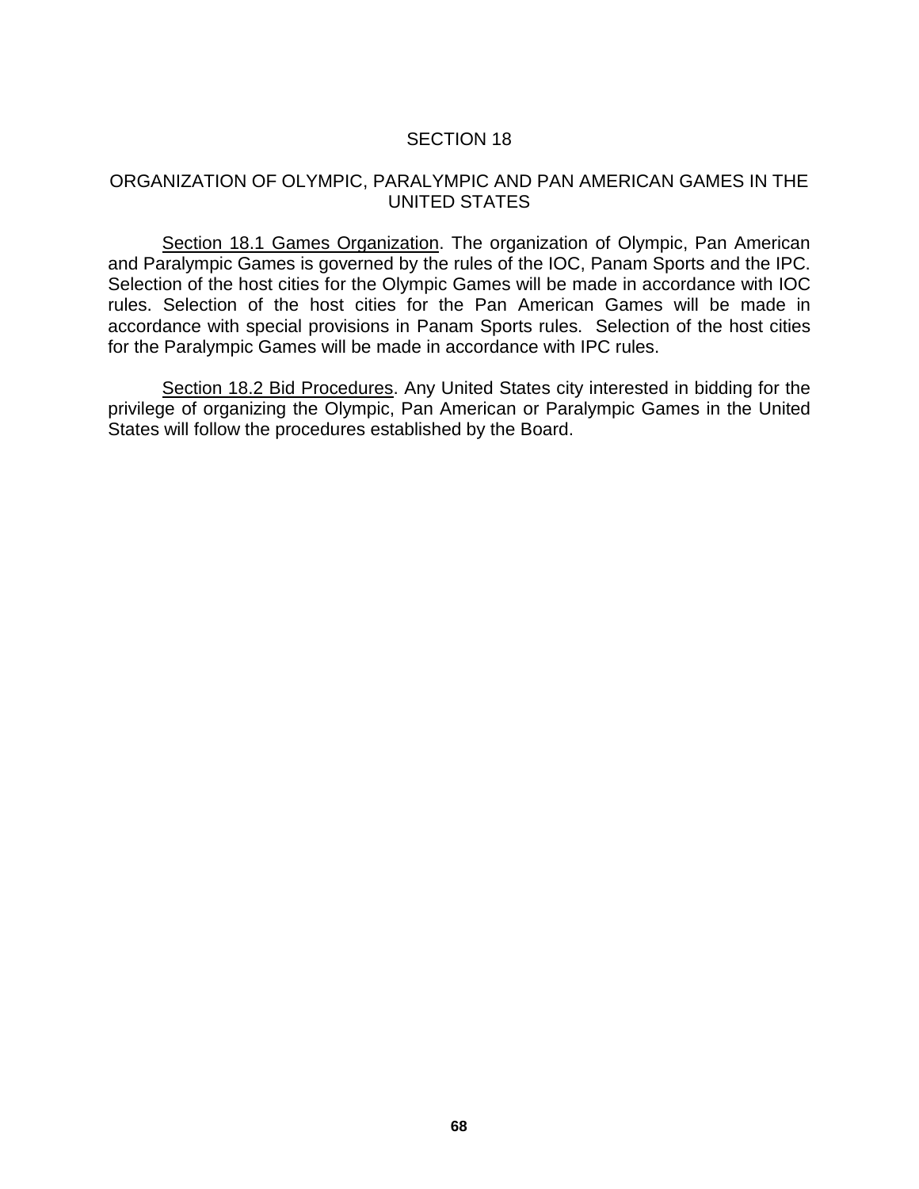# SECTION 18

## ORGANIZATION OF OLYMPIC, PARALYMPIC AND PAN AMERICAN GAMES IN THE UNITED STATES

Section 18.1 Games Organization. The organization of Olympic, Pan American and Paralympic Games is governed by the rules of the IOC, Panam Sports and the IPC. Selection of the host cities for the Olympic Games will be made in accordance with IOC rules. Selection of the host cities for the Pan American Games will be made in accordance with special provisions in Panam Sports rules. Selection of the host cities for the Paralympic Games will be made in accordance with IPC rules.

Section 18.2 Bid Procedures. Any United States city interested in bidding for the privilege of organizing the Olympic, Pan American or Paralympic Games in the United States will follow the procedures established by the Board.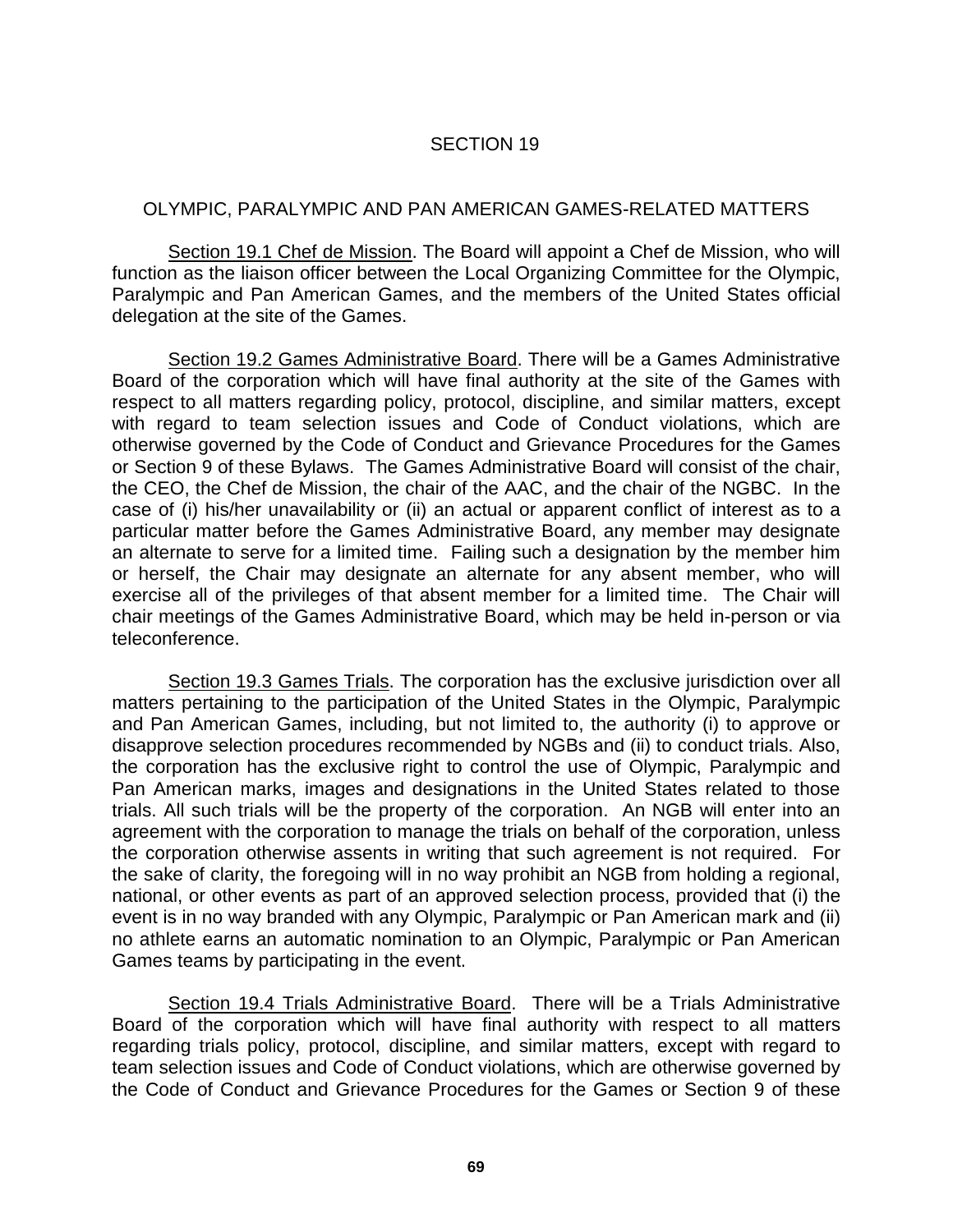# SECTION 19

## OLYMPIC, PARALYMPIC AND PAN AMERICAN GAMES-RELATED MATTERS

Section 19.1 Chef de Mission. The Board will appoint a Chef de Mission, who will function as the liaison officer between the Local Organizing Committee for the Olympic, Paralympic and Pan American Games, and the members of the United States official delegation at the site of the Games.

Section 19.2 Games Administrative Board. There will be a Games Administrative Board of the corporation which will have final authority at the site of the Games with respect to all matters regarding policy, protocol, discipline, and similar matters, except with regard to team selection issues and Code of Conduct violations, which are otherwise governed by the Code of Conduct and Grievance Procedures for the Games or Section 9 of these Bylaws. The Games Administrative Board will consist of the chair, the CEO, the Chef de Mission, the chair of the AAC, and the chair of the NGBC. In the case of (i) his/her unavailability or (ii) an actual or apparent conflict of interest as to a particular matter before the Games Administrative Board, any member may designate an alternate to serve for a limited time. Failing such a designation by the member him or herself, the Chair may designate an alternate for any absent member, who will exercise all of the privileges of that absent member for a limited time. The Chair will chair meetings of the Games Administrative Board, which may be held in-person or via teleconference.

Section 19.3 Games Trials. The corporation has the exclusive jurisdiction over all matters pertaining to the participation of the United States in the Olympic, Paralympic and Pan American Games, including, but not limited to, the authority (i) to approve or disapprove selection procedures recommended by NGBs and (ii) to conduct trials. Also, the corporation has the exclusive right to control the use of Olympic, Paralympic and Pan American marks, images and designations in the United States related to those trials. All such trials will be the property of the corporation. An NGB will enter into an agreement with the corporation to manage the trials on behalf of the corporation, unless the corporation otherwise assents in writing that such agreement is not required. For the sake of clarity, the foregoing will in no way prohibit an NGB from holding a regional, national, or other events as part of an approved selection process, provided that (i) the event is in no way branded with any Olympic, Paralympic or Pan American mark and (ii) no athlete earns an automatic nomination to an Olympic, Paralympic or Pan American Games teams by participating in the event.

Section 19.4 Trials Administrative Board. There will be a Trials Administrative Board of the corporation which will have final authority with respect to all matters regarding trials policy, protocol, discipline, and similar matters, except with regard to team selection issues and Code of Conduct violations, which are otherwise governed by the Code of Conduct and Grievance Procedures for the Games or Section 9 of these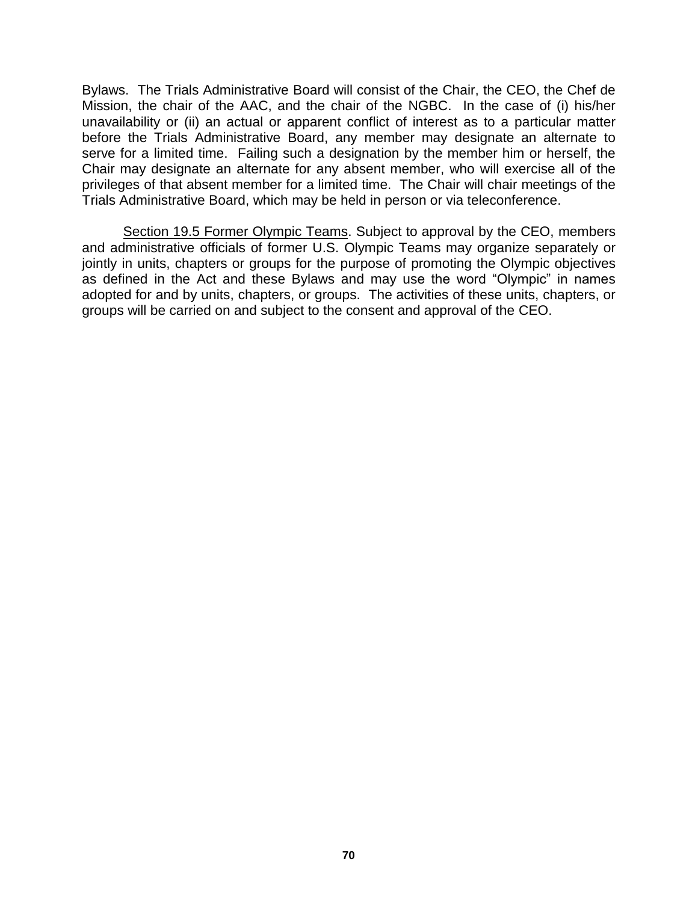Bylaws. The Trials Administrative Board will consist of the Chair, the CEO, the Chef de Mission, the chair of the AAC, and the chair of the NGBC. In the case of (i) his/her unavailability or (ii) an actual or apparent conflict of interest as to a particular matter before the Trials Administrative Board, any member may designate an alternate to serve for a limited time. Failing such a designation by the member him or herself, the Chair may designate an alternate for any absent member, who will exercise all of the privileges of that absent member for a limited time. The Chair will chair meetings of the Trials Administrative Board, which may be held in person or via teleconference.

<u>Section 19.5 Former Olympic Teams</u>. Subject to approval by the CEO, members and administrative officials of former U.S. Olympic Teams may organize separately or jointly in units, chapters or groups for the purpose of promoting the Olympic objectives as defined in the Act and these Bylaws and may use the word "Olympic" in names adopted for and by units, chapters, or groups. The activities of these units, chapters, or groups will be carried on and subject to the consent and approval of the CEO.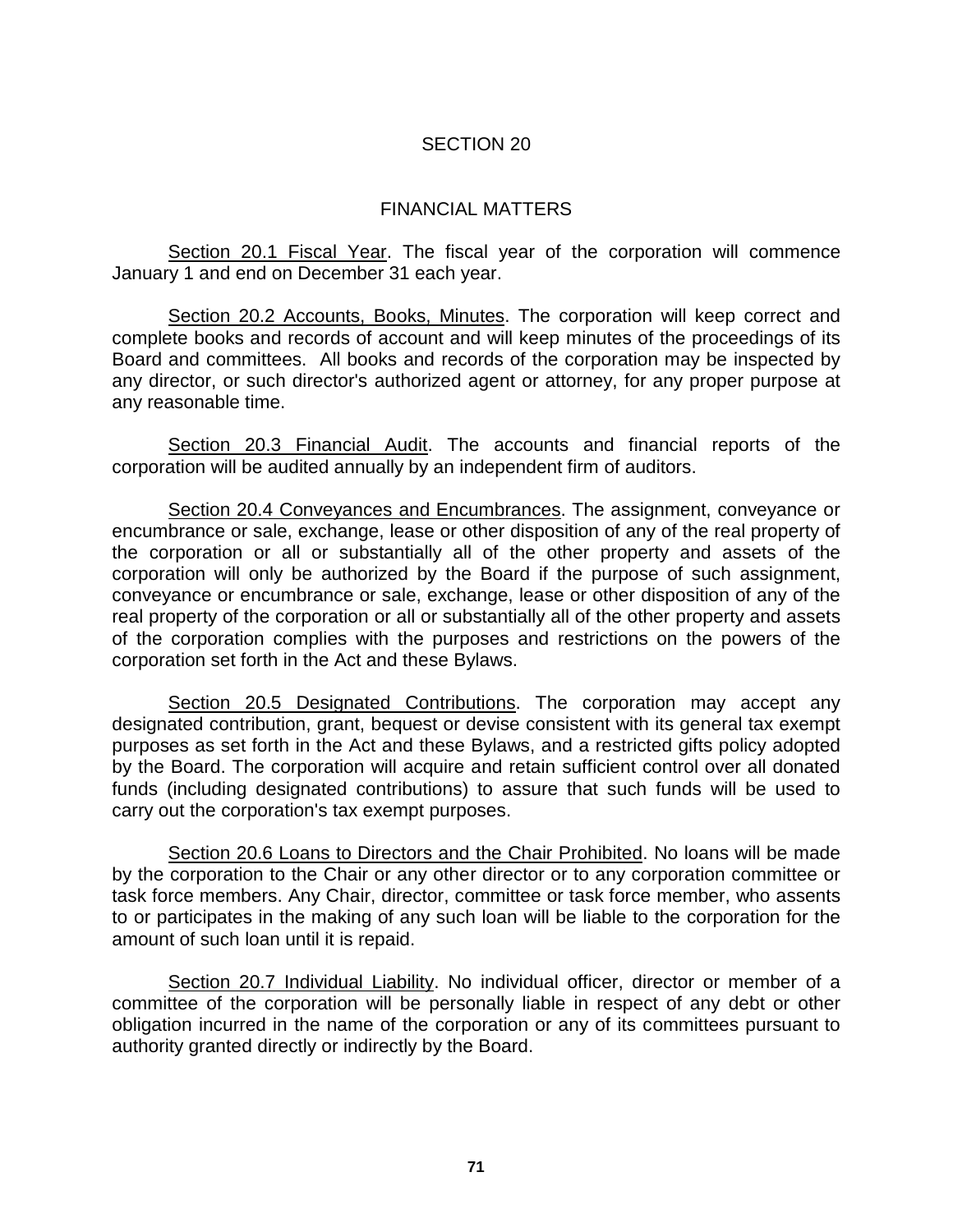# SECTION 20

## FINANCIAL MATTERS

<u>Section 20.1 Fiscal Year</u>. The fiscal year of the corporation will commence January 1 and end on December 31 each year.

<u>Section 20.2 Accounts, Books, Minutes</u>. The corporation will keep correct and complete books and records of account and will keep minutes of the proceedings of its Board and committees. All books and records of the corporation may be inspected by any director, or such director's authorized agent or attorney, for any proper purpose at any reasonable time.

<u>Section 20.3 Financial Audit</u>. The accounts and financial reports of the corporation will be audited annually by an independent firm of auditors.

<u>Section 20.4 Conveyances and Encumbrances</u>. The assignment, conveyance or encumbrance or sale, exchange, lease or other disposition of any of the real property of the corporation or all or substantially all of the other property and assets of the corporation will only be authorized by the Board if the purpose of such assignment, conveyance or encumbrance or sale, exchange, lease or other disposition of any of the real property of the corporation or all or substantially all of the other property and assets of the corporation complies with the purposes and restrictions on the powers of the corporation set forth in the Act and these Bylaws.

<u>Section 20.5 Designated Contributions</u>. The corporation may accept any designated contribution, grant, bequest or devise consistent with its general tax exempt purposes as set forth in the Act and these Bylaws, and a restricted gifts policy adopted by the Board. The corporation will acquire and retain sufficient control over all donated funds (including designated contributions) to assure that such funds will be used to carry out the corporation's tax exempt purposes.

<u>Section 20.6 Loans to Directors and the Chair Prohibited</u>. No loans will be made by the corporation to the Chair or any other director or to any corporation committee or task force members. Any Chair, director, committee or task force member, who assents to or participates in the making of any such loan will be liable to the corporation for the amount of such loan until it is repaid.

<u>Section 20.7 Individual Liability</u>. No individual officer, director or member of a committee of the corporation will be personally liable in respect of any debt or other obligation incurred in the name of the corporation or any of its committees pursuant to authority granted directly or indirectly by the Board.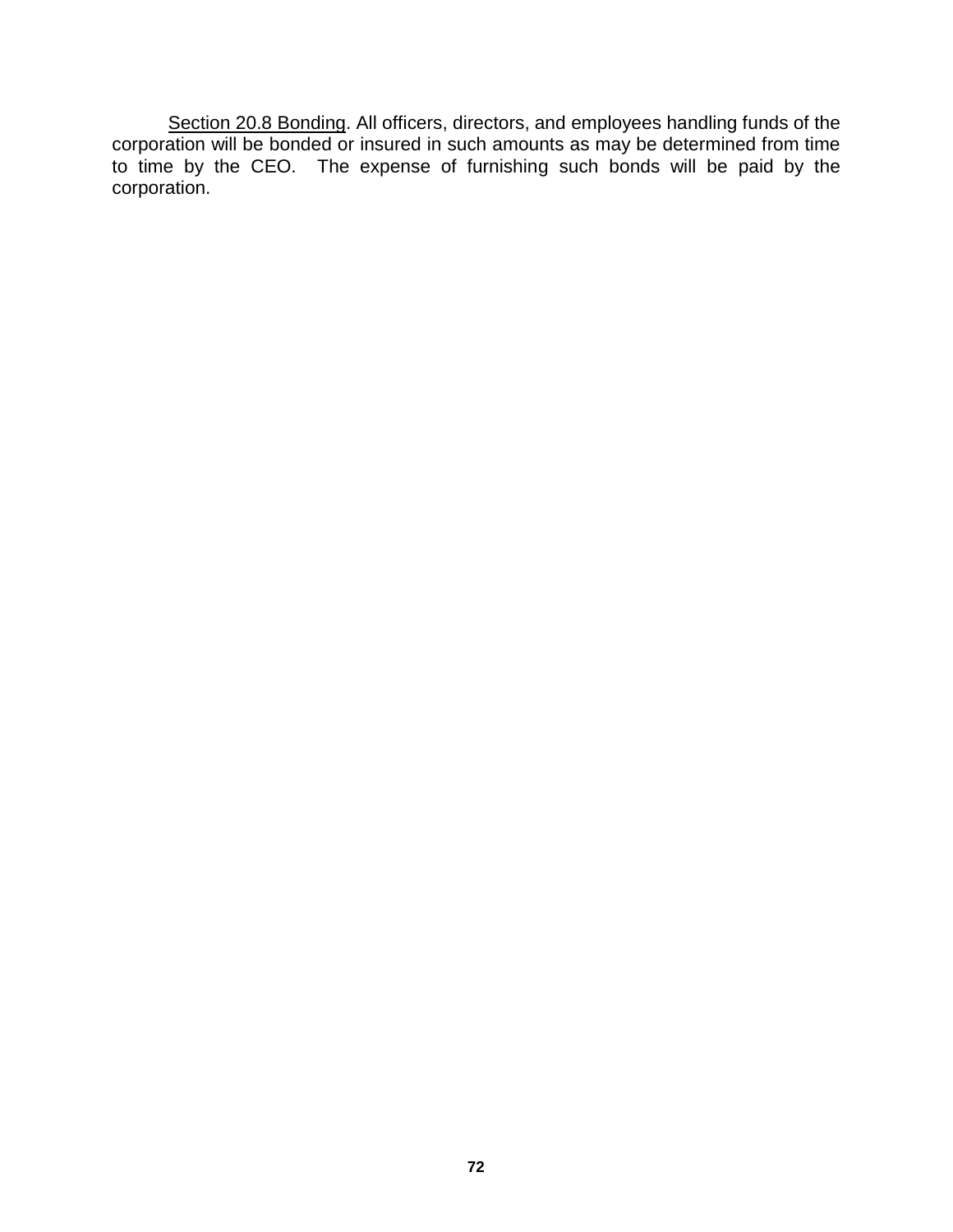<u>Section 20.8 Bonding</u>. All officers, directors, and employees handling funds of the corporation will be bonded or insured in such amounts as may be determined from time to time by the CEO. The expense of furnishing such bonds will be paid by the corporation.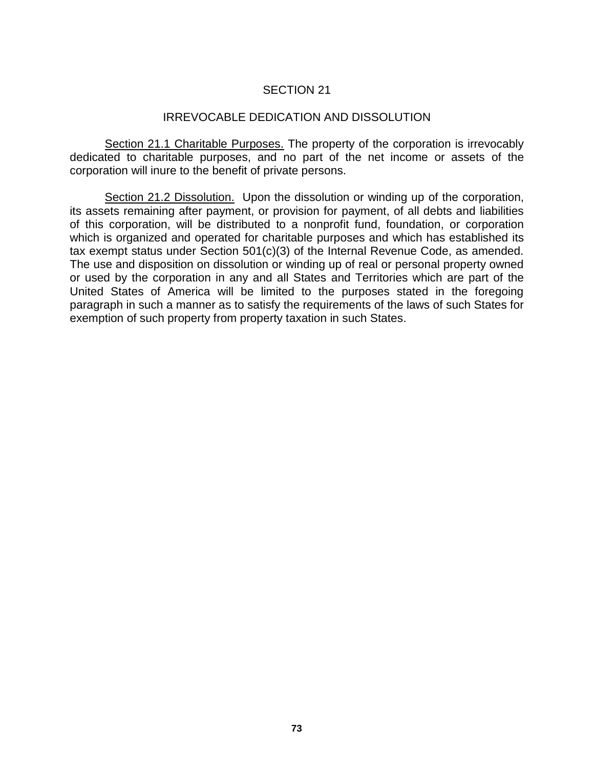# SECTION 21

## IRREVOCABLE DEDICATION AND DISSOLUTION

Section 21.1 Charitable Purposes. The property of the corporation is irrevocably dedicated to charitable purposes, and no part of the net income or assets of the corporation will inure to the benefit of private persons.

Section 21.2 Dissolution. Upon the dissolution or winding up of the corporation, its assets remaining after payment, or provision for payment, of all debts and liabilities of this corporation, will be distributed to a nonprofit fund, foundation, or corporation which is organized and operated for charitable purposes and which has established its tax exempt status under Section 501(c)(3) of the Internal Revenue Code, as amended. The use and disposition on dissolution or winding up of real or personal property owned or used by the corporation in any and all States and Territories which are part of the United States of America will be limited to the purposes stated in the foregoing paragraph in such a manner as to satisfy the requirements of the laws of such States for exemption of such property from property taxation in such States.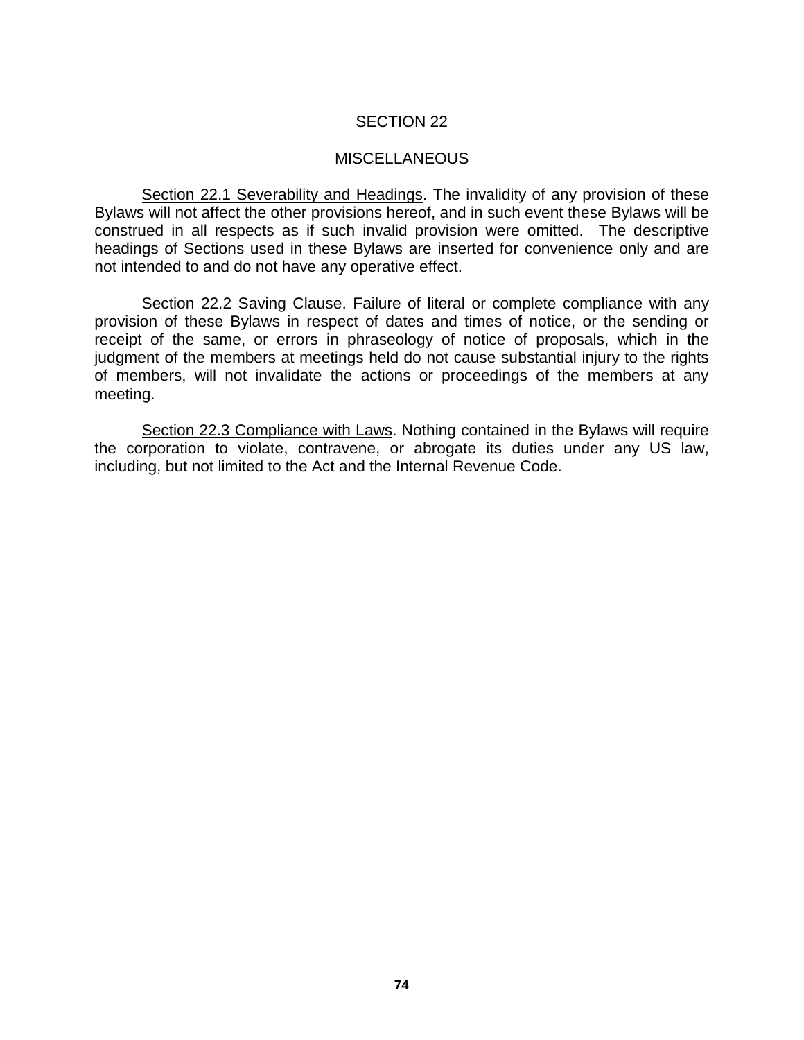# SECTION 22

## MISCELLANEOUS

Section 22.1 Severability and Headings. The invalidity of any provision of these Bylaws will not affect the other provisions hereof, and in such event these Bylaws will be construed in all respects as if such invalid provision were omitted. The descriptive headings of Sections used in these Bylaws are inserted for convenience only and are not intended to and do not have any operative effect.

Section 22.2 Saving Clause. Failure of literal or complete compliance with any provision of these Bylaws in respect of dates and times of notice, or the sending or receipt of the same, or errors in phraseology of notice of proposals, which in the judgment of the members at meetings held do not cause substantial injury to the rights of members, will not invalidate the actions or proceedings of the members at any meeting.

Section 22.3 Compliance with Laws. Nothing contained in the Bylaws will require the corporation to violate, contravene, or abrogate its duties under any US law, including, but not limited to the Act and the Internal Revenue Code.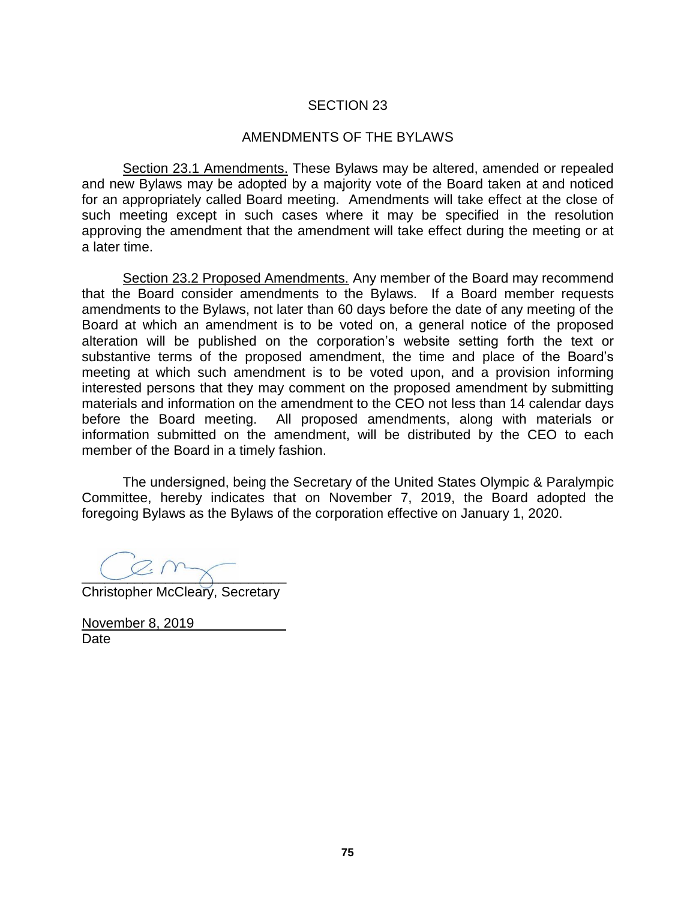## SECTION 23

## AMENDMENTS OF THE BYLAWS

Section 23.1 Amendments. These Bylaws may be altered, amended or repealed and new Bylaws may be adopted by a majority vote of the Board taken at and noticed for an appropriately called Board meeting. Amendments will take effect at the close of such meeting except in such cases where it may be specified in the resolution approving the amendment that the amendment will take effect during the meeting or at a later time.

Section 23.2 Proposed Amendments. Any member of the Board may recommend that the Board consider amendments to the Bylaws. If a Board member requests amendments to the Bylaws, not later than 60 days before the date of any meeting of the Board at which an amendment is to be voted on, a general notice of the proposed alteration will be published on the corporation's website setting forth the text or substantive terms of the proposed amendment, the time and place of the Board's meeting at which such amendment is to be voted upon, and a provision informing interested persons that they may comment on the proposed amendment by submitting materials and information on the amendment to the CEO not less than 14 calendar days before the Board meeting. All proposed amendments, along with materials or information submitted on the amendment, will be distributed by the CEO to each member of the Board in a timely fashion.

The undersigned, being the Secretary of the United States Olympic & Paralympic Committee, hereby indicates that on November 7, 2019, the Board adopted the foregoing Bylaws as the Bylaws of the corporation effective on January 1, 2020.

Christopher McCleary, Secretary

November 8, 2019
Date